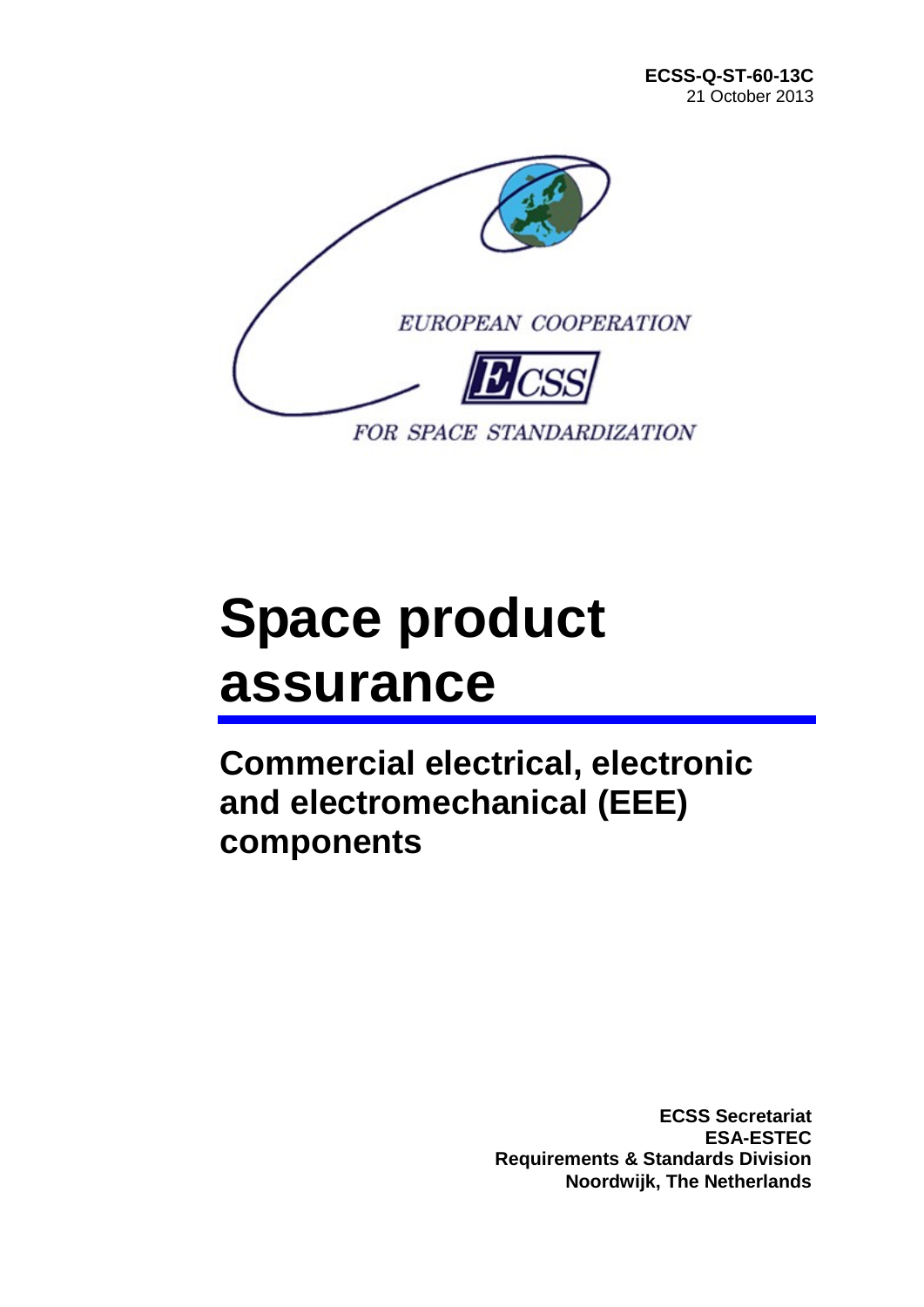**ECSS-Q-ST-60-13C**
21 October 2013

EUROPEAN COOPERATION

ECSS

FOR SPACE STANDARDIZATION

# Space product assurance

## Commercial electrical, electronic and electromechanical (EEE) components

**ECSS Secretariat**
**ESA-ESTEC**
**Requirements & Standards Division**
**Noordwijk, The Netherlands**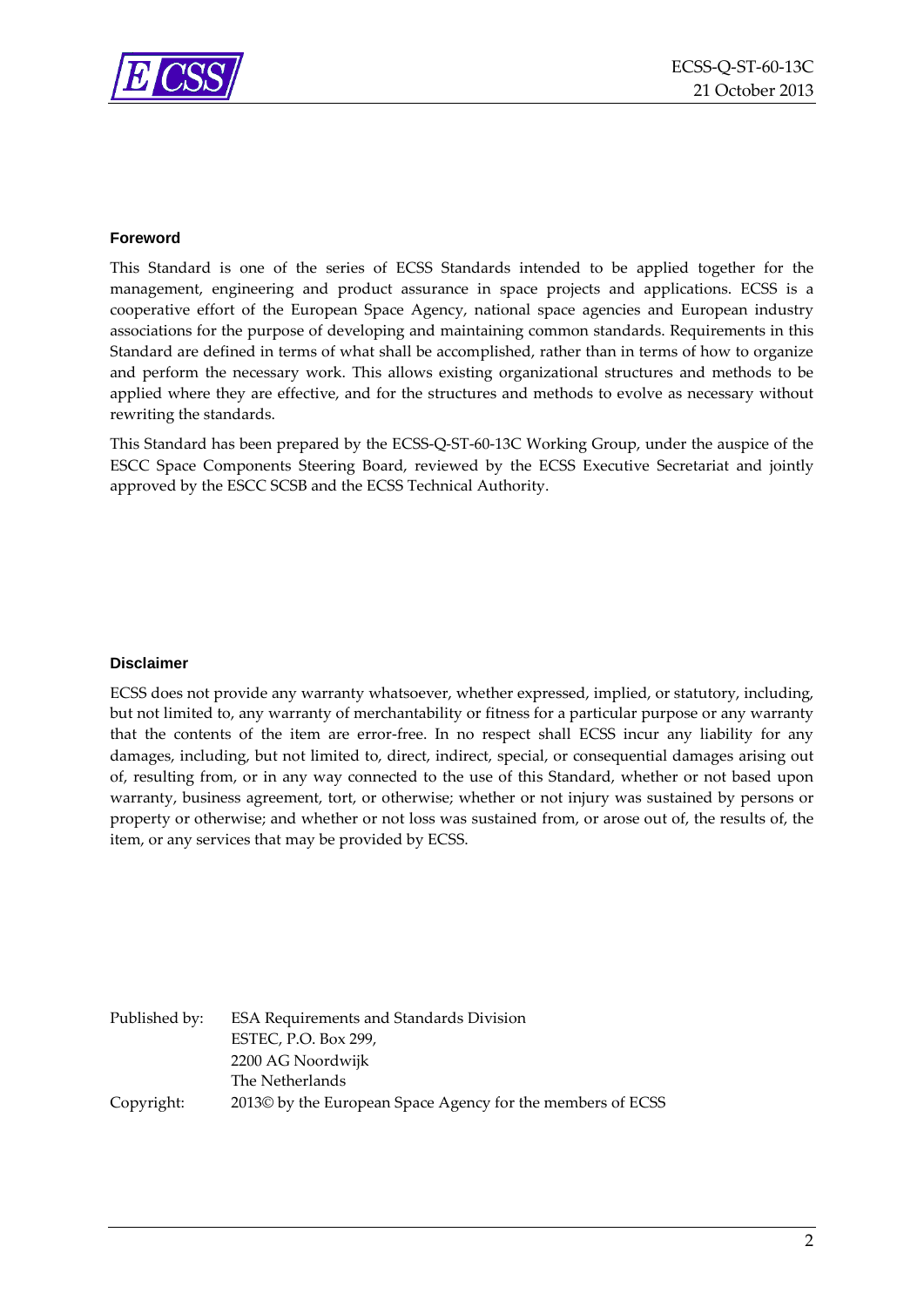## Foreword

This Standard is one of the series of ECSS Standards intended to be applied together for the management, engineering and product assurance in space projects and applications. ECSS is a cooperative effort of the European Space Agency, national space agencies and European industry associations for the purpose of developing and maintaining common standards. Requirements in this Standard are defined in terms of what shall be accomplished, rather than in terms of how to organize and perform the necessary work. This allows existing organizational structures and methods to be applied where they are effective, and for the structures and methods to evolve as necessary without rewriting the standards.

This Standard has been prepared by the ECSS-Q-ST-60-13C Working Group, under the auspice of the ESCC Space Components Steering Board, reviewed by the ECSS Executive Secretariat and jointly approved by the ESCC SCSB and the ECSS Technical Authority.

## Disclaimer

ECSS does not provide any warranty whatsoever, whether expressed, implied, or statutory, including, but not limited to, any warranty of merchantability or fitness for a particular purpose or any warranty that the contents of the item are error-free. In no respect shall ECSS incur any liability for any damages, including, but not limited to, direct, indirect, special, or consequential damages arising out of, resulting from, or in any way connected to the use of this Standard, whether or not based upon warranty, business agreement, tort, or otherwise; whether or not injury was sustained by persons or property or otherwise; and whether or not loss was sustained from, or arose out of, the results of, the item, or any services that may be provided by ECSS.

| | |
|---|---|
| Published by: | ESA Requirements and Standards Division<br>ESTEC, P.O. Box 299,<br>2200 AG Noordwijk<br>The Netherlands |
| Copyright: | 2013© by the European Space Agency for the members of ECSS |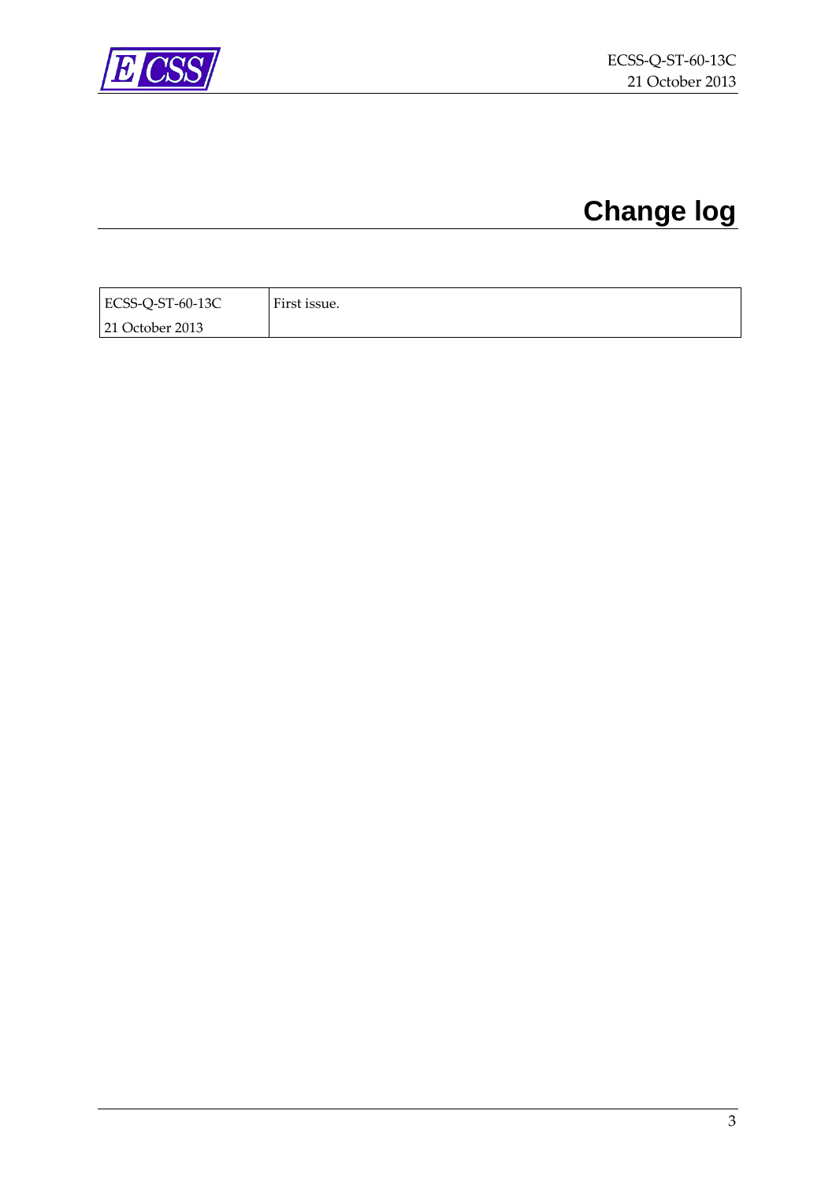# Change log

| | |
|---|---|
| ECSS-Q-ST-60-13C<br>21 October 2013 | First issue. |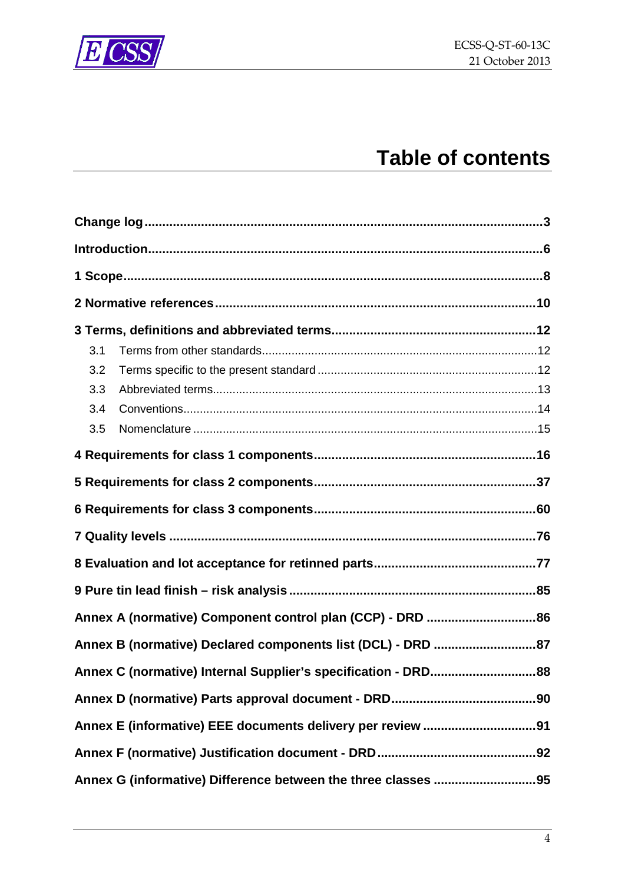# Table of contents

**Change log** ...............................................................................................................3

**Introduction** ................................................................................................................6

**1 Scope** .........................................................................................................................8

**2 Normative references** ..............................................................................................10

**3 Terms, definitions and abbreviated terms** ............................................................12

3.1 Terms from other standards ..........................................................................................12

3.2 Terms specific to the present standard ..........................................................................12

3.3 Abbreviated terms ..........................................................................................................13

3.4 Conventions ...................................................................................................................14

3.5 Nomenclature ................................................................................................................15

**4 Requirements for class 1 components** ..................................................................16

**5 Requirements for class 2 components** ..................................................................37

**6 Requirements for class 3 components** ..................................................................60

**7 Quality levels** ...........................................................................................................76

**8 Evaluation and lot acceptance for retinned parts** ................................................77

**9 Pure tin lead finish – risk analysis** .......................................................................85

**Annex A (normative) Component control plan (CCP) - DRD** ...................................86

**Annex B (normative) Declared components list (DCL) - DRD** .................................87

**Annex C (normative) Internal Supplier's specification - DRD** ..................................88

**Annex D (normative) Parts approval document - DRD** .............................................90

**Annex E (informative) EEE documents delivery per review** ....................................91

**Annex F (normative) Justification document - DRD** ................................................92

**Annex G (informative) Difference between the three classes** .................................95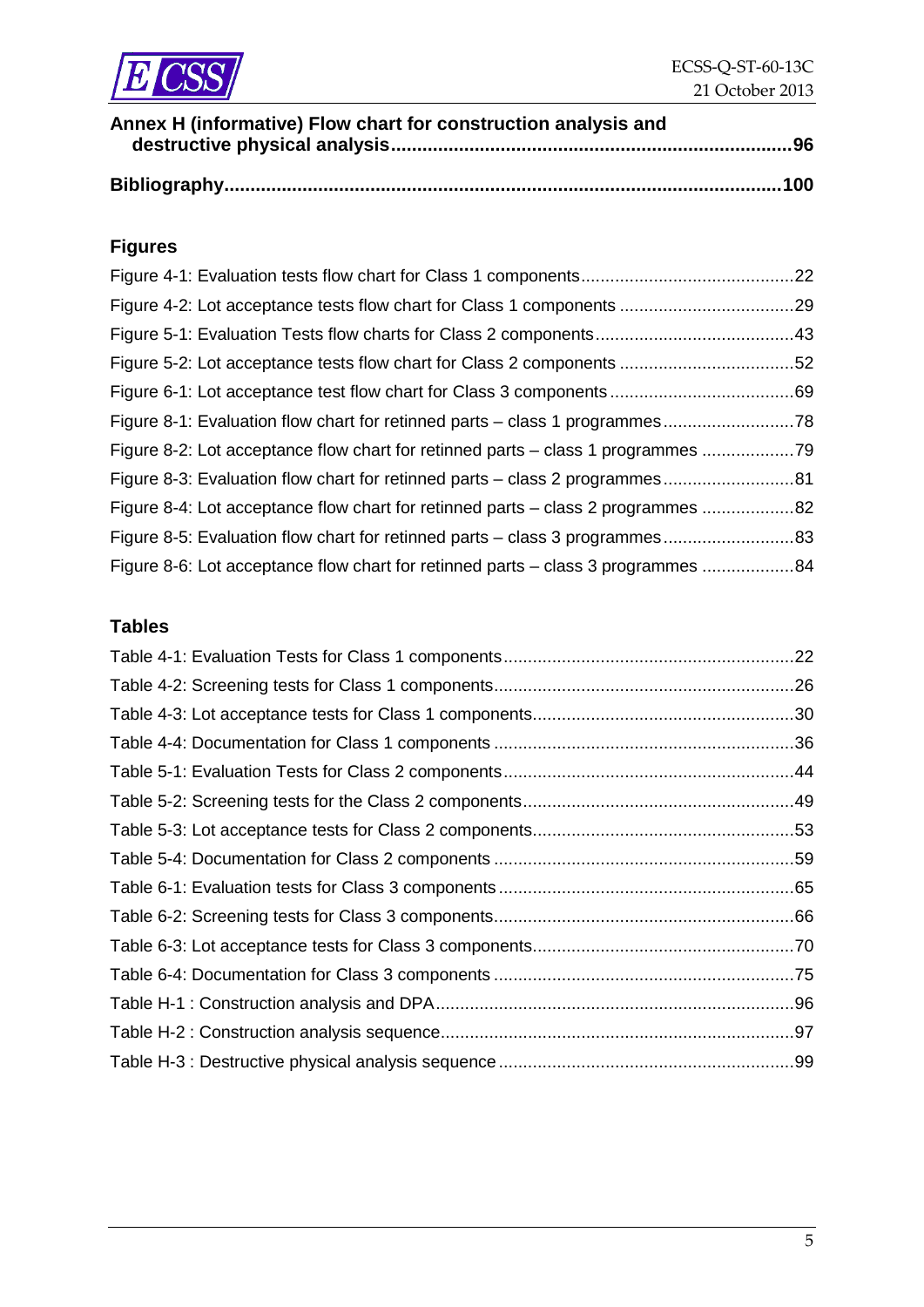**Annex H (informative) Flow chart for construction analysis and destructive physical analysis....................96**

**Bibliography....................100**

## Figures

Figure 4-1: Evaluation tests flow chart for Class 1 components....................22

Figure 4-2: Lot acceptance tests flow chart for Class 1 components....................29

Figure 5-1: Evaluation Tests flow charts for Class 2 components....................43

Figure 5-2: Lot acceptance tests flow chart for Class 2 components....................52

Figure 6-1: Lot acceptance test flow chart for Class 3 components....................69

Figure 8-1: Evaluation flow chart for retinned parts – class 1 programmes....................78

Figure 8-2: Lot acceptance flow chart for retinned parts – class 1 programmes....................79

Figure 8-3: Evaluation flow chart for retinned parts – class 2 programmes....................81

Figure 8-4: Lot acceptance flow chart for retinned parts – class 2 programmes....................82

Figure 8-5: Evaluation flow chart for retinned parts – class 3 programmes....................83

Figure 8-6: Lot acceptance flow chart for retinned parts – class 3 programmes....................84

## Tables

Table 4-1: Evaluation Tests for Class 1 components....................22

Table 4-2: Screening tests for Class 1 components....................26

Table 4-3: Lot acceptance tests for Class 1 components....................30

Table 4-4: Documentation for Class 1 components....................36

Table 5-1: Evaluation Tests for Class 2 components....................44

Table 5-2: Screening tests for the Class 2 components....................49

Table 5-3: Lot acceptance tests for Class 2 components....................53

Table 5-4: Documentation for Class 2 components....................59

Table 6-1: Evaluation tests for Class 3 components....................65

Table 6-2: Screening tests for Class 3 components....................66

Table 6-3: Lot acceptance tests for Class 3 components....................70

Table 6-4: Documentation for Class 3 components....................75

Table H-1 : Construction analysis and DPA....................96

Table H-2 : Construction analysis sequence....................97

Table H-3 : Destructive physical analysis sequence....................99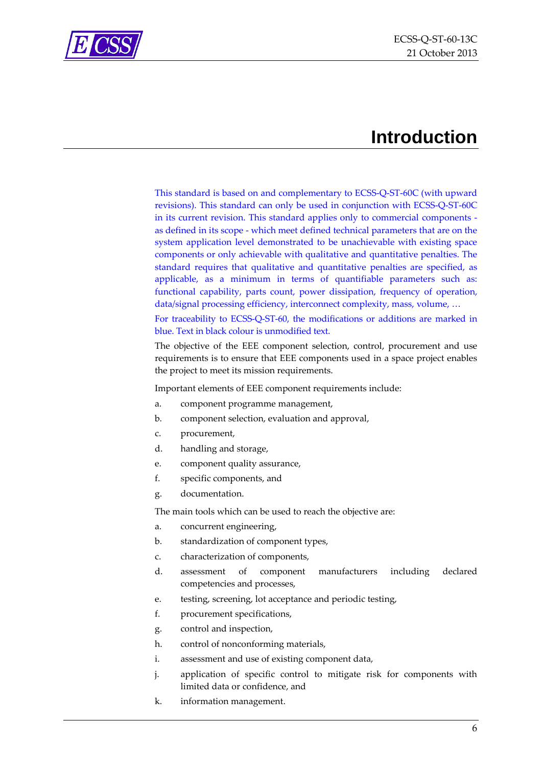# Introduction

This standard is based on and complementary to ECSS-Q-ST-60C (with upward revisions). This standard can only be used in conjunction with ECSS-Q-ST-60C in its current revision. This standard applies only to commercial components - as defined in its scope - which meet defined technical parameters that are on the system application level demonstrated to be unachievable with existing space components or only achievable with qualitative and quantitative penalties. The standard requires that qualitative and quantitative penalties are specified, as applicable, as a minimum in terms of quantifiable parameters such as: functional capability, parts count, power dissipation, frequency of operation, data/signal processing efficiency, interconnect complexity, mass, volume, …

For traceability to ECSS-Q-ST-60, the modifications or additions are marked in blue. Text in black colour is unmodified text.

The objective of the EEE component selection, control, procurement and use requirements is to ensure that EEE components used in a space project enables the project to meet its mission requirements.

Important elements of EEE component requirements include:

a. component programme management,
b. component selection, evaluation and approval,
c. procurement,
d. handling and storage,
e. component quality assurance,
f. specific components, and
g. documentation.

The main tools which can be used to reach the objective are:

a. concurrent engineering,
b. standardization of component types,
c. characterization of components,
d. assessment of component manufacturers including declared competencies and processes,
e. testing, screening, lot acceptance and periodic testing,
f. procurement specifications,
g. control and inspection,
h. control of nonconforming materials,
i. assessment and use of existing component data,
j. application of specific control to mitigate risk for components with limited data or confidence, and
k. information management.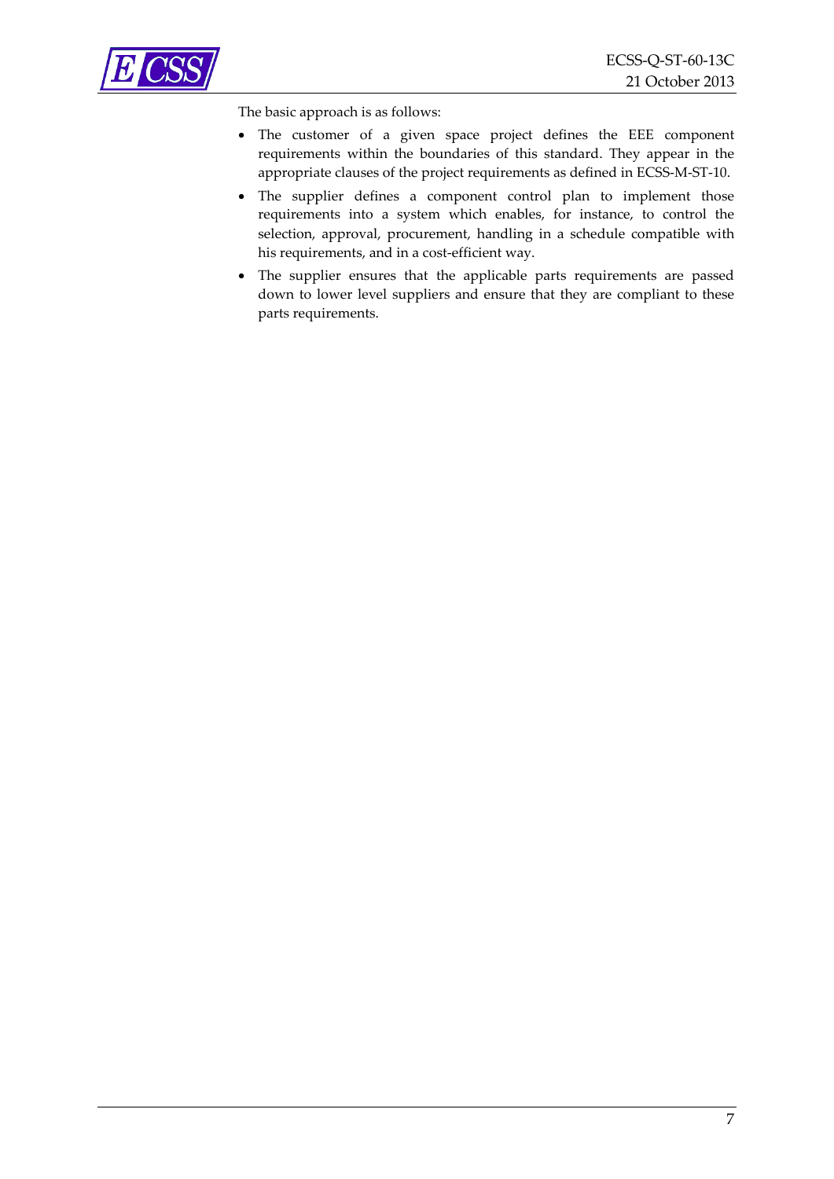The basic approach is as follows:

- The customer of a given space project defines the EEE component requirements within the boundaries of this standard. They appear in the appropriate clauses of the project requirements as defined in ECSS-M-ST-10.
- The supplier defines a component control plan to implement those requirements into a system which enables, for instance, to control the selection, approval, procurement, handling in a schedule compatible with his requirements, and in a cost-efficient way.
- The supplier ensures that the applicable parts requirements are passed down to lower level suppliers and ensure that they are compliant to these parts requirements.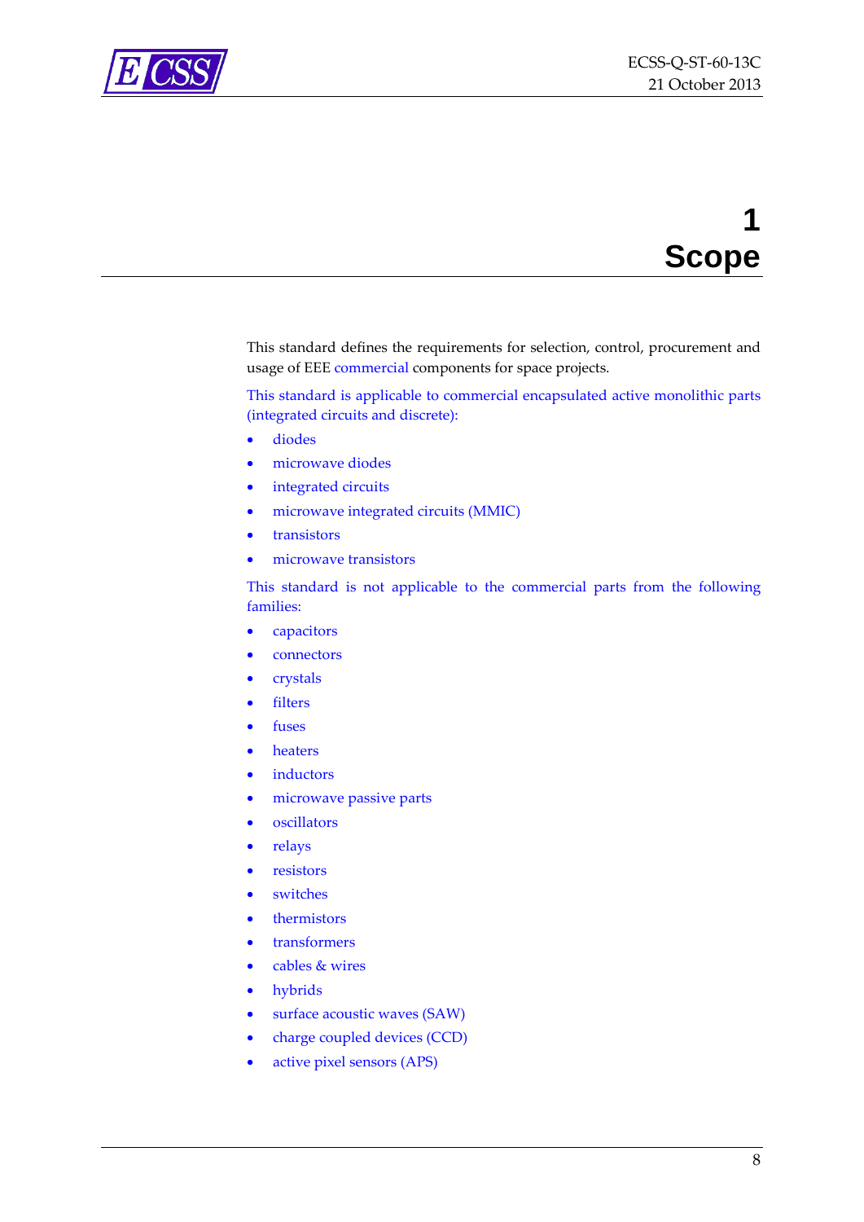# 1 Scope

This standard defines the requirements for selection, control, procurement and usage of EEE commercial components for space projects.

This standard is applicable to commercial encapsulated active monolithic parts (integrated circuits and discrete):

- diodes
- microwave diodes
- integrated circuits
- microwave integrated circuits (MMIC)
- transistors
- microwave transistors

This standard is not applicable to the commercial parts from the following families:

- capacitors
- connectors
- crystals
- filters
- fuses
- heaters
- inductors
- microwave passive parts
- oscillators
- relays
- resistors
- switches
- thermistors
- transformers
- cables & wires
- hybrids
- surface acoustic waves (SAW)
- charge coupled devices (CCD)
- active pixel sensors (APS)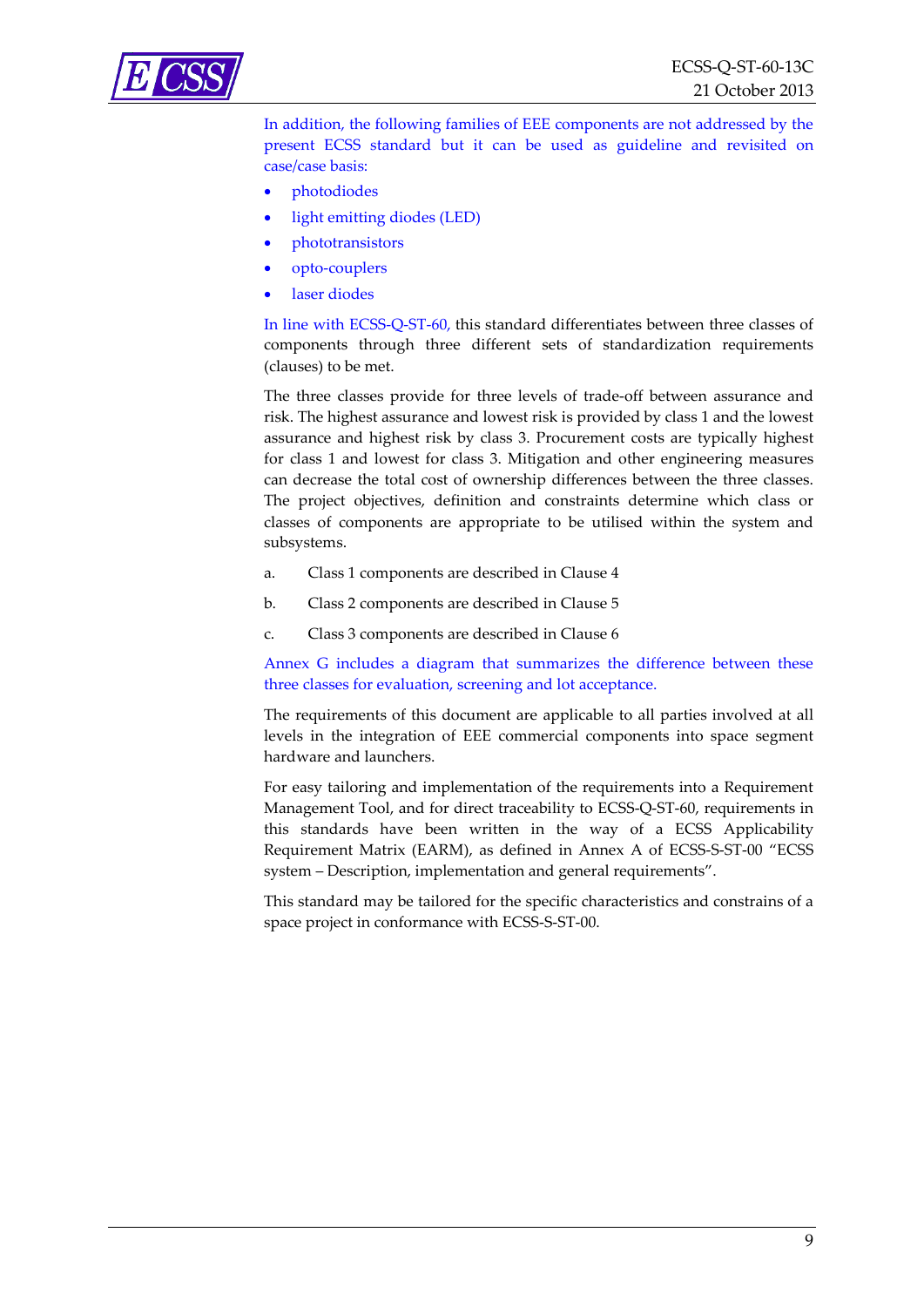In addition, the following families of EEE components are not addressed by the present ECSS standard but it can be used as guideline and revisited on case/case basis:

- photodiodes
- light emitting diodes (LED)
- phototransistors
- opto-couplers
- laser diodes

In line with ECSS-Q-ST-60, this standard differentiates between three classes of components through three different sets of standardization requirements (clauses) to be met.

The three classes provide for three levels of trade-off between assurance and risk. The highest assurance and lowest risk is provided by class 1 and the lowest assurance and highest risk by class 3. Procurement costs are typically highest for class 1 and lowest for class 3. Mitigation and other engineering measures can decrease the total cost of ownership differences between the three classes. The project objectives, definition and constraints determine which class or classes of components are appropriate to be utilised within the system and subsystems.

a. Class 1 components are described in Clause 4

b. Class 2 components are described in Clause 5

c. Class 3 components are described in Clause 6

Annex G includes a diagram that summarizes the difference between these three classes for evaluation, screening and lot acceptance.

The requirements of this document are applicable to all parties involved at all levels in the integration of EEE commercial components into space segment hardware and launchers.

For easy tailoring and implementation of the requirements into a Requirement Management Tool, and for direct traceability to ECSS-Q-ST-60, requirements in this standards have been written in the way of a ECSS Applicability Requirement Matrix (EARM), as defined in Annex A of ECSS-S-ST-00 "ECSS system – Description, implementation and general requirements".

This standard may be tailored for the specific characteristics and constrains of a space project in conformance with ECSS-S-ST-00.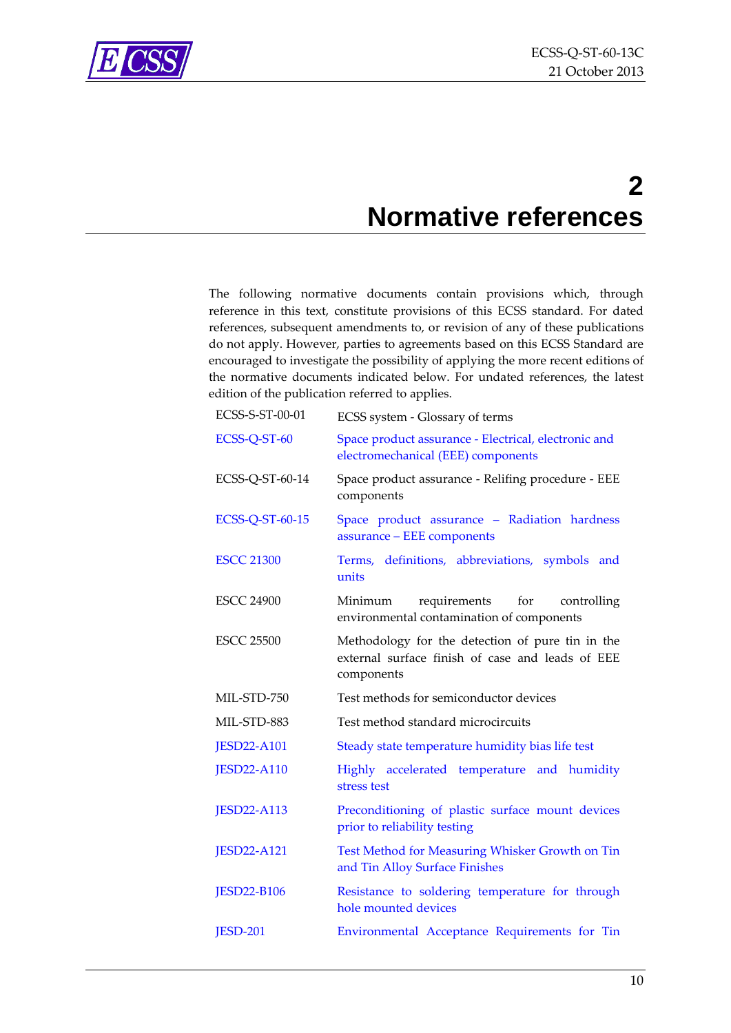# 2 Normative references

The following normative documents contain provisions which, through reference in this text, constitute provisions of this ECSS standard. For dated references, subsequent amendments to, or revision of any of these publications do not apply. However, parties to agreements based on this ECSS Standard are encouraged to investigate the possibility of applying the more recent editions of the normative documents indicated below. For undated references, the latest edition of the publication referred to applies.

| | |
|---|---|
| ECSS-S-ST-00-01 | ECSS system - Glossary of terms |
| ECSS-Q-ST-60 | Space product assurance - Electrical, electronic and electromechanical (EEE) components |
| ECSS-Q-ST-60-14 | Space product assurance - Relifing procedure - EEE components |
| ECSS-Q-ST-60-15 | Space product assurance – Radiation hardness assurance – EEE components |
| ESCC 21300 | Terms, definitions, abbreviations, symbols and units |
| ESCC 24900 | Minimum requirements for controlling environmental contamination of components |
| ESCC 25500 | Methodology for the detection of pure tin in the external surface finish of case and leads of EEE components |
| MIL-STD-750 | Test methods for semiconductor devices |
| MIL-STD-883 | Test method standard microcircuits |
| JESD22-A101 | Steady state temperature humidity bias life test |
| JESD22-A110 | Highly accelerated temperature and humidity stress test |
| JESD22-A113 | Preconditioning of plastic surface mount devices prior to reliability testing |
| JESD22-A121 | Test Method for Measuring Whisker Growth on Tin and Tin Alloy Surface Finishes |
| JESD22-B106 | Resistance to soldering temperature for through hole mounted devices |
| JESD-201 | Environmental Acceptance Requirements for Tin |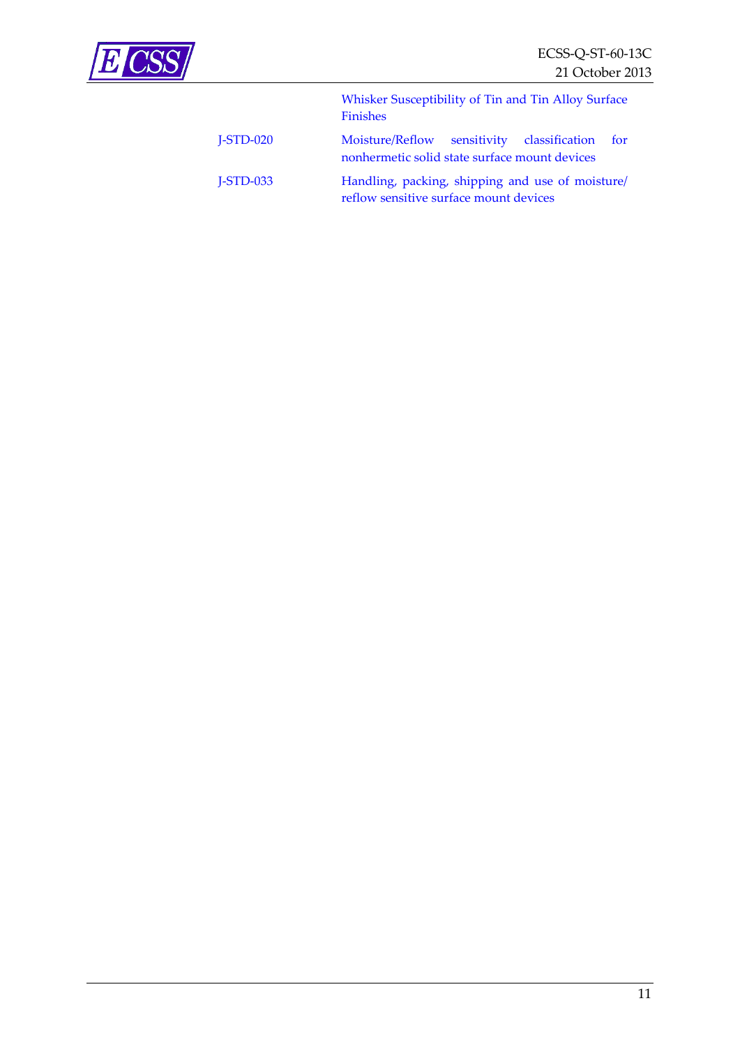| | |
|---|---|
| | Whisker Susceptibility of Tin and Tin Alloy Surface Finishes |
| J-STD-020 | Moisture/Reflow sensitivity classification for nonhermetic solid state surface mount devices |
| J-STD-033 | Handling, packing, shipping and use of moisture/ reflow sensitive surface mount devices |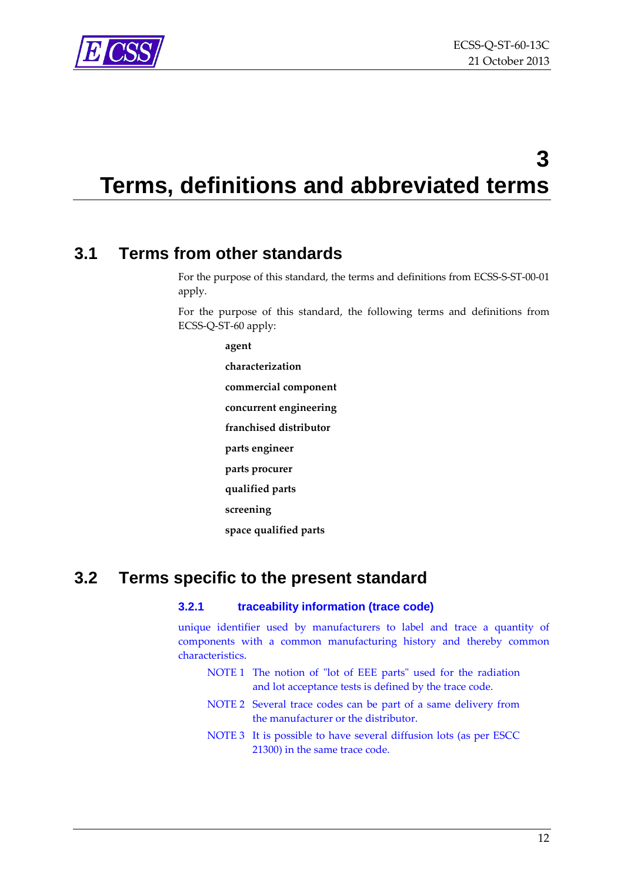# 3 Terms, definitions and abbreviated terms

## 3.1 Terms from other standards

For the purpose of this standard, the terms and definitions from ECSS-S-ST-00-01 apply.

For the purpose of this standard, the following terms and definitions from ECSS-Q-ST-60 apply:

**agent**

**characterization**

**commercial component**

**concurrent engineering**

**franchised distributor**

**parts engineer**

**parts procurer**

**qualified parts**

**screening**

**space qualified parts**

## 3.2 Terms specific to the present standard

### 3.2.1 traceability information (trace code)

unique identifier used by manufacturers to label and trace a quantity of components with a common manufacturing history and thereby common characteristics.

NOTE 1 The notion of "lot of EEE parts" used for the radiation and lot acceptance tests is defined by the trace code.

NOTE 2 Several trace codes can be part of a same delivery from the manufacturer or the distributor.

NOTE 3 It is possible to have several diffusion lots (as per ESCC 21300) in the same trace code.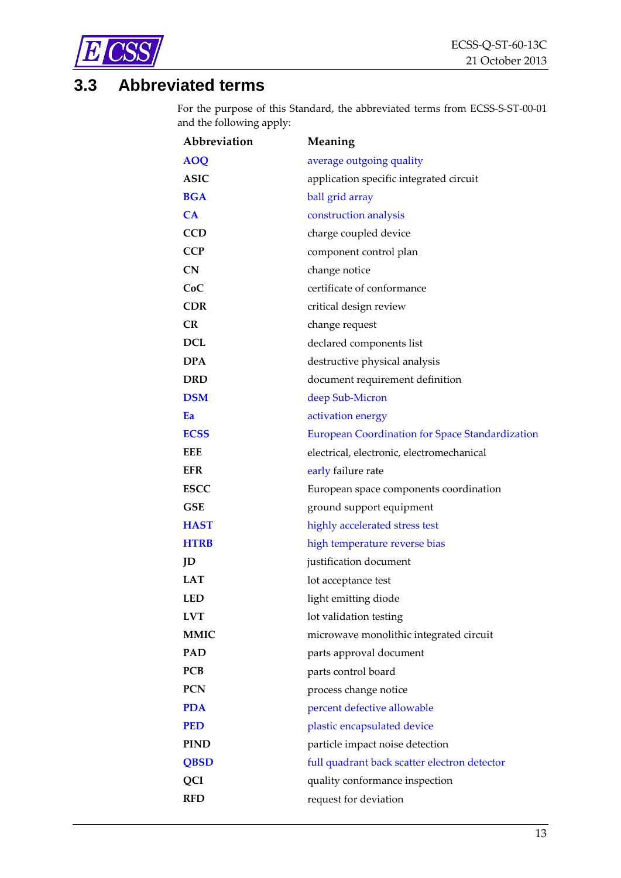## 3.3 Abbreviated terms

For the purpose of this Standard, the abbreviated terms from ECSS-S-ST-00-01 and the following apply:

| Abbreviation | Meaning |
|---|---|
| **AOQ** | average outgoing quality |
| **ASIC** | application specific integrated circuit |
| **BGA** | ball grid array |
| **CA** | construction analysis |
| **CCD** | charge coupled device |
| **CCP** | component control plan |
| **CN** | change notice |
| **CoC** | certificate of conformance |
| **CDR** | critical design review |
| **CR** | change request |
| **DCL** | declared components list |
| **DPA** | destructive physical analysis |
| **DRD** | document requirement definition |
| **DSM** | deep Sub-Micron |
| **Ea** | activation energy |
| **ECSS** | European Coordination for Space Standardization |
| **EEE** | electrical, electronic, electromechanical |
| **EFR** | early failure rate |
| **ESCC** | European space components coordination |
| **GSE** | ground support equipment |
| **HAST** | highly accelerated stress test |
| **HTRB** | high temperature reverse bias |
| **JD** | justification document |
| **LAT** | lot acceptance test |
| **LED** | light emitting diode |
| **LVT** | lot validation testing |
| **MMIC** | microwave monolithic integrated circuit |
| **PAD** | parts approval document |
| **PCB** | parts control board |
| **PCN** | process change notice |
| **PDA** | percent defective allowable |
| **PED** | plastic encapsulated device |
| **PIND** | particle impact noise detection |
| **QBSD** | full quadrant back scatter electron detector |
| **QCI** | quality conformance inspection |
| **RFD** | request for deviation |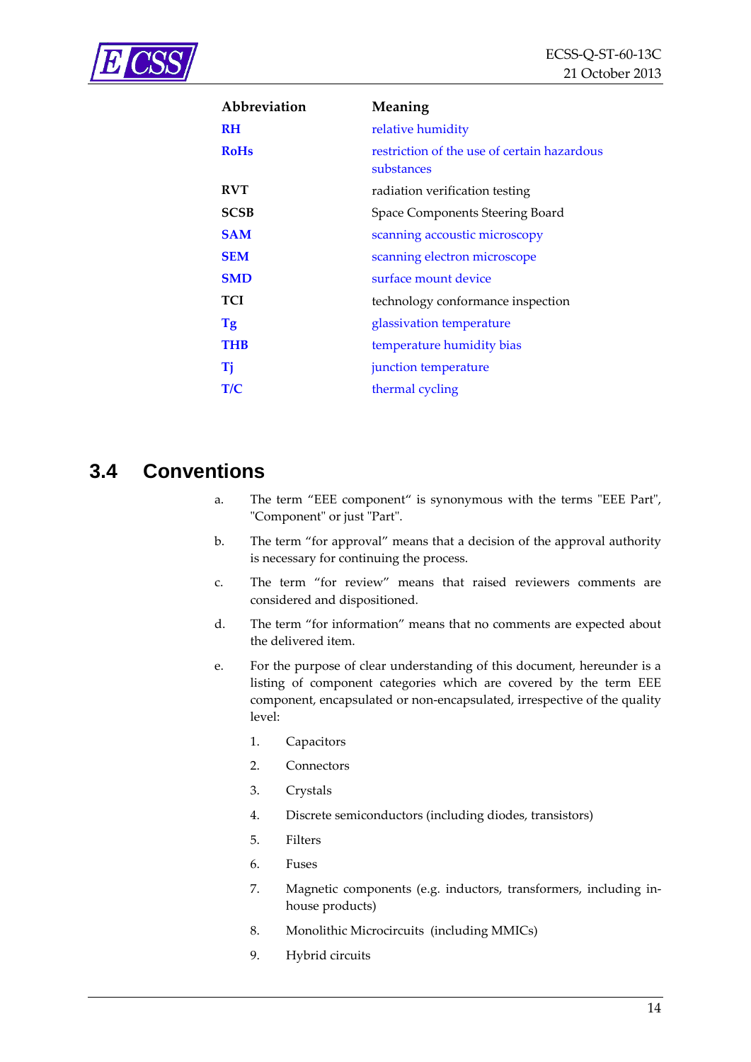| Abbreviation | Meaning |
|---|---|
| **RH** | relative humidity |
| **RoHs** | restriction of the use of certain hazardous substances |
| **RVT** | radiation verification testing |
| **SCSB** | Space Components Steering Board |
| **SAM** | scanning accoustic microscopy |
| **SEM** | scanning electron microscope |
| **SMD** | surface mount device |
| **TCI** | technology conformance inspection |
| **Tg** | glassivation temperature |
| **THB** | temperature humidity bias |
| **Tj** | junction temperature |
| **T/C** | thermal cycling |

## 3.4 Conventions

a. The term “EEE component“ is synonymous with the terms "EEE Part", "Component" or just "Part".

b. The term “for approval” means that a decision of the approval authority is necessary for continuing the process.

c. The term “for review” means that raised reviewers comments are considered and dispositioned.

d. The term “for information” means that no comments are expected about the delivered item.

e. For the purpose of clear understanding of this document, hereunder is a listing of component categories which are covered by the term EEE component, encapsulated or non-encapsulated, irrespective of the quality level:

1. Capacitors
2. Connectors
3. Crystals
4. Discrete semiconductors (including diodes, transistors)
5. Filters
6. Fuses
7. Magnetic components (e.g. inductors, transformers, including in-house products)
8. Monolithic Microcircuits (including MMICs)
9. Hybrid circuits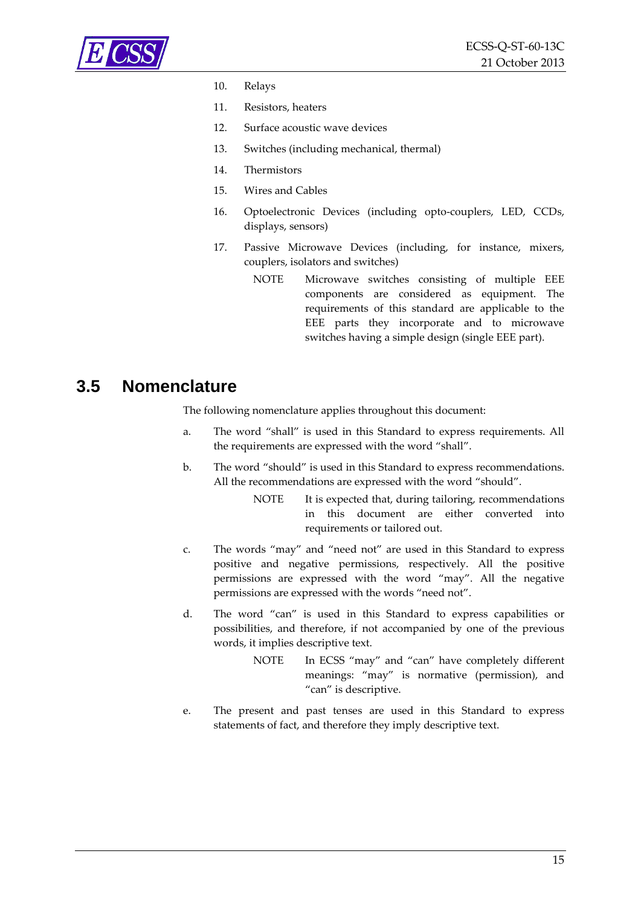10. Relays
11. Resistors, heaters
12. Surface acoustic wave devices
13. Switches (including mechanical, thermal)
14. Thermistors
15. Wires and Cables
16. Optoelectronic Devices (including opto-couplers, LED, CCDs, displays, sensors)
17. Passive Microwave Devices (including, for instance, mixers, couplers, isolators and switches)

    NOTE Microwave switches consisting of multiple EEE components are considered as equipment. The requirements of this standard are applicable to the EEE parts they incorporate and to microwave switches having a simple design (single EEE part).

## 3.5 Nomenclature

The following nomenclature applies throughout this document:

a. The word “shall” is used in this Standard to express requirements. All the requirements are expressed with the word “shall”.

b. The word “should” is used in this Standard to express recommendations. All the recommendations are expressed with the word “should”.

   NOTE It is expected that, during tailoring, recommendations in this document are either converted into requirements or tailored out.

c. The words “may” and “need not” are used in this Standard to express positive and negative permissions, respectively. All the positive permissions are expressed with the word “may”. All the negative permissions are expressed with the words “need not”.

d. The word “can” is used in this Standard to express capabilities or possibilities, and therefore, if not accompanied by one of the previous words, it implies descriptive text.

   NOTE In ECSS “may” and “can” have completely different meanings: “may” is normative (permission), and “can” is descriptive.

e. The present and past tenses are used in this Standard to express statements of fact, and therefore they imply descriptive text.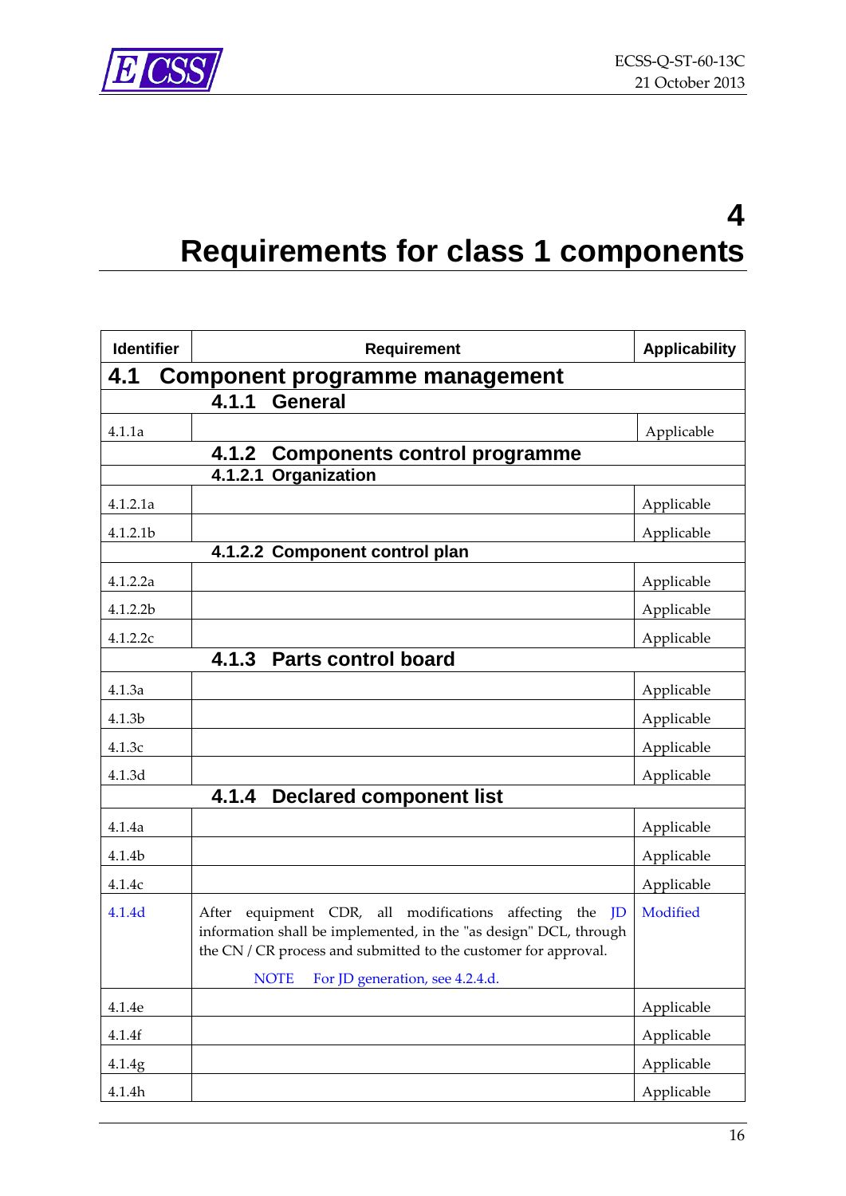# 4 Requirements for class 1 components

| Identifier | Requirement | Applicability |
|---|---|---|
| **4.1 Component programme management** | | |
| | **4.1.1 General** | |
| 4.1.1a | | Applicable |
| | **4.1.2 Components control programme** | |
| | **4.1.2.1 Organization** | |
| 4.1.2.1a | | Applicable |
| 4.1.2.1b | | Applicable |
| | **4.1.2.2 Component control plan** | |
| 4.1.2.2a | | Applicable |
| 4.1.2.2b | | Applicable |
| 4.1.2.2c | | Applicable |
| | **4.1.3 Parts control board** | |
| 4.1.3a | | Applicable |
| 4.1.3b | | Applicable |
| 4.1.3c | | Applicable |
| 4.1.3d | | Applicable |
| | **4.1.4 Declared component list** | |
| 4.1.4a | | Applicable |
| 4.1.4b | | Applicable |
| 4.1.4c | | Applicable |
| 4.1.4d | After equipment CDR, all modifications affecting the JD information shall be implemented, in the "as design" DCL, through the CN / CR process and submitted to the customer for approval. <br> NOTE For JD generation, see 4.2.4.d. | Modified |
| 4.1.4e | | Applicable |
| 4.1.4f | | Applicable |
| 4.1.4g | | Applicable |
| 4.1.4h | | Applicable |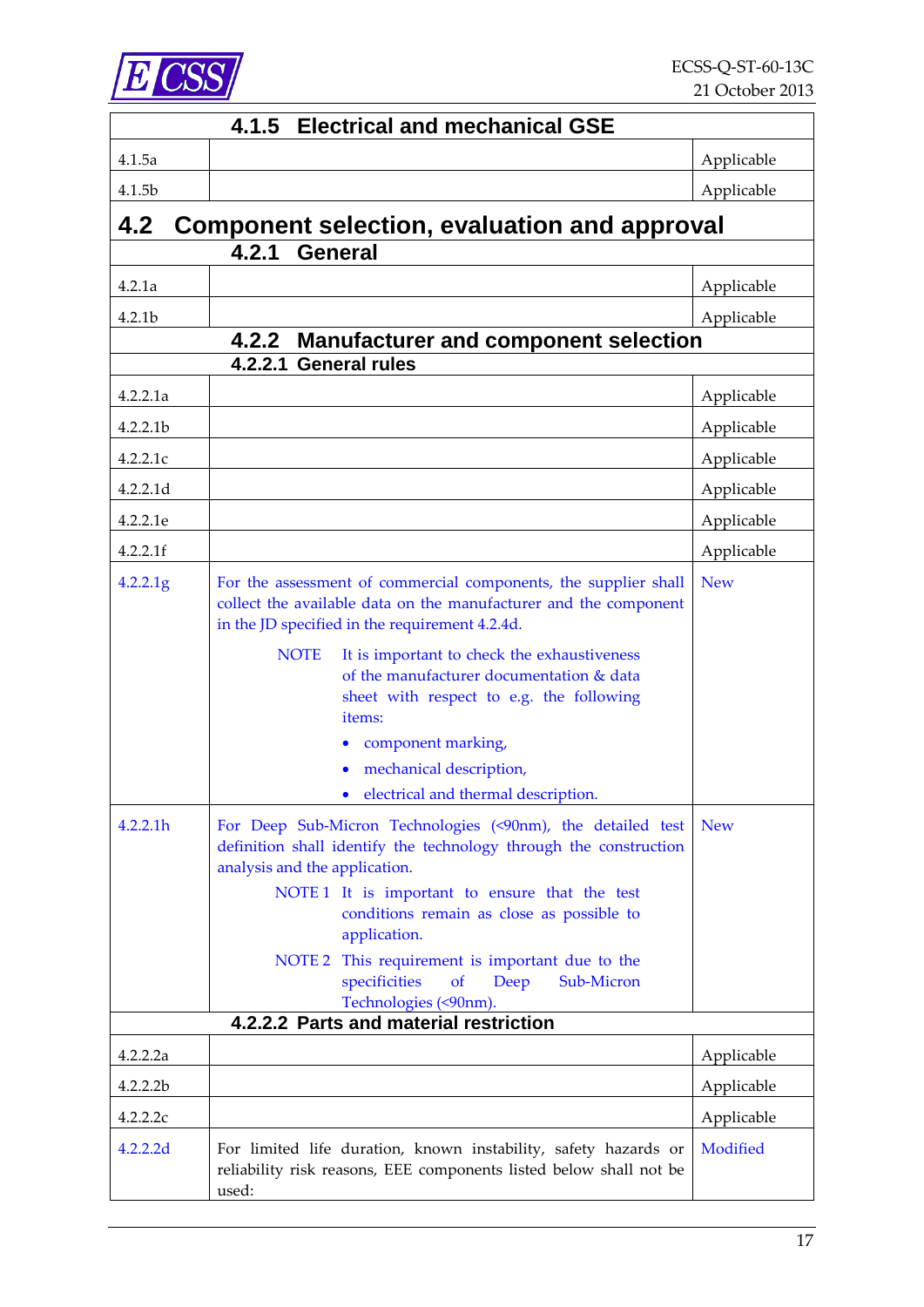| | | |
|---|---|---|
| **4.1.5 Electrical and mechanical GSE** | | |
| 4.1.5a | | Applicable |
| 4.1.5b | | Applicable |

## 4.2 Component selection, evaluation and approval

| | | |
|---|---|---|
| **4.2.1 General** | | |
| 4.2.1a | | Applicable |
| 4.2.1b | | Applicable |
| **4.2.2 Manufacturer and component selection** | | |
| **4.2.2.1 General rules** | | |
| 4.2.2.1a | | Applicable |
| 4.2.2.1b | | Applicable |
| 4.2.2.1c | | Applicable |
| 4.2.2.1d | | Applicable |
| 4.2.2.1e | | Applicable |
| 4.2.2.1f | | Applicable |
| 4.2.2.1g | For the assessment of commercial components, the supplier shall collect the available data on the manufacturer and the component in the JD specified in the requirement 4.2.4d.<br><br>NOTE It is important to check the exhaustiveness of the manufacturer documentation & data sheet with respect to e.g. the following items:<br>• component marking,<br>• mechanical description,<br>• electrical and thermal description. | New |
| 4.2.2.1h | For Deep Sub-Micron Technologies (<90nm), the detailed test definition shall identify the technology through the construction analysis and the application.<br><br>NOTE 1 It is important to ensure that the test conditions remain as close as possible to application.<br><br>NOTE 2 This requirement is important due to the specificities of Deep Sub-Micron Technologies (<90nm). | New |
| **4.2.2.2 Parts and material restriction** | | |
| 4.2.2.2a | | Applicable |
| 4.2.2.2b | | Applicable |
| 4.2.2.2c | | Applicable |
| 4.2.2.2d | For limited life duration, known instability, safety hazards or reliability risk reasons, EEE components listed below shall not be used: | Modified |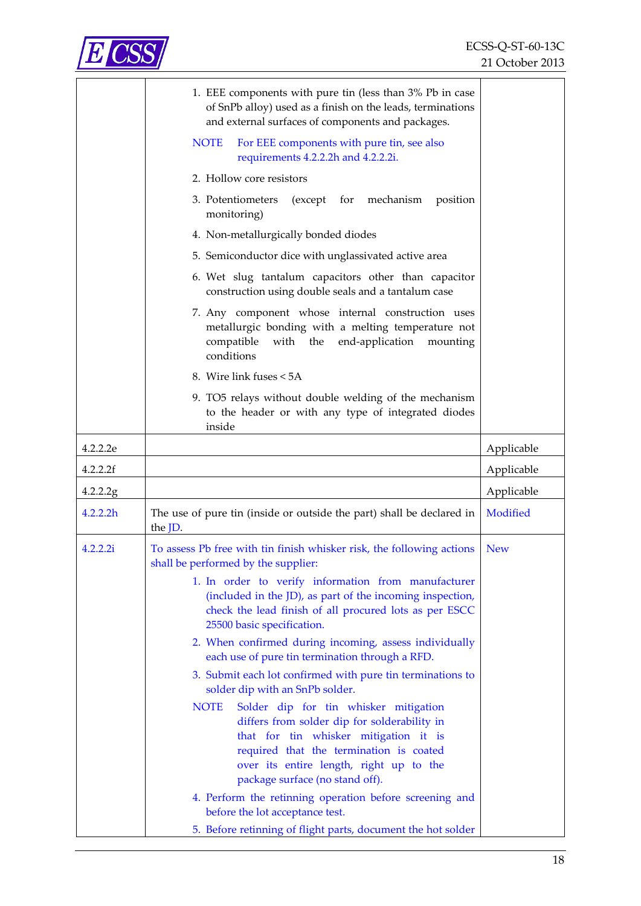| | | |
|---|---|---|
| | 1. EEE components with pure tin (less than 3% Pb in case of SnPb alloy) used as a finish on the leads, terminations and external surfaces of components and packages.<br><br>NOTE For EEE components with pure tin, see also requirements 4.2.2.2h and 4.2.2.2i.<br><br>2. Hollow core resistors<br><br>3. Potentiometers (except for mechanism position monitoring)<br><br>4. Non-metallurgically bonded diodes<br><br>5. Semiconductor dice with unglassivated active area<br><br>6. Wet slug tantalum capacitors other than capacitor construction using double seals and a tantalum case<br><br>7. Any component whose internal construction uses metallurgic bonding with a melting temperature not compatible with the end-application mounting conditions<br><br>8. Wire link fuses < 5A<br><br>9. TO5 relays without double welding of the mechanism to the header or with any type of integrated diodes inside | |
| 4.2.2.2e | | Applicable |
| 4.2.2.2f | | Applicable |
| 4.2.2.2g | | Applicable |
| 4.2.2.2h | The use of pure tin (inside or outside the part) shall be declared in the JD. | Modified |
| 4.2.2.2i | To assess Pb free with tin finish whisker risk, the following actions shall be performed by the supplier:<br><br>1. In order to verify information from manufacturer (included in the JD), as part of the incoming inspection, check the lead finish of all procured lots as per ESCC 25500 basic specification.<br><br>2. When confirmed during incoming, assess individually each use of pure tin termination through a RFD.<br><br>3. Submit each lot confirmed with pure tin terminations to solder dip with an SnPb solder.<br><br>NOTE Solder dip for tin whisker mitigation differs from solder dip for solderability in that for tin whisker mitigation it is required that the termination is coated over its entire length, right up to the package surface (no stand off).<br><br>4. Perform the retinning operation before screening and before the lot acceptance test.<br><br>5. Before retinning of flight parts, document the hot solder | New |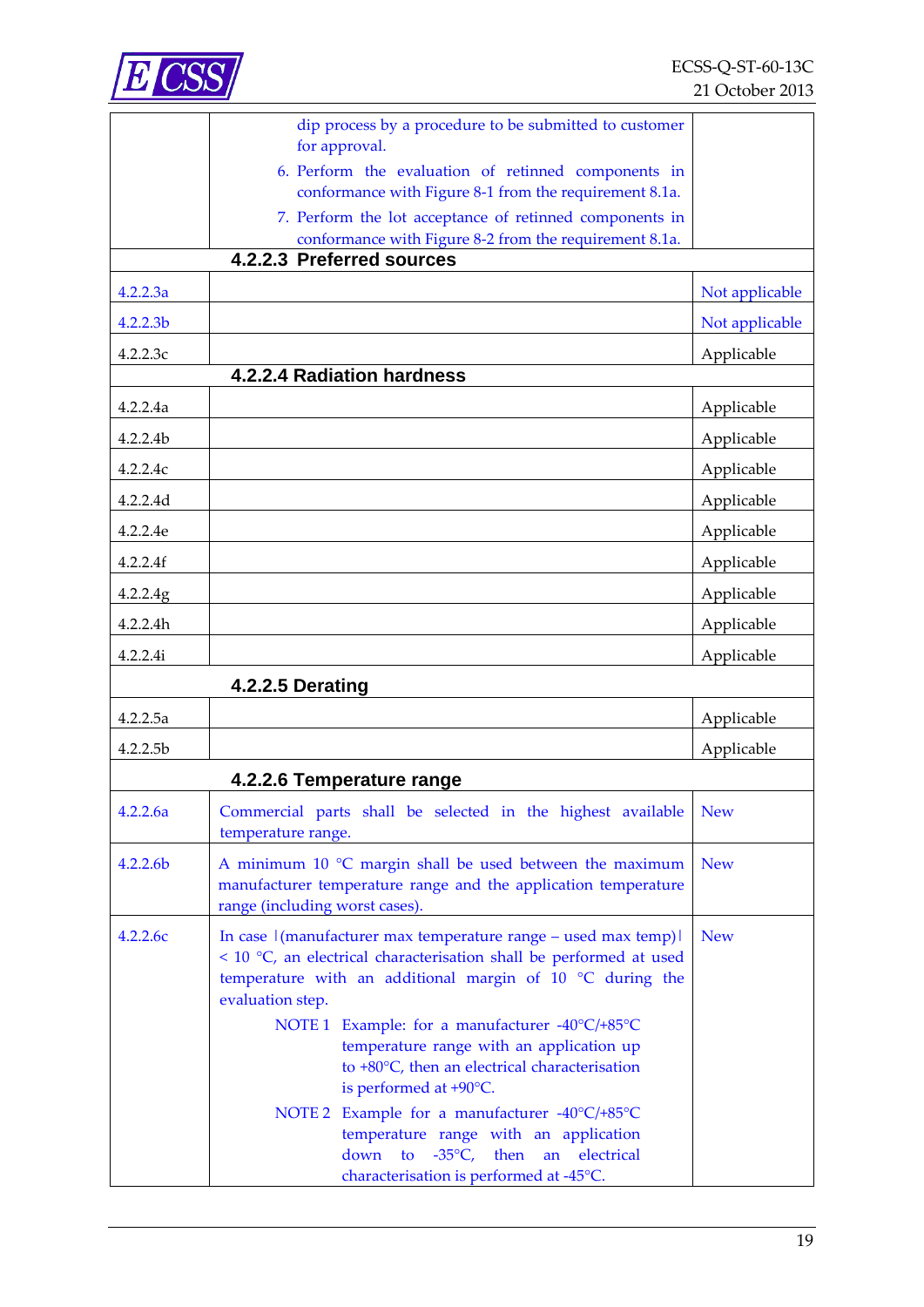| | | |
|---|---|---|
| | dip process by a procedure to be submitted to customer for approval.<br>6. Perform the evaluation of retinned components in conformance with Figure 8-1 from the requirement 8.1a.<br>7. Perform the lot acceptance of retinned components in conformance with Figure 8-2 from the requirement 8.1a. | |
| | **4.2.2.3 Preferred sources** | |
| 4.2.2.3a | | Not applicable |
| 4.2.2.3b | | Not applicable |
| 4.2.2.3c | | Applicable |
| | **4.2.2.4 Radiation hardness** | |
| 4.2.2.4a | | Applicable |
| 4.2.2.4b | | Applicable |
| 4.2.2.4c | | Applicable |
| 4.2.2.4d | | Applicable |
| 4.2.2.4e | | Applicable |
| 4.2.2.4f | | Applicable |
| 4.2.2.4g | | Applicable |
| 4.2.2.4h | | Applicable |
| 4.2.2.4i | | Applicable |
| | **4.2.2.5 Derating** | |
| 4.2.2.5a | | Applicable |
| 4.2.2.5b | | Applicable |
| | **4.2.2.6 Temperature range** | |
| 4.2.2.6a | Commercial parts shall be selected in the highest available temperature range. | New |
| 4.2.2.6b | A minimum 10 °C margin shall be used between the maximum manufacturer temperature range and the application temperature range (including worst cases). | New |
| 4.2.2.6c | In case \|(manufacturer max temperature range – used max temp)\| < 10 °C, an electrical characterisation shall be performed at used temperature with an additional margin of 10 °C during the evaluation step.<br>NOTE 1 Example: for a manufacturer -40°C/+85°C temperature range with an application up to +80°C, then an electrical characterisation is performed at +90°C.<br>NOTE 2 Example for a manufacturer -40°C/+85°C temperature range with an application down to -35°C, then an electrical characterisation is performed at -45°C. | New |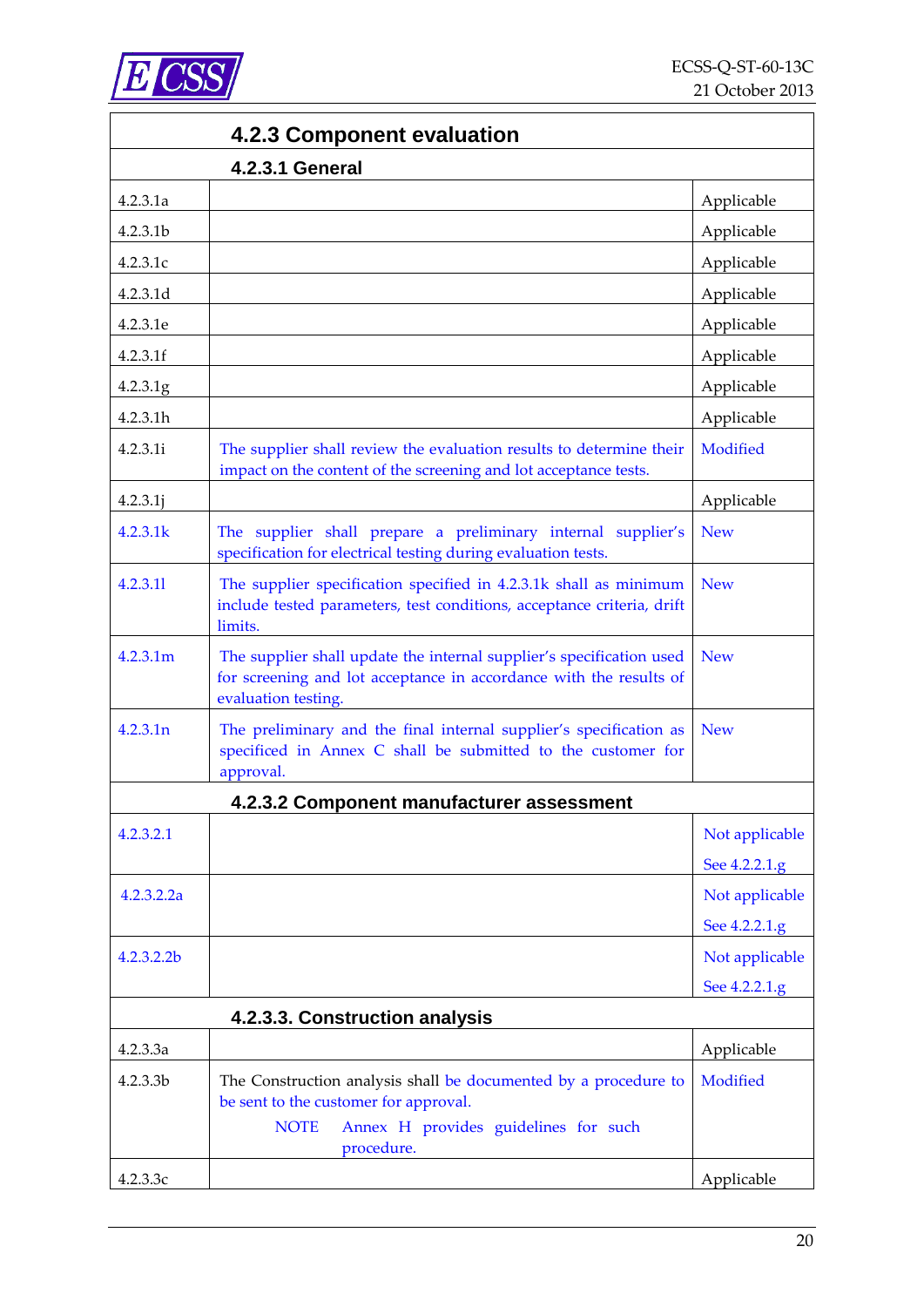| | | |
|---|---|---|
| | **4.2.3 Component evaluation** | |
| | **4.2.3.1 General** | |
| 4.2.3.1a | | Applicable |
| 4.2.3.1b | | Applicable |
| 4.2.3.1c | | Applicable |
| 4.2.3.1d | | Applicable |
| 4.2.3.1e | | Applicable |
| 4.2.3.1f | | Applicable |
| 4.2.3.1g | | Applicable |
| 4.2.3.1h | | Applicable |
| 4.2.3.1i | The supplier shall review the evaluation results to determine their impact on the content of the screening and lot acceptance tests. | Modified |
| 4.2.3.1j | | Applicable |
| 4.2.3.1k | The supplier shall prepare a preliminary internal supplier's specification for electrical testing during evaluation tests. | New |
| 4.2.3.1l | The supplier specification specified in 4.2.3.1k shall as minimum include tested parameters, test conditions, acceptance criteria, drift limits. | New |
| 4.2.3.1m | The supplier shall update the internal supplier's specification used for screening and lot acceptance in accordance with the results of evaluation testing. | New |
| 4.2.3.1n | The preliminary and the final internal supplier's specification as specified in Annex C shall be submitted to the customer for approval. | New |
| | **4.2.3.2 Component manufacturer assessment** | |
| 4.2.3.2.1 | | Not applicable<br>See 4.2.2.1.g |
| 4.2.3.2.2a | | Not applicable<br>See 4.2.2.1.g |
| 4.2.3.2.2b | | Not applicable<br>See 4.2.2.1.g |
| | **4.2.3.3. Construction analysis** | |
| 4.2.3.3a | | Applicable |
| 4.2.3.3b | The Construction analysis shall be documented by a procedure to be sent to the customer for approval.<br>NOTE Annex H provides guidelines for such procedure. | Modified |
| 4.2.3.3c | | Applicable |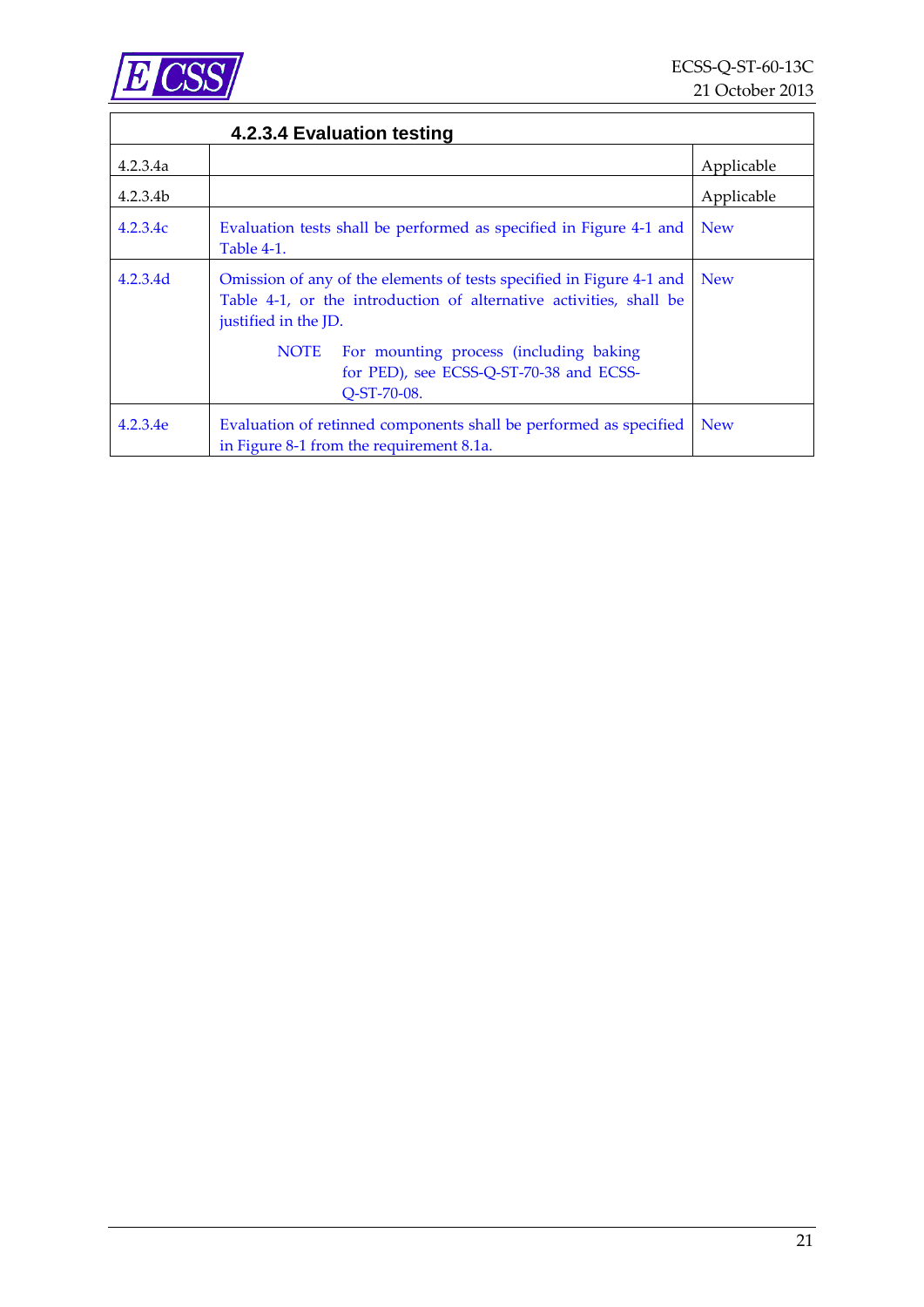| 4.2.3.4 Evaluation testing | | |
|---|---|---|
| 4.2.3.4a | | Applicable |
| 4.2.3.4b | | Applicable |
| 4.2.3.4c | Evaluation tests shall be performed as specified in Figure 4-1 and Table 4-1. | New |
| 4.2.3.4d | Omission of any of the elements of tests specified in Figure 4-1 and Table 4-1, or the introduction of alternative activities, shall be justified in the JD. <br><br> NOTE For mounting process (including baking for PED), see ECSS-Q-ST-70-38 and ECSS-Q-ST-70-08. | New |
| 4.2.3.4e | Evaluation of retinned components shall be performed as specified in Figure 8-1 from the requirement 8.1a. | New |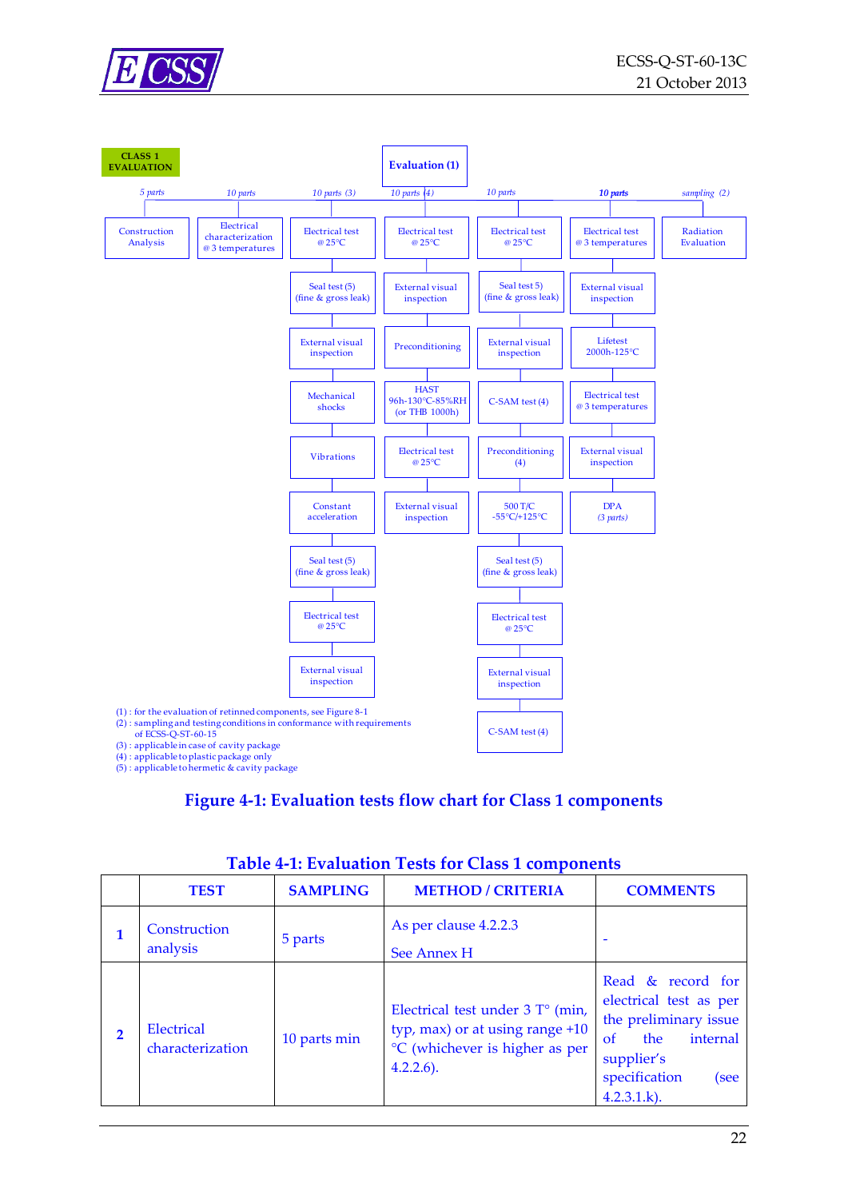CLASS 1 EVALUATION

Evaluation (1)

5 parts — Construction Analysis

10 parts — Electrical characterization @ 3 temperatures

10 parts (3) — Electrical test @ 25°C → Seal test (5) (fine & gross leak) → External visual inspection → Mechanical shocks → Vibrations → Constant acceleration → Seal test (5) (fine & gross leak) → Electrical test @ 25°C → External visual inspection

10 parts (4) — Electrical test @ 25°C → External visual inspection → Preconditioning → HAST 96h-130°C-85%RH (or THB 1000h) → Electrical test @ 25°C → External visual inspection

10 parts — Electrical test @ 25°C → Seal test 5) (fine & gross leak) → External visual inspection → C-SAM test (4) → Preconditioning (4) → 500 T/C -55°C/+125°C → Seal test (5) (fine & gross leak) → Electrical test @ 25°C → External visual inspection → C-SAM test (4)

**10 parts** — Electrical test @ 3 temperatures → External visual inspection → Lifetest 2000h-125°C → Electrical test @ 3 temperatures → External visual inspection → DPA *(3 parts)*

*sampling (2)* — Radiation Evaluation

(1) : for the evaluation of retinned components, see Figure 8-1
(2) : sampling and testing conditions in conformance with requirements of ECSS-Q-ST-60-15
(3) : applicable in case of cavity package
(4) : applicable to plastic package only
(5) : applicable to hermetic & cavity package

**Figure 4-1: Evaluation tests flow chart for Class 1 components**

**Table 4-1: Evaluation Tests for Class 1 components**

| | TEST | SAMPLING | METHOD / CRITERIA | COMMENTS |
|---|---|---|---|---|
| **1** | Construction analysis | 5 parts | As per clause 4.2.2.3<br><br>See Annex H | - |
| **2** | Electrical characterization | 10 parts min | Electrical test under 3 T° (min, typ, max) or at using range +10 °C (whichever is higher as per 4.2.2.6). | Read & record for electrical test as per the preliminary issue of the internal supplier's specification (see 4.2.3.1.k). |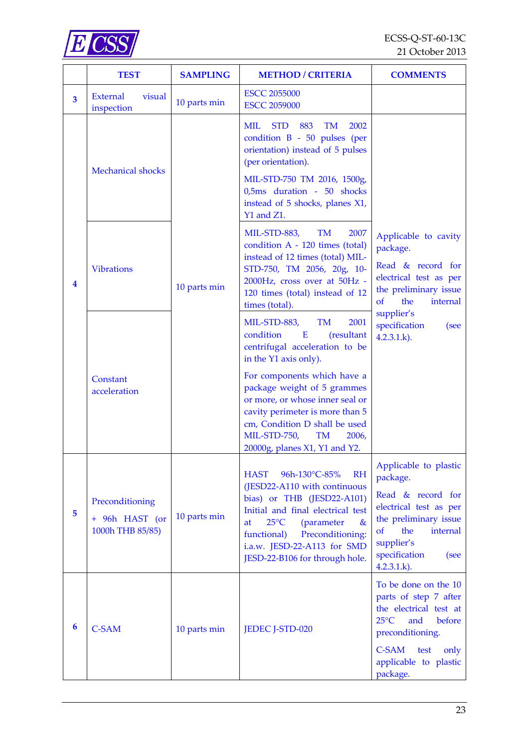| | TEST | SAMPLING | METHOD / CRITERIA | COMMENTS |
|---|---|---|---|---|
| 3 | External visual inspection | 10 parts min | ESCC 2055000<br>ESCC 2059000 | |
| 4 | Mechanical shocks | 10 parts min | MIL STD 883 TM 2002 condition B - 50 pulses (per orientation) instead of 5 pulses (per orientation).<br><br>MIL-STD-750 TM 2016, 1500g, 0,5ms duration - 50 shocks instead of 5 shocks, planes X1, Y1 and Z1. | Applicable to cavity package.<br><br>Read & record for electrical test as per the preliminary issue of the internal supplier's specification (see 4.2.3.1.k). |
| | Vibrations | | MIL-STD-883, TM 2007 condition A - 120 times (total) instead of 12 times (total) MIL-STD-750, TM 2056, 20g, 10-2000Hz, cross over at 50Hz - 120 times (total) instead of 12 times (total). | |
| | Constant acceleration | | MIL-STD-883, TM 2001 condition E (resultant centrifugal acceleration to be in the Y1 axis only).<br><br>For components which have a package weight of 5 grammes or more, or whose inner seal or cavity perimeter is more than 5 cm, Condition D shall be used MIL-STD-750, TM 2006, 20000g, planes X1, Y1 and Y2. | |
| 5 | Preconditioning<br><br>+ 96h HAST (or 1000h THB 85/85) | 10 parts min | HAST 96h-130°C-85% RH (JESD22-A110 with continuous bias) or THB (JESD22-A101) Initial and final electrical test at 25°C (parameter & functional) Preconditioning: i.a.w. JESD-22-A113 for SMD JESD-22-B106 for through hole. | Applicable to plastic package.<br><br>Read & record for electrical test as per the preliminary issue of the internal supplier's specification (see 4.2.3.1.k). |
| 6 | C-SAM | 10 parts min | JEDEC J-STD-020 | To be done on the 10 parts of step 7 after the electrical test at 25°C and before preconditioning.<br><br>C-SAM test only applicable to plastic package. |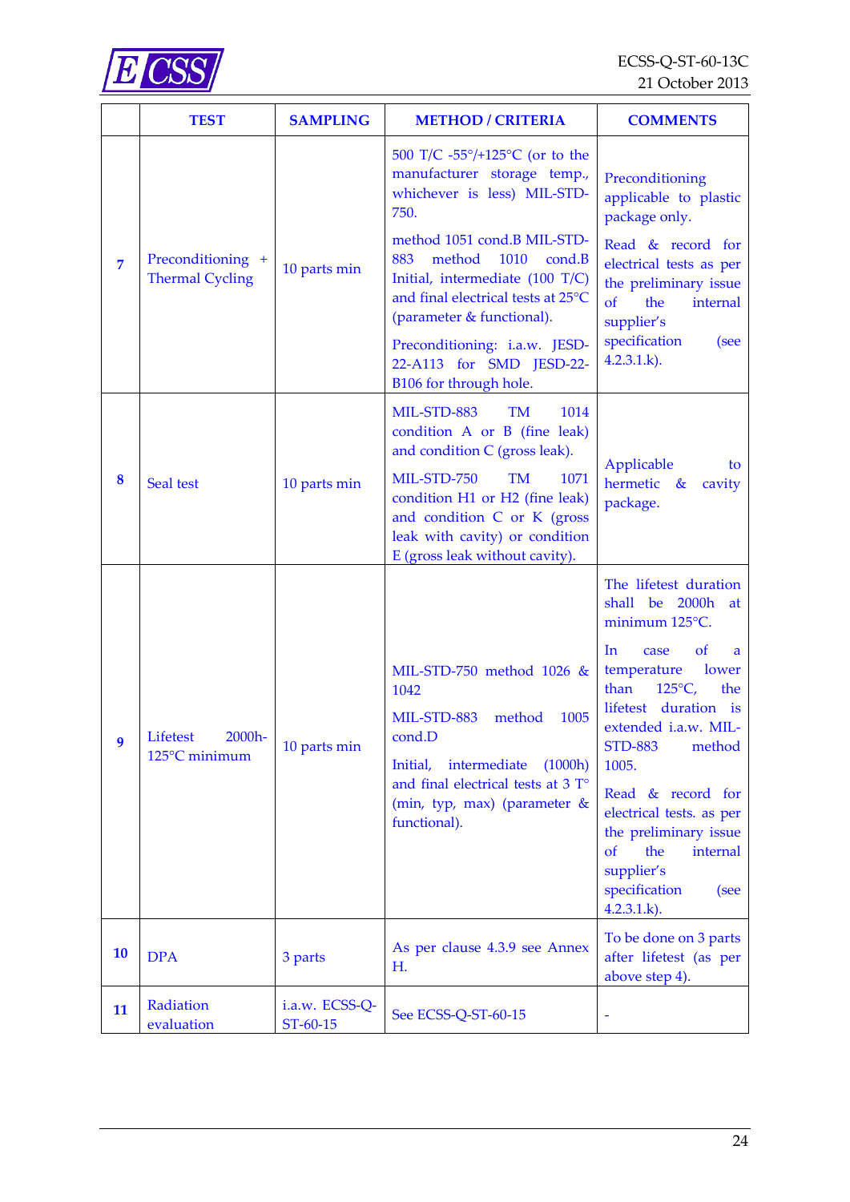| | TEST | SAMPLING | METHOD / CRITERIA | COMMENTS |
|---|---|---|---|---|
| 7 | Preconditioning + Thermal Cycling | 10 parts min | 500 T/C -55°/+125°C (or to the manufacturer storage temp., whichever is less) MIL-STD-750.<br><br>method 1051 cond.B MIL-STD-883 method 1010 cond.B Initial, intermediate (100 T/C) and final electrical tests at 25°C (parameter & functional).<br><br>Preconditioning: i.a.w. JESD-22-A113 for SMD JESD-22-B106 for through hole. | Preconditioning applicable to plastic package only.<br><br>Read & record for electrical tests as per the preliminary issue of the internal supplier's specification (see 4.2.3.1.k). |
| 8 | Seal test | 10 parts min | MIL-STD-883 TM 1014 condition A or B (fine leak) and condition C (gross leak).<br><br>MIL-STD-750 TM 1071 condition H1 or H2 (fine leak) and condition C or K (gross leak with cavity) or condition E (gross leak without cavity). | Applicable to hermetic & cavity package. |
| 9 | Lifetest 2000h-125°C minimum | 10 parts min | MIL-STD-750 method 1026 & 1042<br><br>MIL-STD-883 method 1005 cond.D<br><br>Initial, intermediate (1000h) and final electrical tests at 3 T° (min, typ, max) (parameter & functional). | The lifetest duration shall be 2000h at minimum 125°C.<br><br>In case of a temperature lower than 125°C, the lifetest duration is extended i.a.w. MIL-STD-883 method 1005.<br><br>Read & record for electrical tests. as per the preliminary issue of the internal supplier's specification (see 4.2.3.1.k). |
| 10 | DPA | 3 parts | As per clause 4.3.9 see Annex H. | To be done on 3 parts after lifetest (as per above step 4). |
| 11 | Radiation evaluation | i.a.w. ECSS-Q-ST-60-15 | See ECSS-Q-ST-60-15 | - |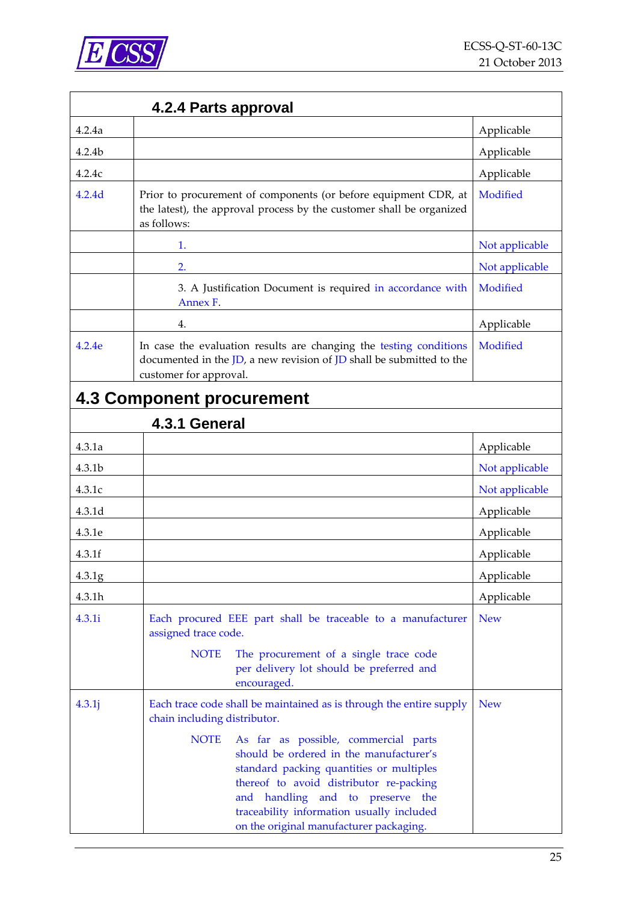| | | |
|---|---|---|
| **4.2.4 Parts approval** | | |
| 4.2.4a | | Applicable |
| 4.2.4b | | Applicable |
| 4.2.4c | | Applicable |
| 4.2.4d | Prior to procurement of components (or before equipment CDR, at the latest), the approval process by the customer shall be organized as follows: | Modified |
| | 1. | Not applicable |
| | 2. | Not applicable |
| | 3. A Justification Document is required in accordance with Annex F. | Modified |
| | 4. | Applicable |
| 4.2.4e | In case the evaluation results are changing the testing conditions documented in the JD, a new revision of JD shall be submitted to the customer for approval. | Modified |

## 4.3 Component procurement

| | | |
|---|---|---|
| **4.3.1 General** | | |
| 4.3.1a | | Applicable |
| 4.3.1b | | Not applicable |
| 4.3.1c | | Not applicable |
| 4.3.1d | | Applicable |
| 4.3.1e | | Applicable |
| 4.3.1f | | Applicable |
| 4.3.1g | | Applicable |
| 4.3.1h | | Applicable |
| 4.3.1i | Each procured EEE part shall be traceable to a manufacturer assigned trace code.<br><br>NOTE The procurement of a single trace code per delivery lot should be preferred and encouraged. | New |
| 4.3.1j | Each trace code shall be maintained as is through the entire supply chain including distributor.<br><br>NOTE As far as possible, commercial parts should be ordered in the manufacturer's standard packing quantities or multiples thereof to avoid distributor re-packing and handling and to preserve the traceability information usually included on the original manufacturer packaging. | New |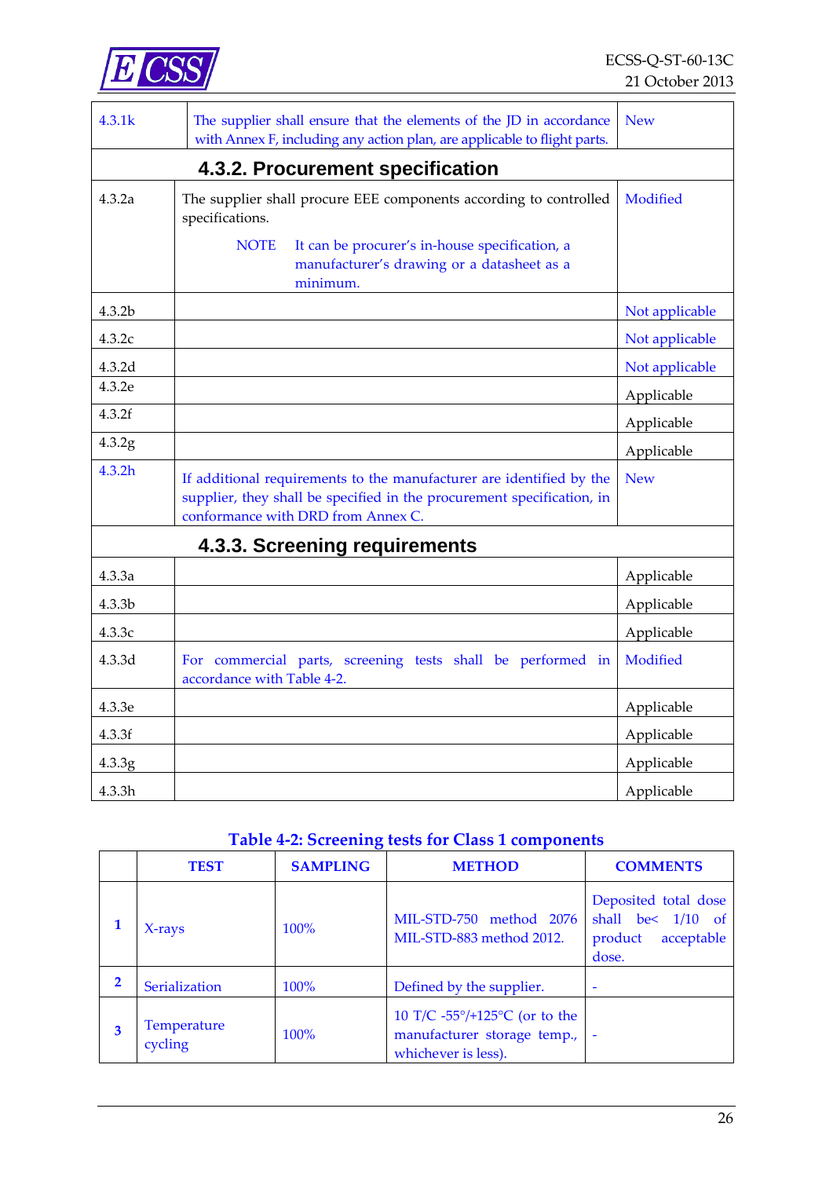| | | |
|---|---|---|
| 4.3.1k | The supplier shall ensure that the elements of the JD in accordance with Annex F, including any action plan, are applicable to flight parts. | New |

### 4.3.2. Procurement specification

| | | |
|---|---|---|
| 4.3.2a | The supplier shall procure EEE components according to controlled specifications.<br><br>NOTE It can be procurer's in-house specification, a manufacturer's drawing or a datasheet as a minimum. | Modified |
| 4.3.2b | | Not applicable |
| 4.3.2c | | Not applicable |
| 4.3.2d | | Not applicable |
| 4.3.2e | | Applicable |
| 4.3.2f | | Applicable |
| 4.3.2g | | Applicable |
| 4.3.2h | If additional requirements to the manufacturer are identified by the supplier, they shall be specified in the procurement specification, in conformance with DRD from Annex C. | New |

### 4.3.3. Screening requirements

| | | |
|---|---|---|
| 4.3.3a | | Applicable |
| 4.3.3b | | Applicable |
| 4.3.3c | | Applicable |
| 4.3.3d | For commercial parts, screening tests shall be performed in accordance with Table 4-2. | Modified |
| 4.3.3e | | Applicable |
| 4.3.3f | | Applicable |
| 4.3.3g | | Applicable |
| 4.3.3h | | Applicable |

Table 4-2: Screening tests for Class 1 components

| | TEST | SAMPLING | METHOD | COMMENTS |
|---|---|---|---|---|
| **1** | X-rays | 100% | MIL-STD-750 method 2076 MIL-STD-883 method 2012. | Deposited total dose shall be< 1/10 of product acceptable dose. |
| **2** | Serialization | 100% | Defined by the supplier. | - |
| **3** | Temperature cycling | 100% | 10 T/C -55°/+125°C (or to the manufacturer storage temp., whichever is less). | - |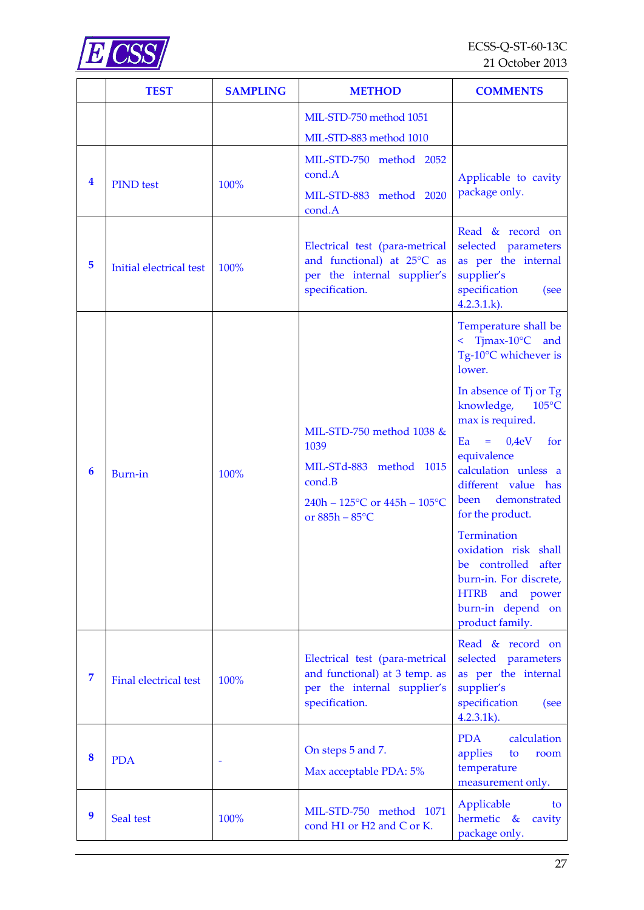| | TEST | SAMPLING | METHOD | COMMENTS |
|---|---|---|---|---|
| | | | MIL-STD-750 method 1051<br>MIL-STD-883 method 1010 | |
| **4** | PIND test | 100% | MIL-STD-750 method 2052 cond.A<br>MIL-STD-883 method 2020 cond.A | Applicable to cavity package only. |
| **5** | Initial electrical test | 100% | Electrical test (para-metrical and functional) at 25°C as per the internal supplier's specification. | Read & record on selected parameters as per the internal supplier's specification (see 4.2.3.1.k). |
| **6** | Burn-in | 100% | MIL-STD-750 method 1038 & 1039<br>MIL-STd-883 method 1015 cond.B<br>240h – 125°C or 445h – 105°C or 885h – 85°C | Temperature shall be < Tjmax-10°C and Tg-10°C whichever is lower.<br>In absence of Tj or Tg knowledge, 105°C max is required.<br>Ea = 0,4eV for equivalence calculation unless a different value has been demonstrated for the product.<br>Termination oxidation risk shall be controlled after burn-in. For discrete, HTRB and power burn-in depend on product family. |
| **7** | Final electrical test | 100% | Electrical test (para-metrical and functional) at 3 temp. as per the internal supplier's specification. | Read & record on selected parameters as per the internal supplier's specification (see 4.2.3.1k). |
| **8** | PDA | - | On steps 5 and 7.<br>Max acceptable PDA: 5% | PDA calculation applies to room temperature measurement only. |
| **9** | Seal test | 100% | MIL-STD-750 method 1071 cond H1 or H2 and C or K. | Applicable to hermetic & cavity package only. |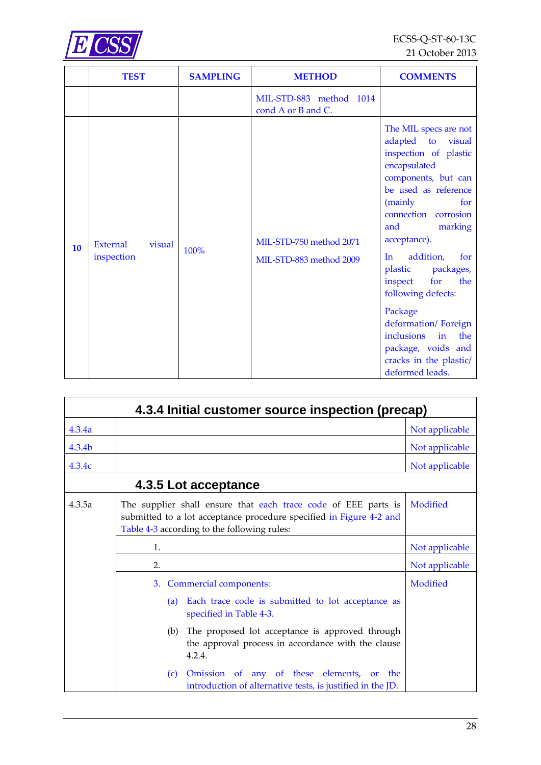| | TEST | SAMPLING | METHOD | COMMENTS |
|---|---|---|---|---|
| | | | MIL-STD-883 method 1014 cond A or B and C. | |
| 10 | External visual inspection | 100% | MIL-STD-750 method 2071<br>MIL-STD-883 method 2009 | The MIL specs are not adapted to visual inspection of plastic encapsulated components, but can be used as reference (mainly for connection corrosion and marking acceptance).<br>In addition, for plastic packages, inspect for the following defects:<br>Package deformation/ Foreign inclusions in the package, voids and cracks in the plastic/ deformed leads. |

| | | |
|---|---|---|
| **4.3.4 Initial customer source inspection (precap)** | | |
| 4.3.4a | | Not applicable |
| 4.3.4b | | Not applicable |
| 4.3.4c | | Not applicable |
| **4.3.5 Lot acceptance** | | |
| 4.3.5a | The supplier shall ensure that each trace code of EEE parts is submitted to a lot acceptance procedure specified in Figure 4-2 and Table 4-3 according to the following rules: | Modified |
| | 1. | Not applicable |
| | 2. | Not applicable |
| | 3. Commercial components:<br>(a) Each trace code is submitted to lot acceptance as specified in Table 4-3.<br>(b) The proposed lot acceptance is approved through the approval process in accordance with the clause 4.2.4.<br>(c) Omission of any of these elements, or the introduction of alternative tests, is justified in the JD. | Modified |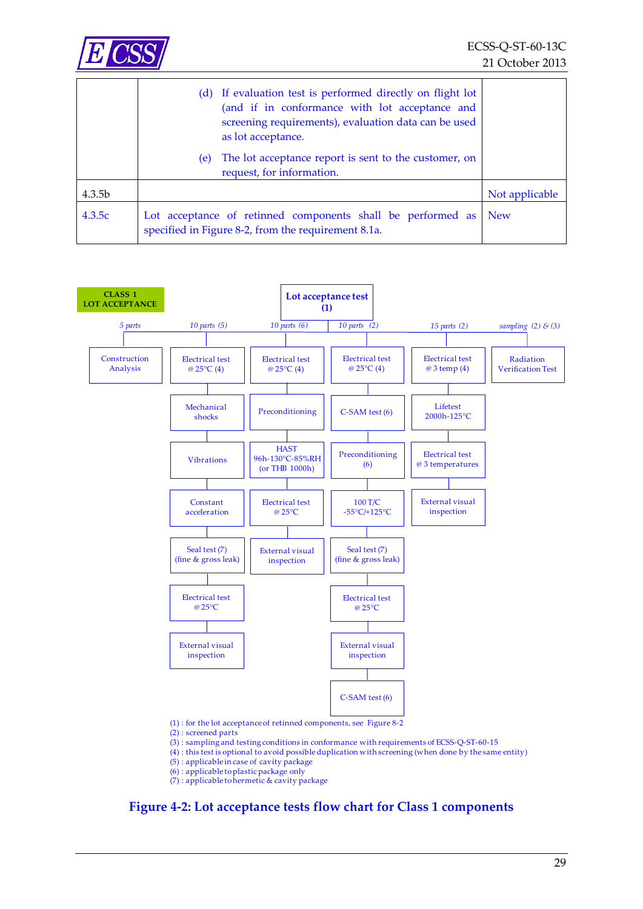|  |  |  |
|---|---|---|
|  | (d) If evaluation test is performed directly on flight lot (and if in conformance with lot acceptance and screening requirements), evaluation data can be used as lot acceptance.<br><br>(e) The lot acceptance report is sent to the customer, on request, for information. |  |
| 4.3.5b |  | Not applicable |
| 4.3.5c | Lot acceptance of retinned components shall be performed as specified in Figure 8-2, from the requirement 8.1a. | New |

**CLASS 1 LOT ACCEPTANCE**

**Lot acceptance test (1)**

- *5 parts*: Construction Analysis
- *10 parts (5)*: Electrical test @ 25°C (4) → Mechanical shocks → Vibrations → Constant acceleration → Seal test (7) (fine & gross leak) → Electrical test @ 25°C → External visual inspection
- *10 parts (6)*: Electrical test @ 25°C (4) → Preconditioning → HAST 96h-130°C-85%RH (or THB 1000h) → Electrical test @ 25°C → External visual inspection
- *10 parts (2)*: Electrical test @ 25°C (4) → C-SAM test (6) → Preconditioning (6) → 100 T/C -55°C/+125°C → Seal test (7) (fine & gross leak) → Electrical test @ 25°C → External visual inspection → C-SAM test (6)
- *15 parts (2)*: Electrical test @ 3 temp (4) → Lifetest 2000h-125°C → Electrical test @ 3 temperatures → External visual inspection
- *sampling (2) & (3)*: Radiation Verification Test

(1) : for the lot acceptance of retinned components, see Figure 8-2
(2) : screened parts
(3) : sampling and testing conditions in conformance with requirements of ECSS-Q-ST-60-15
(4) : this test is optional to avoid possible duplication with screening (when done by the same entity)
(5) : applicable in case of cavity package
(6) : applicable to plastic package only
(7) : applicable to hermetic & cavity package

**Figure 4-2: Lot acceptance tests flow chart for Class 1 components**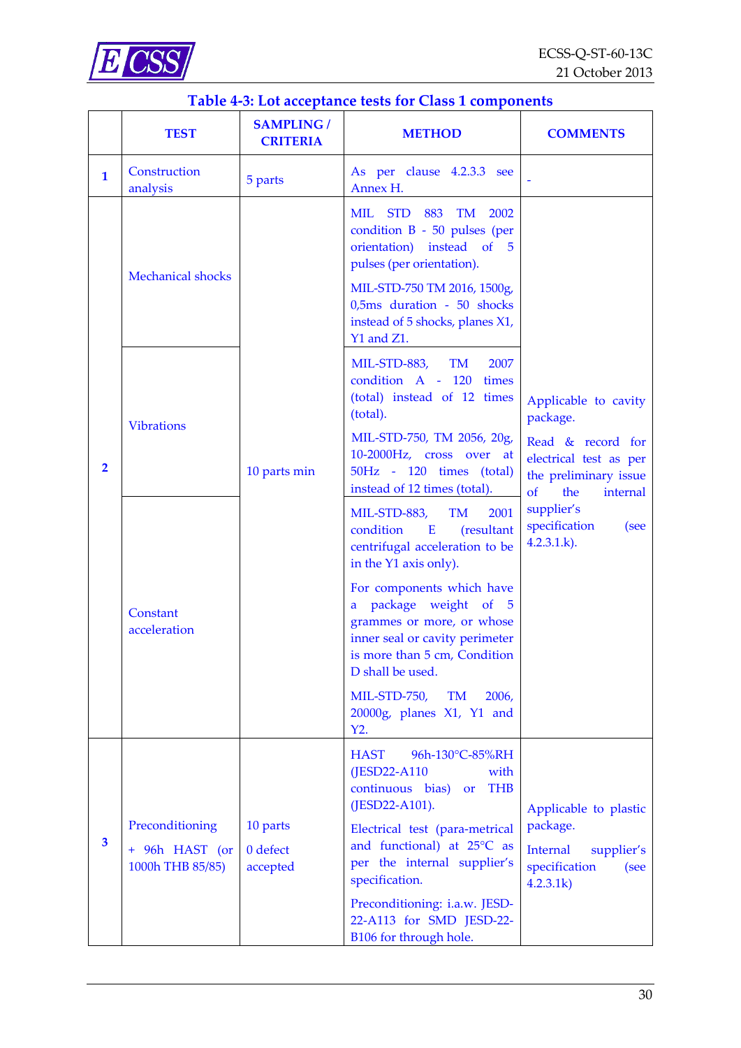**Table 4-3: Lot acceptance tests for Class 1 components**

| | TEST | SAMPLING / CRITERIA | METHOD | COMMENTS |
|---|---|---|---|---|
| 1 | Construction analysis | 5 parts | As per clause 4.2.3.3 see Annex H. | - |
| 2 | Mechanical shocks | 10 parts min | MIL STD 883 TM 2002 condition B - 50 pulses (per orientation) instead of 5 pulses (per orientation). MIL-STD-750 TM 2016, 1500g, 0,5ms duration - 50 shocks instead of 5 shocks, planes X1, Y1 and Z1. | Applicable to cavity package. Read & record for electrical test as per the preliminary issue of the internal supplier's specification (see 4.2.3.1.k). |
| | Vibrations | | MIL-STD-883, TM 2007 condition A - 120 times (total) instead of 12 times (total). MIL-STD-750, TM 2056, 20g, 10-2000Hz, cross over at 50Hz - 120 times (total) instead of 12 times (total). | |
| | Constant acceleration | | MIL-STD-883, TM 2001 condition E (resultant centrifugal acceleration to be in the Y1 axis only). For components which have a package weight of 5 grammes or more, or whose inner seal or cavity perimeter is more than 5 cm, Condition D shall be used. MIL-STD-750, TM 2006, 20000g, planes X1, Y1 and Y2. | |
| 3 | Preconditioning + 96h HAST (or 1000h THB 85/85) | 10 parts 0 defect accepted | HAST 96h-130°C-85%RH (JESD22-A110 with continuous bias) or THB (JESD22-A101). Electrical test (para-metrical and functional) at 25°C as per the internal supplier's specification. Preconditioning: i.a.w. JESD-22-A113 for SMD JESD-22-B106 for through hole. | Applicable to plastic package. Internal supplier's specification (see 4.2.3.1k) |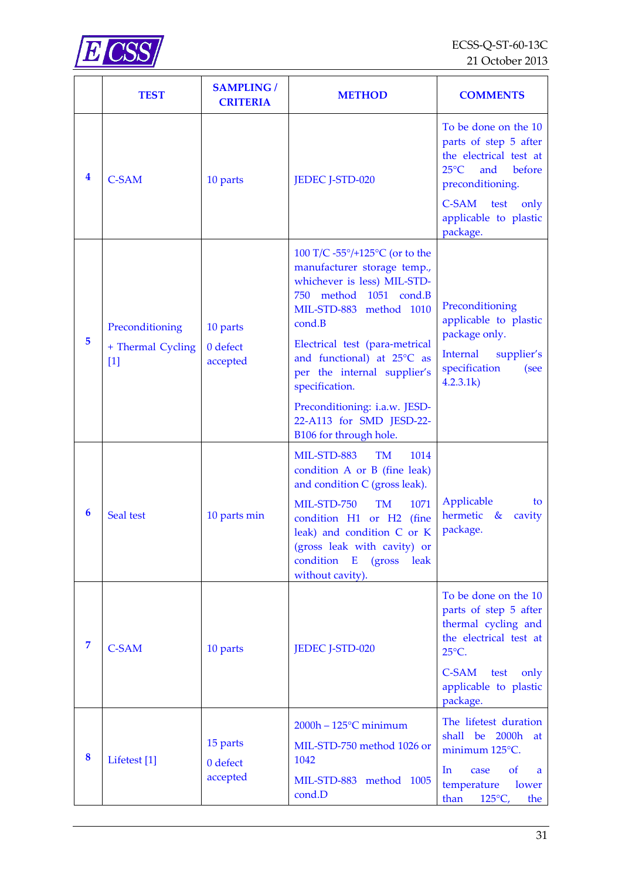| | TEST | SAMPLING / CRITERIA | METHOD | COMMENTS |
|---|---|---|---|---|
| **4** | C-SAM | 10 parts | JEDEC J-STD-020 | To be done on the 10 parts of step 5 after the electrical test at 25°C and before preconditioning.<br><br>C-SAM test only applicable to plastic package. |
| **5** | Preconditioning<br><br>+ Thermal Cycling [1] | 10 parts<br><br>0 defect accepted | 100 T/C -55°/+125°C (or to the manufacturer storage temp., whichever is less) MIL-STD-750 method 1051 cond.B MIL-STD-883 method 1010 cond.B<br><br>Electrical test (para-metrical and functional) at 25°C as per the internal supplier's specification.<br><br>Preconditioning: i.a.w. JESD-22-A113 for SMD JESD-22-B106 for through hole. | Preconditioning applicable to plastic package only.<br><br>Internal supplier's specification (see 4.2.3.1k) |
| **6** | Seal test | 10 parts min | MIL-STD-883 TM 1014 condition A or B (fine leak) and condition C (gross leak).<br><br>MIL-STD-750 TM 1071 condition H1 or H2 (fine leak) and condition C or K (gross leak with cavity) or condition E (gross leak without cavity). | Applicable to hermetic & cavity package. |
| **7** | C-SAM | 10 parts | JEDEC J-STD-020 | To be done on the 10 parts of step 5 after thermal cycling and the electrical test at 25°C.<br><br>C-SAM test only applicable to plastic package. |
| **8** | Lifetest [1] | 15 parts<br><br>0 defect accepted | 2000h – 125°C minimum<br><br>MIL-STD-750 method 1026 or 1042<br><br>MIL-STD-883 method 1005 cond.D | The lifetest duration shall be 2000h at minimum 125°C.<br><br>In case of a temperature lower than 125°C, the |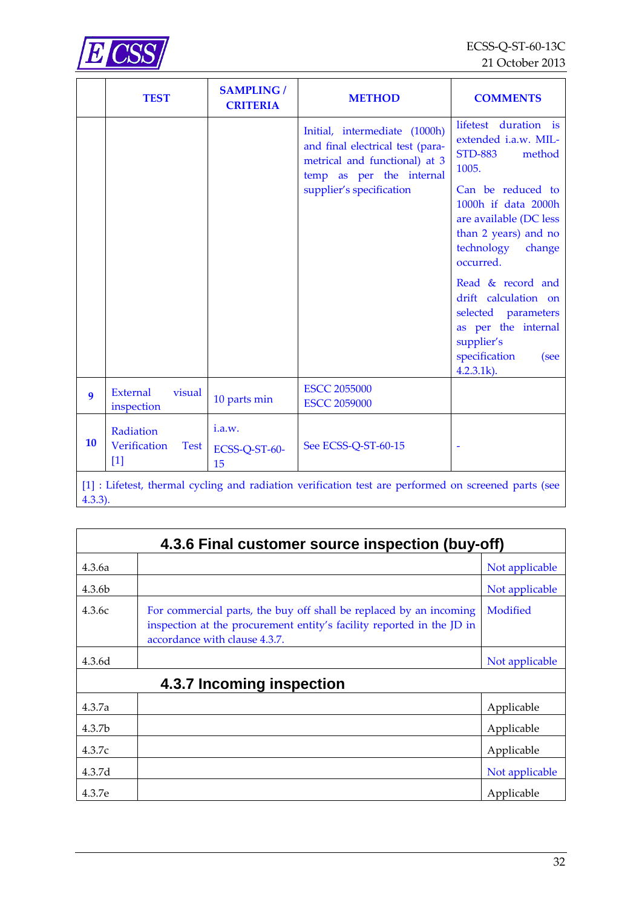| | TEST | SAMPLING / CRITERIA | METHOD | COMMENTS |
|---|---|---|---|---|
| | | | Initial, intermediate (1000h) and final electrical test (para-metrical and functional) at 3 temp as per the internal supplier's specification | lifetest duration is extended i.a.w. MIL-STD-883 method 1005.<br><br>Can be reduced to 1000h if data 2000h are available (DC less than 2 years) and no technology change occurred.<br><br>Read & record and drift calculation on selected parameters as per the internal supplier's specification (see 4.2.3.1k). |
| **9** | External visual inspection | 10 parts min | ESCC 2055000<br>ESCC 2059000 | |
| **10** | Radiation Verification Test [1] | i.a.w.<br>ECSS-Q-ST-60-15 | See ECSS-Q-ST-60-15 | - |

[1] : Lifetest, thermal cycling and radiation verification test are performed on screened parts (see 4.3.3).

| | **4.3.6 Final customer source inspection (buy-off)** | |
|---|---|---|
| 4.3.6a | | Not applicable |
| 4.3.6b | | Not applicable |
| 4.3.6c | For commercial parts, the buy off shall be replaced by an incoming inspection at the procurement entity's facility reported in the JD in accordance with clause 4.3.7. | Modified |
| 4.3.6d | | Not applicable |
| | **4.3.7 Incoming inspection** | |
| 4.3.7a | | Applicable |
| 4.3.7b | | Applicable |
| 4.3.7c | | Applicable |
| 4.3.7d | | Not applicable |
| 4.3.7e | | Applicable |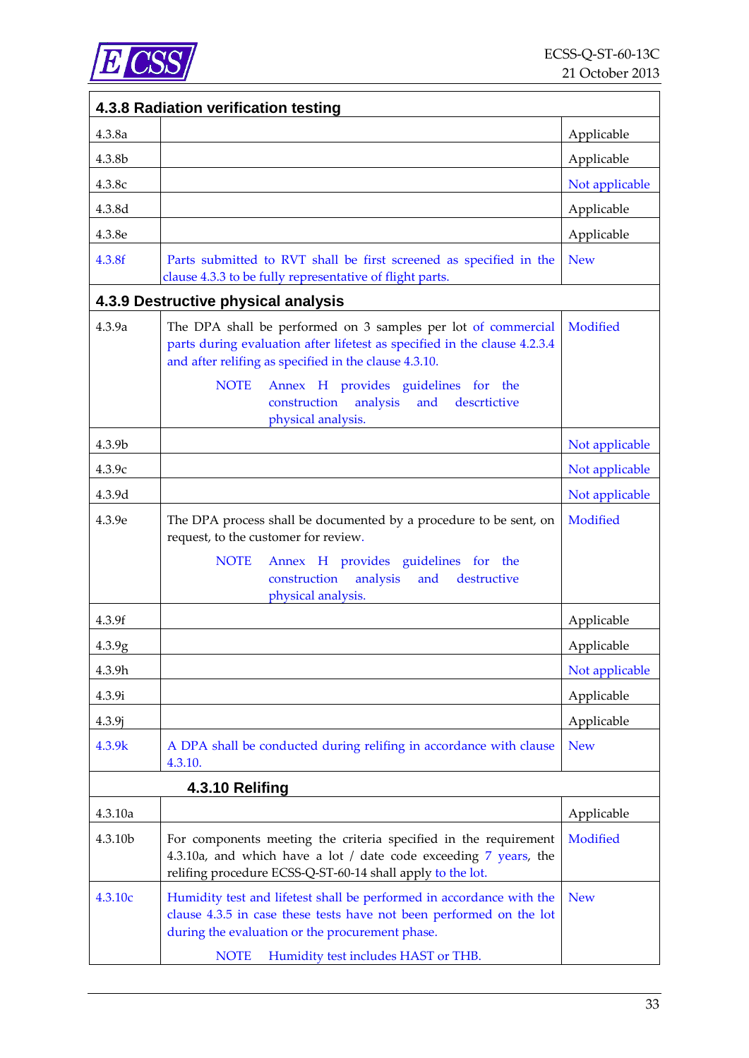| 4.3.8 Radiation verification testing | | |
|---|---|---|
| 4.3.8a | | Applicable |
| 4.3.8b | | Applicable |
| 4.3.8c | | Not applicable |
| 4.3.8d | | Applicable |
| 4.3.8e | | Applicable |
| 4.3.8f | Parts submitted to RVT shall be first screened as specified in the clause 4.3.3 to be fully representative of flight parts. | New |
| **4.3.9 Destructive physical analysis** | | |
| 4.3.9a | The DPA shall be performed on 3 samples per lot of commercial parts during evaluation after lifetest as specified in the clause 4.2.3.4 and after relifing as specified in the clause 4.3.10.<br><br>NOTE Annex H provides guidelines for the construction analysis and descrtictive physical analysis. | Modified |
| 4.3.9b | | Not applicable |
| 4.3.9c | | Not applicable |
| 4.3.9d | | Not applicable |
| 4.3.9e | The DPA process shall be documented by a procedure to be sent, on request, to the customer for review.<br><br>NOTE Annex H provides guidelines for the construction analysis and destructive physical analysis. | Modified |
| 4.3.9f | | Applicable |
| 4.3.9g | | Applicable |
| 4.3.9h | | Not applicable |
| 4.3.9i | | Applicable |
| 4.3.9j | | Applicable |
| 4.3.9k | A DPA shall be conducted during relifing in accordance with clause 4.3.10. | New |
| **4.3.10 Relifing** | | |
| 4.3.10a | | Applicable |
| 4.3.10b | For components meeting the criteria specified in the requirement 4.3.10a, and which have a lot / date code exceeding 7 years, the relifing procedure ECSS-Q-ST-60-14 shall apply to the lot. | Modified |
| 4.3.10c | Humidity test and lifetest shall be performed in accordance with the clause 4.3.5 in case these tests have not been performed on the lot during the evaluation or the procurement phase.<br><br>NOTE Humidity test includes HAST or THB. | New |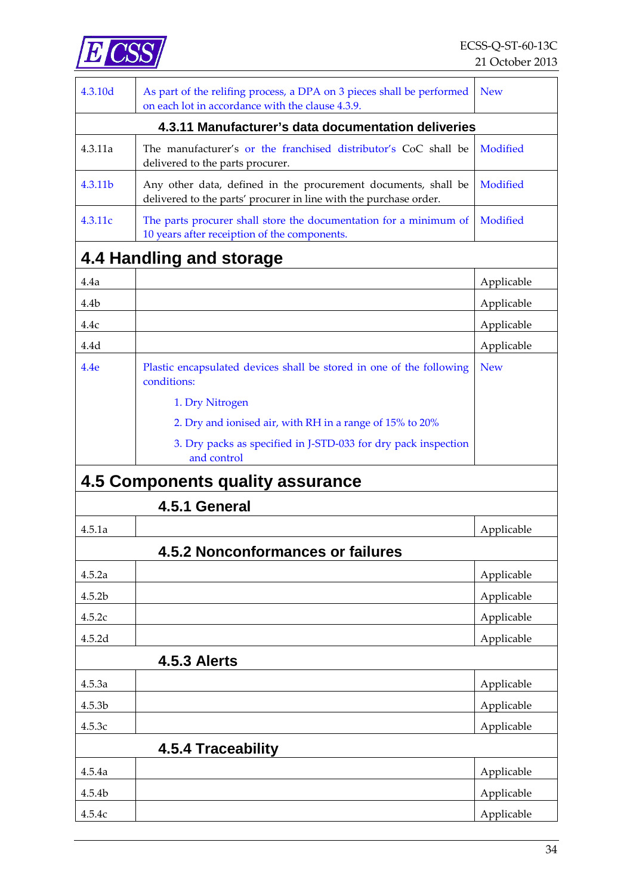| | | |
|---|---|---|
| 4.3.10d | As part of the relifing process, a DPA on 3 pieces shall be performed on each lot in accordance with the clause 4.3.9. | New |
| | **4.3.11 Manufacturer's data documentation deliveries** | |
| 4.3.11a | The manufacturer's or the franchised distributor's CoC shall be delivered to the parts procurer. | Modified |
| 4.3.11b | Any other data, defined in the procurement documents, shall be delivered to the parts' procurer in line with the purchase order. | Modified |
| 4.3.11c | The parts procurer shall store the documentation for a minimum of 10 years after receiption of the components. | Modified |
| **4.4 Handling and storage** | | |
| 4.4a | | Applicable |
| 4.4b | | Applicable |
| 4.4c | | Applicable |
| 4.4d | | Applicable |
| 4.4e | Plastic encapsulated devices shall be stored in one of the following conditions:<br>1. Dry Nitrogen<br>2. Dry and ionised air, with RH in a range of 15% to 20%<br>3. Dry packs as specified in J-STD-033 for dry pack inspection and control | New |
| **4.5 Components quality assurance** | | |
| | **4.5.1 General** | |
| 4.5.1a | | Applicable |
| | **4.5.2 Nonconformances or failures** | |
| 4.5.2a | | Applicable |
| 4.5.2b | | Applicable |
| 4.5.2c | | Applicable |
| 4.5.2d | | Applicable |
| | **4.5.3 Alerts** | |
| 4.5.3a | | Applicable |
| 4.5.3b | | Applicable |
| 4.5.3c | | Applicable |
| | **4.5.4 Traceability** | |
| 4.5.4a | | Applicable |
| 4.5.4b | | Applicable |
| 4.5.4c | | Applicable |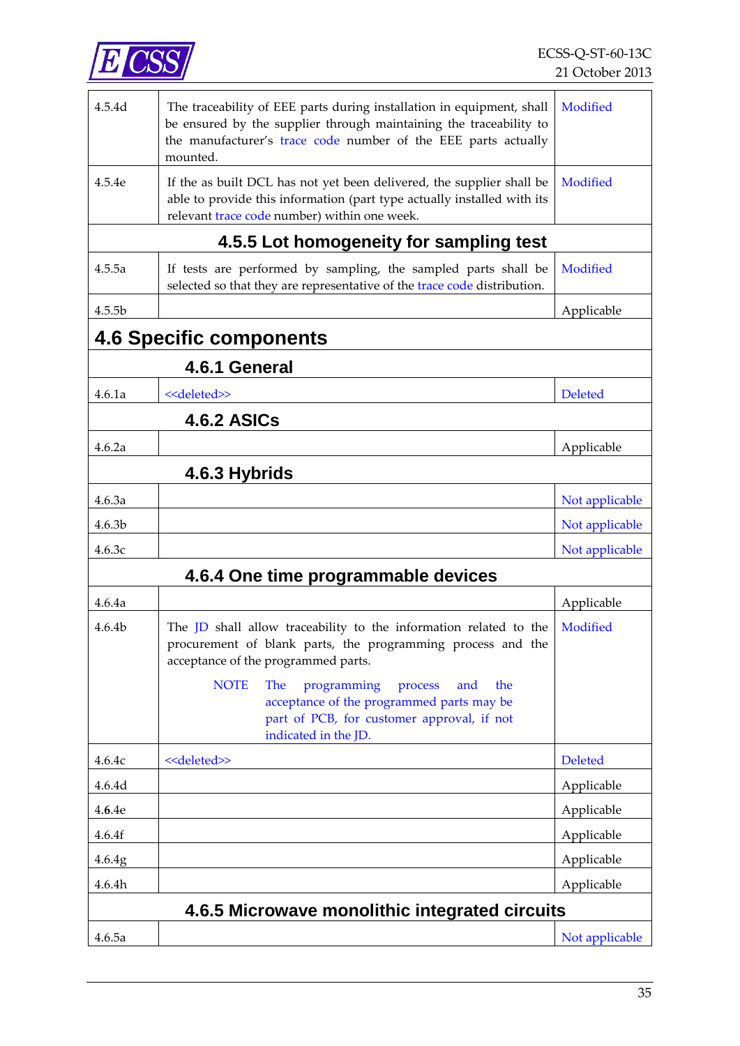| | | |
|---|---|---|
| 4.5.4d | The traceability of EEE parts during installation in equipment, shall be ensured by the supplier through maintaining the traceability to the manufacturer's trace code number of the EEE parts actually mounted. | Modified |
| 4.5.4e | If the as built DCL has not yet been delivered, the supplier shall be able to provide this information (part type actually installed with its relevant trace code number) within one week. | Modified |
| | **4.5.5 Lot homogeneity for sampling test** | |
| 4.5.5a | If tests are performed by sampling, the sampled parts shall be selected so that they are representative of the trace code distribution. | Modified |
| 4.5.5b | | Applicable |
| **4.6 Specific components** | | |
| | **4.6.1 General** | |
| 4.6.1a | <<deleted>> | Deleted |
| | **4.6.2 ASICs** | |
| 4.6.2a | | Applicable |
| | **4.6.3 Hybrids** | |
| 4.6.3a | | Not applicable |
| 4.6.3b | | Not applicable |
| 4.6.3c | | Not applicable |
| | **4.6.4 One time programmable devices** | |
| 4.6.4a | | Applicable |
| 4.6.4b | The JD shall allow traceability to the information related to the procurement of blank parts, the programming process and the acceptance of the programmed parts.<br><br>NOTE The programming process and the acceptance of the programmed parts may be part of PCB, for customer approval, if not indicated in the JD. | Modified |
| 4.6.4c | <<deleted>> | Deleted |
| 4.6.4d | | Applicable |
| 4.6.4e | | Applicable |
| 4.6.4f | | Applicable |
| 4.6.4g | | Applicable |
| 4.6.4h | | Applicable |
| | **4.6.5 Microwave monolithic integrated circuits** | |
| 4.6.5a | | Not applicable |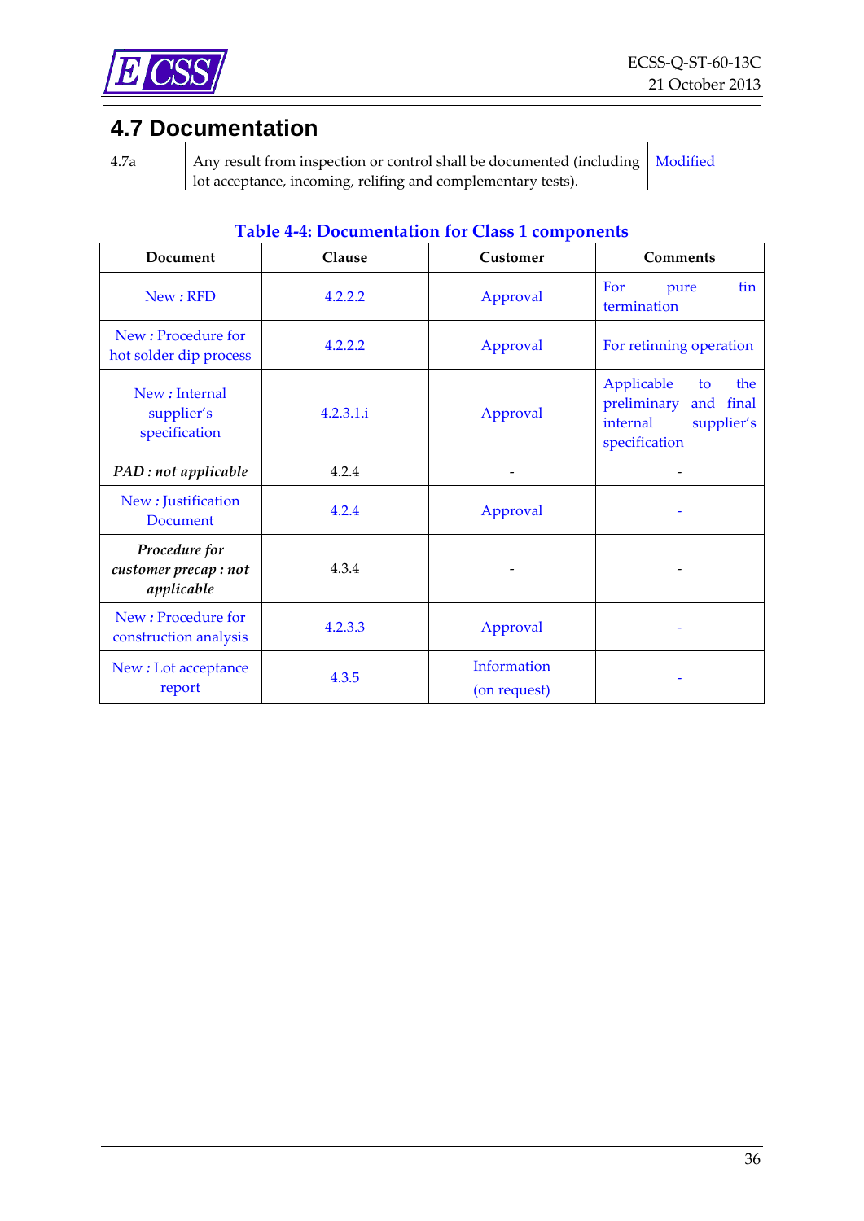## 4.7 Documentation

| | | |
|---|---|---|
| 4.7a | Any result from inspection or control shall be documented (including lot acceptance, incoming, relifing and complementary tests). | Modified |

**Table 4-4: Documentation for Class 1 components**

| Document | Clause | Customer | Comments |
|---|---|---|---|
| New : RFD | 4.2.2.2 | Approval | For pure tin termination |
| New : Procedure for hot solder dip process | 4.2.2.2 | Approval | For retinning operation |
| New : Internal supplier's specification | 4.2.3.1.i | Approval | Applicable to the preliminary and final internal supplier's specification |
| *PAD : not applicable* | 4.2.4 | - | - |
| New : Justification Document | 4.2.4 | Approval | - |
| *Procedure for customer precap : not applicable* | 4.3.4 | - | - |
| New : Procedure for construction analysis | 4.2.3.3 | Approval | - |
| New : Lot acceptance report | 4.3.5 | Information (on request) | - |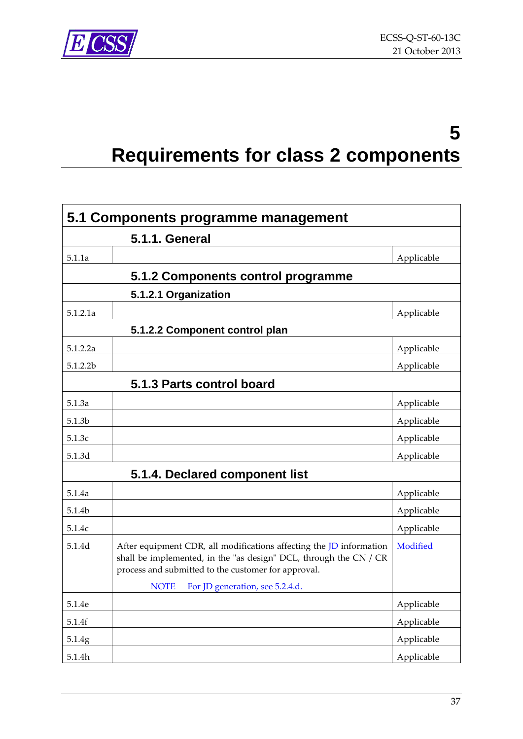# 5 Requirements for class 2 components

| | | |
|---|---|---|
| **5.1 Components programme management** | | |
| | **5.1.1. General** | |
| 5.1.1a | | Applicable |
| | **5.1.2 Components control programme** | |
| | **5.1.2.1 Organization** | |
| 5.1.2.1a | | Applicable |
| | **5.1.2.2 Component control plan** | |
| 5.1.2.2a | | Applicable |
| 5.1.2.2b | | Applicable |
| | **5.1.3 Parts control board** | |
| 5.1.3a | | Applicable |
| 5.1.3b | | Applicable |
| 5.1.3c | | Applicable |
| 5.1.3d | | Applicable |
| | **5.1.4. Declared component list** | |
| 5.1.4a | | Applicable |
| 5.1.4b | | Applicable |
| 5.1.4c | | Applicable |
| 5.1.4d | After equipment CDR, all modifications affecting the JD information shall be implemented, in the "as design" DCL, through the CN / CR process and submitted to the customer for approval.<br>NOTE For JD generation, see 5.2.4.d. | Modified |
| 5.1.4e | | Applicable |
| 5.1.4f | | Applicable |
| 5.1.4g | | Applicable |
| 5.1.4h | | Applicable |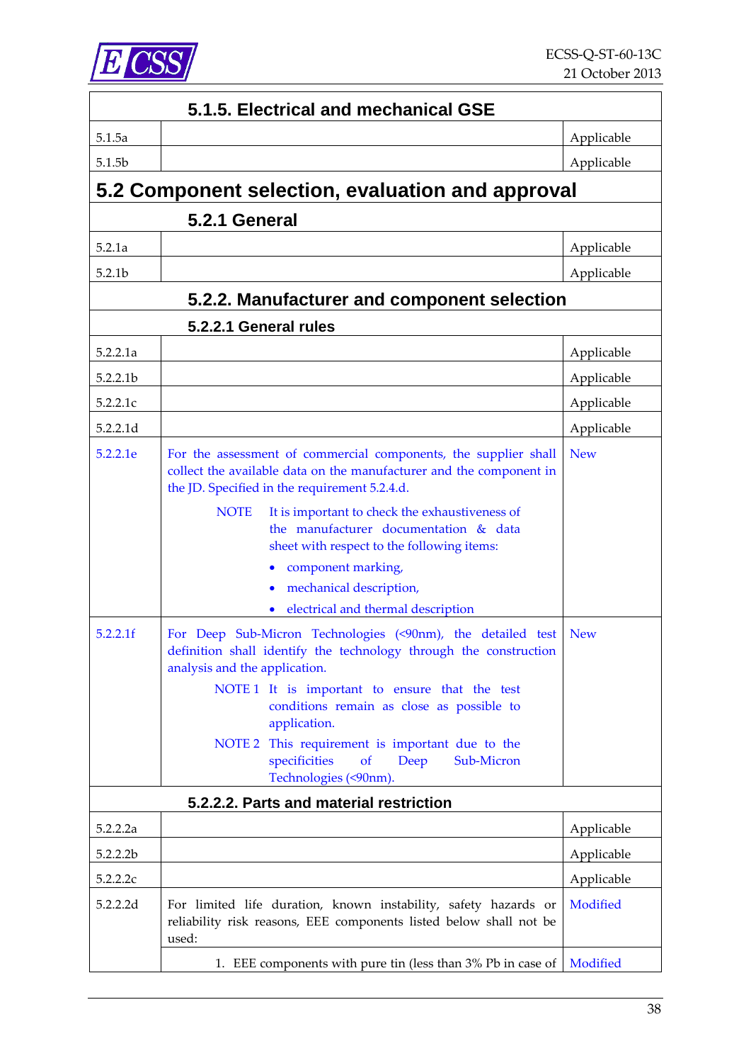| | | |
|---|---|---|
| **5.1.5. Electrical and mechanical GSE** | | |
| 5.1.5a | | Applicable |
| 5.1.5b | | Applicable |
| **5.2 Component selection, evaluation and approval** | | |
| **5.2.1 General** | | |
| 5.2.1a | | Applicable |
| 5.2.1b | | Applicable |
| **5.2.2. Manufacturer and component selection** | | |
| **5.2.2.1 General rules** | | |
| 5.2.2.1a | | Applicable |
| 5.2.2.1b | | Applicable |
| 5.2.2.1c | | Applicable |
| 5.2.2.1d | | Applicable |
| 5.2.2.1e | For the assessment of commercial components, the supplier shall collect the available data on the manufacturer and the component in the JD. Specified in the requirement 5.2.4.d.<br><br>NOTE It is important to check the exhaustiveness of the manufacturer documentation & data sheet with respect to the following items:<br>• component marking,<br>• mechanical description,<br>• electrical and thermal description | New |
| 5.2.2.1f | For Deep Sub-Micron Technologies (<90nm), the detailed test definition shall identify the technology through the construction analysis and the application.<br><br>NOTE 1 It is important to ensure that the test conditions remain as close as possible to application.<br><br>NOTE 2 This requirement is important due to the specificities of Deep Sub-Micron Technologies (<90nm). | New |
| **5.2.2.2. Parts and material restriction** | | |
| 5.2.2.2a | | Applicable |
| 5.2.2.2b | | Applicable |
| 5.2.2.2c | | Applicable |
| 5.2.2.2d | For limited life duration, known instability, safety hazards or reliability risk reasons, EEE components listed below shall not be used: | Modified |
| | 1. EEE components with pure tin (less than 3% Pb in case of | Modified |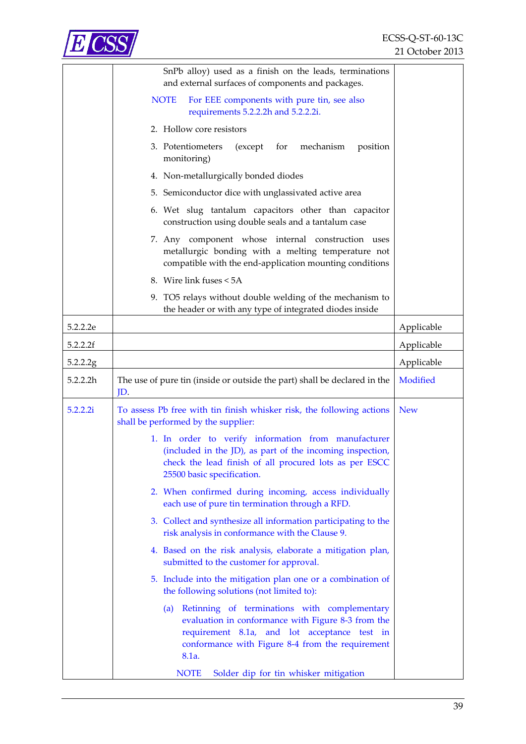| | | |
|---|---|---|
| | SnPb alloy) used as a finish on the leads, terminations and external surfaces of components and packages.<br><br>NOTE For EEE components with pure tin, see also requirements 5.2.2.2h and 5.2.2.2i.<br><br>2. Hollow core resistors<br><br>3. Potentiometers (except for mechanism position monitoring)<br><br>4. Non-metallurgically bonded diodes<br><br>5. Semiconductor dice with unglassivated active area<br><br>6. Wet slug tantalum capacitors other than capacitor construction using double seals and a tantalum case<br><br>7. Any component whose internal construction uses metallurgic bonding with a melting temperature not compatible with the end-application mounting conditions<br><br>8. Wire link fuses < 5A<br><br>9. TO5 relays without double welding of the mechanism to the header or with any type of integrated diodes inside | |
| 5.2.2.2e | | Applicable |
| 5.2.2.2f | | Applicable |
| 5.2.2.2g | | Applicable |
| 5.2.2.2h | The use of pure tin (inside or outside the part) shall be declared in the JD. | Modified |
| 5.2.2.2i | To assess Pb free with tin finish whisker risk, the following actions shall be performed by the supplier:<br><br>1. In order to verify information from manufacturer (included in the JD), as part of the incoming inspection, check the lead finish of all procured lots as per ESCC 25500 basic specification.<br><br>2. When confirmed during incoming, access individually each use of pure tin termination through a RFD.<br><br>3. Collect and synthesize all information participating to the risk analysis in conformance with the Clause 9.<br><br>4. Based on the risk analysis, elaborate a mitigation plan, submitted to the customer for approval.<br><br>5. Include into the mitigation plan one or a combination of the following solutions (not limited to):<br><br>(a) Retinning of terminations with complementary evaluation in conformance with Figure 8-3 from the requirement 8.1a, and lot acceptance test in conformance with Figure 8-4 from the requirement 8.1a.<br><br>NOTE Solder dip for tin whisker mitigation | New |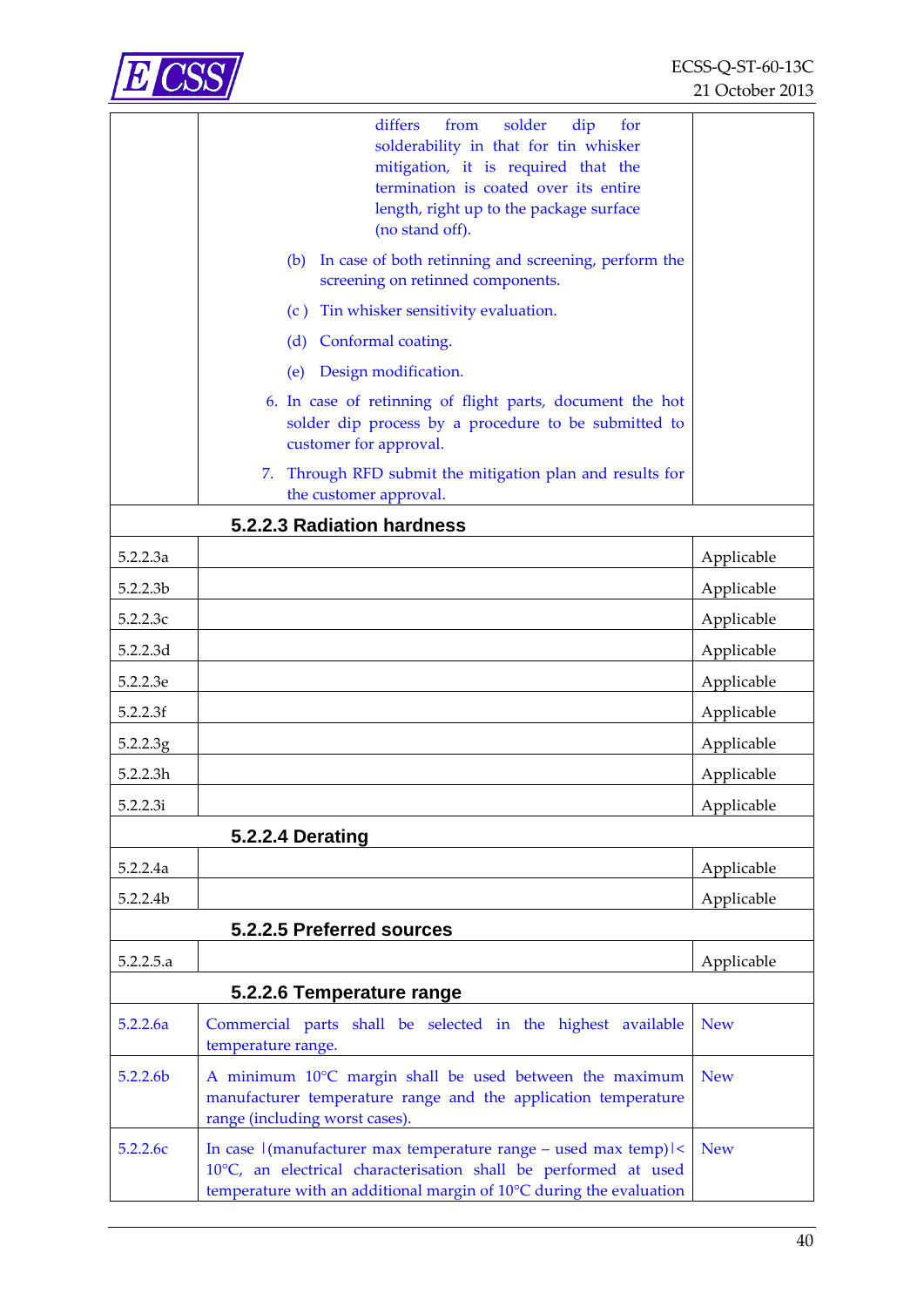| | | |
|---|---|---|
| | differs from solder dip for solderability in that for tin whisker mitigation, it is required that the termination is coated over its entire length, right up to the package surface (no stand off).<br>(b) In case of both retinning and screening, perform the screening on retinned components.<br>(c) Tin whisker sensitivity evaluation.<br>(d) Conformal coating.<br>(e) Design modification.<br>6. In case of retinning of flight parts, document the hot solder dip process by a procedure to be submitted to customer for approval.<br>7. Through RFD submit the mitigation plan and results for the customer approval. | |
| | **5.2.2.3 Radiation hardness** | |
| 5.2.2.3a | | Applicable |
| 5.2.2.3b | | Applicable |
| 5.2.2.3c | | Applicable |
| 5.2.2.3d | | Applicable |
| 5.2.2.3e | | Applicable |
| 5.2.2.3f | | Applicable |
| 5.2.2.3g | | Applicable |
| 5.2.2.3h | | Applicable |
| 5.2.2.3i | | Applicable |
| | **5.2.2.4 Derating** | |
| 5.2.2.4a | | Applicable |
| 5.2.2.4b | | Applicable |
| | **5.2.2.5 Preferred sources** | |
| 5.2.2.5.a | | Applicable |
| | **5.2.2.6 Temperature range** | |
| 5.2.2.6a | Commercial parts shall be selected in the highest available temperature range. | New |
| 5.2.2.6b | A minimum 10°C margin shall be used between the maximum manufacturer temperature range and the application temperature range (including worst cases). | New |
| 5.2.2.6c | In case \|(manufacturer max temperature range – used max temp)\|< 10°C, an electrical characterisation shall be performed at used temperature with an additional margin of 10°C during the evaluation | New |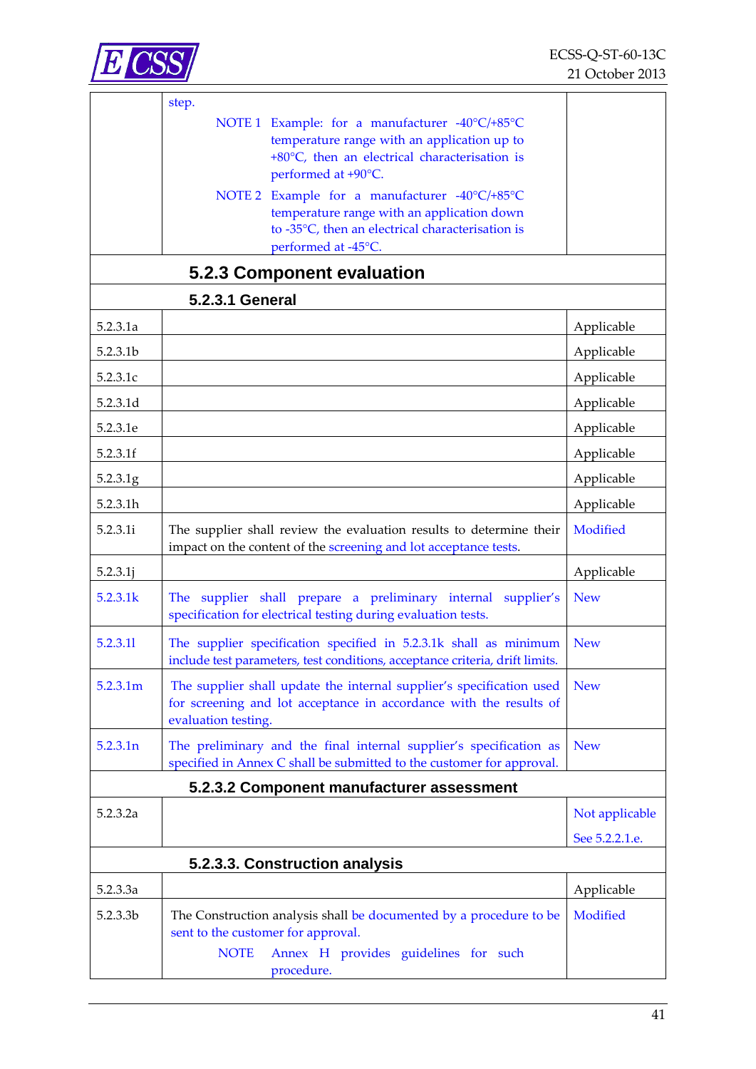| | | |
|---|---|---|
| | step.<br>NOTE 1 Example: for a manufacturer -40°C/+85°C temperature range with an application up to +80°C, then an electrical characterisation is performed at +90°C.<br>NOTE 2 Example for a manufacturer -40°C/+85°C temperature range with an application down to -35°C, then an electrical characterisation is performed at -45°C. | |
| | **5.2.3 Component evaluation** | |
| | **5.2.3.1 General** | |
| 5.2.3.1a | | Applicable |
| 5.2.3.1b | | Applicable |
| 5.2.3.1c | | Applicable |
| 5.2.3.1d | | Applicable |
| 5.2.3.1e | | Applicable |
| 5.2.3.1f | | Applicable |
| 5.2.3.1g | | Applicable |
| 5.2.3.1h | | Applicable |
| 5.2.3.1i | The supplier shall review the evaluation results to determine their impact on the content of the screening and lot acceptance tests. | Modified |
| 5.2.3.1j | | Applicable |
| 5.2.3.1k | The supplier shall prepare a preliminary internal supplier's specification for electrical testing during evaluation tests. | New |
| 5.2.3.1l | The supplier specification specified in 5.2.3.1k shall as minimum include test parameters, test conditions, acceptance criteria, drift limits. | New |
| 5.2.3.1m | The supplier shall update the internal supplier's specification used for screening and lot acceptance in accordance with the results of evaluation testing. | New |
| 5.2.3.1n | The preliminary and the final internal supplier's specification as specified in Annex C shall be submitted to the customer for approval. | New |
| | **5.2.3.2 Component manufacturer assessment** | |
| 5.2.3.2a | | Not applicable<br>See 5.2.2.1.e. |
| | **5.2.3.3. Construction analysis** | |
| 5.2.3.3a | | Applicable |
| 5.2.3.3b | The Construction analysis shall be documented by a procedure to be sent to the customer for approval.<br>NOTE Annex H provides guidelines for such procedure. | Modified |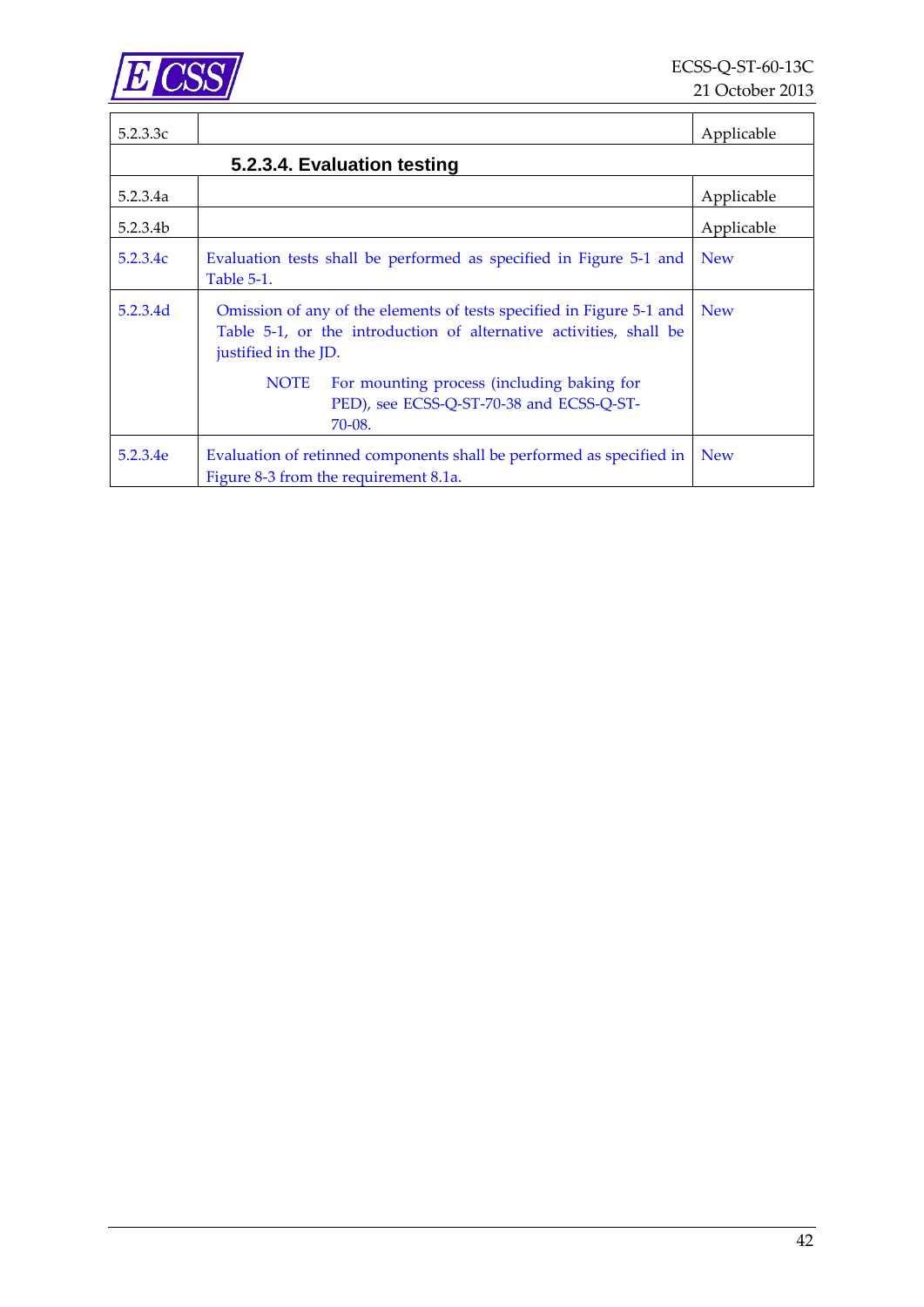| | | |
|---|---|---|
| 5.2.3.3c | | Applicable |
| **5.2.3.4. Evaluation testing** | | |
| 5.2.3.4a | | Applicable |
| 5.2.3.4b | | Applicable |
| 5.2.3.4c | Evaluation tests shall be performed as specified in Figure 5-1 and Table 5-1. | New |
| 5.2.3.4d | Omission of any of the elements of tests specified in Figure 5-1 and Table 5-1, or the introduction of alternative activities, shall be justified in the JD.<br><br>NOTE For mounting process (including baking for PED), see ECSS-Q-ST-70-38 and ECSS-Q-ST-70-08. | New |
| 5.2.3.4e | Evaluation of retinned components shall be performed as specified in Figure 8-3 from the requirement 8.1a. | New |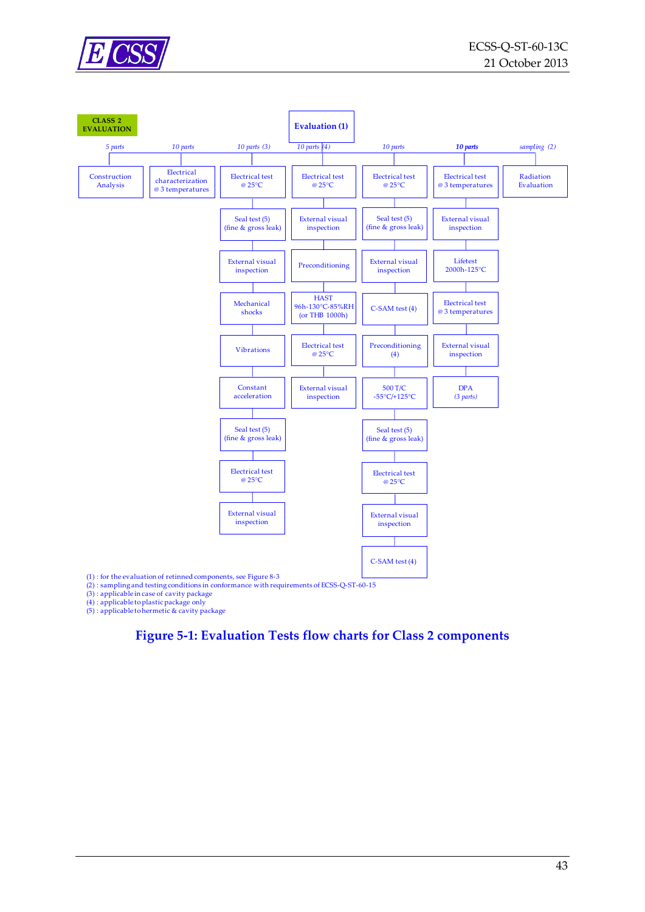CLASS 2 EVALUATION

Evaluation (1)

5 parts

Construction Analysis

10 parts

Electrical characterization @ 3 temperatures

10 parts (3)

Electrical test @ 25°C

Seal test (5) (fine & gross leak)

External visual inspection

Mechanical shocks

Vibrations

Constant acceleration

Seal test (5) (fine & gross leak)

Electrical test @ 25°C

External visual inspection

10 parts (4)

Electrical test @ 25°C

External visual inspection

Preconditioning

HAST 96h-130°C-85%RH (or THB 1000h)

Electrical test @ 25°C

External visual inspection

10 parts

Electrical test @ 25°C

Seal test (5) (fine & gross leak)

External visual inspection

C-SAM test (4)

Preconditioning (4)

500 T/C -55°C/+125°C

Seal test (5) (fine & gross leak)

Electrical test @ 25°C

External visual inspection

C-SAM test (4)

**10 parts**

Electrical test @ 3 temperatures

External visual inspection

Lifetest 2000h-125°C

Electrical test @ 3 temperatures

External visual inspection

DPA (3 parts)

sampling (2)

Radiation Evaluation

(1) : for the evaluation of retinned components, see Figure 8-3
(2) : sampling and testing conditions in conformance with requirements of ECSS-Q-ST-60-15
(3) : applicable in case of cavity package
(4) : applicable to plastic package only
(5) : applicable to hermetic & cavity package

**Figure 5-1: Evaluation Tests flow charts for Class 2 components**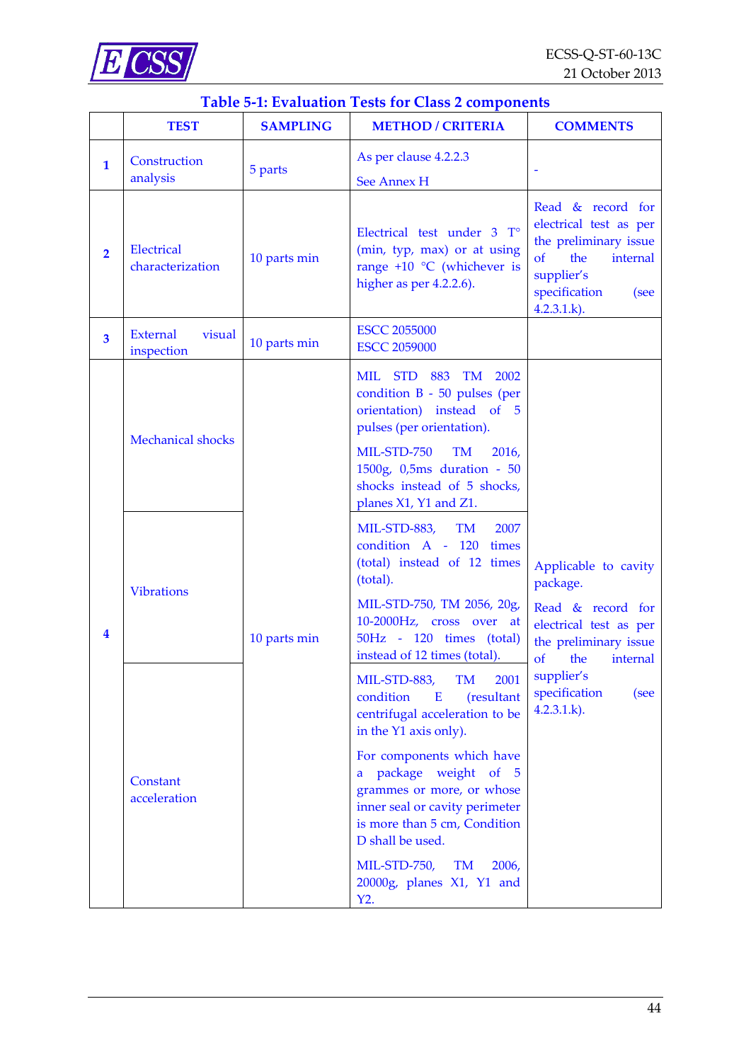**Table 5-1: Evaluation Tests for Class 2 components**

| | TEST | SAMPLING | METHOD / CRITERIA | COMMENTS |
|---|---|---|---|---|
| 1 | Construction analysis | 5 parts | As per clause 4.2.2.3<br>See Annex H | - |
| 2 | Electrical characterization | 10 parts min | Electrical test under 3 T° (min, typ, max) or at using range +10 °C (whichever is higher as per 4.2.2.6). | Read & record for electrical test as per the preliminary issue of the internal supplier's specification (see 4.2.3.1.k). |
| 3 | External visual inspection | 10 parts min | ESCC 2055000<br>ESCC 2059000 | |
| 4 | Mechanical shocks | 10 parts min | MIL STD 883 TM 2002 condition B - 50 pulses (per orientation) instead of 5 pulses (per orientation).<br>MIL-STD-750 TM 2016, 1500g, 0,5ms duration - 50 shocks instead of 5 shocks, planes X1, Y1 and Z1. | Applicable to cavity package.<br>Read & record for electrical test as per the preliminary issue of the internal supplier's specification (see 4.2.3.1.k). |
| | Vibrations | | MIL-STD-883, TM 2007 condition A - 120 times (total) instead of 12 times (total).<br>MIL-STD-750, TM 2056, 20g, 10-2000Hz, cross over at 50Hz - 120 times (total) instead of 12 times (total). | |
| | Constant acceleration | | MIL-STD-883, TM 2001 condition E (resultant centrifugal acceleration to be in the Y1 axis only).<br>For components which have a package weight of 5 grammes or more, or whose inner seal or cavity perimeter is more than 5 cm, Condition D shall be used.<br>MIL-STD-750, TM 2006, 20000g, planes X1, Y1 and Y2. | |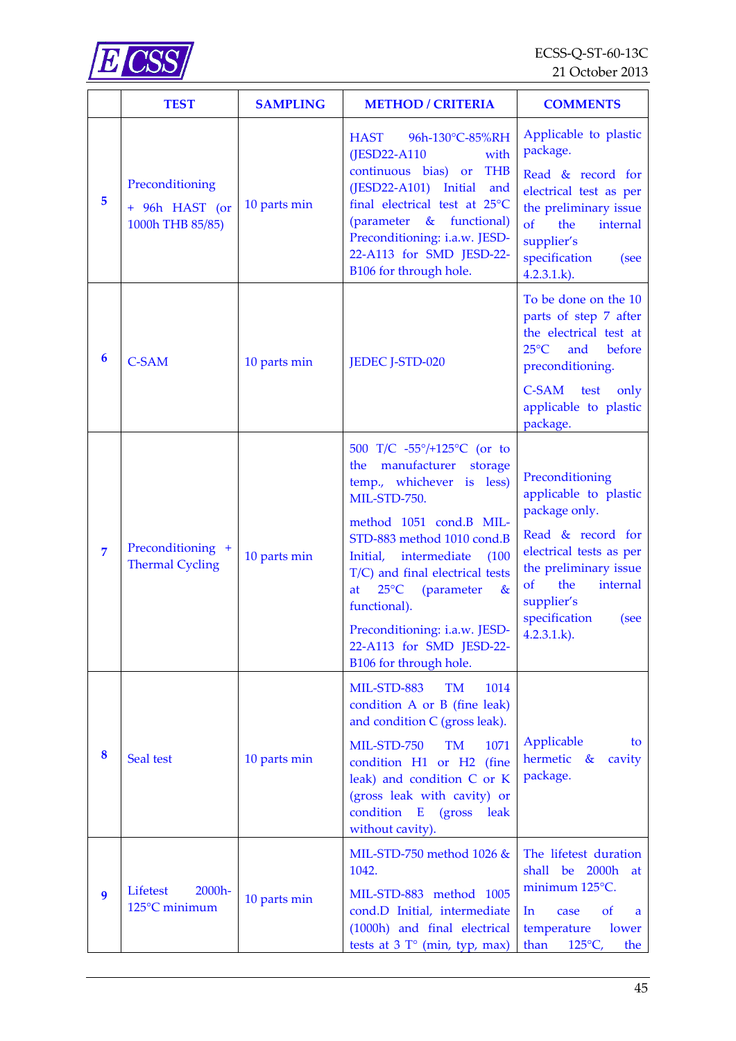| | TEST | SAMPLING | METHOD / CRITERIA | COMMENTS |
|---|---|---|---|---|
| **5** | Preconditioning + 96h HAST (or 1000h THB 85/85) | 10 parts min | HAST 96h-130°C-85%RH (JESD22-A110 with continuous bias) or THB (JESD22-A101) Initial and final electrical test at 25°C (parameter & functional) Preconditioning: i.a.w. JESD-22-A113 for SMD JESD-22-B106 for through hole. | Applicable to plastic package. Read & record for electrical test as per the preliminary issue of the internal supplier's specification (see 4.2.3.1.k). |
| **6** | C-SAM | 10 parts min | JEDEC J-STD-020 | To be done on the 10 parts of step 7 after the electrical test at 25°C and before preconditioning. C-SAM test only applicable to plastic package. |
| **7** | Preconditioning + Thermal Cycling | 10 parts min | 500 T/C -55°/+125°C (or to the manufacturer storage temp., whichever is less) MIL-STD-750. method 1051 cond.B MIL-STD-883 method 1010 cond.B Initial, intermediate (100 T/C) and final electrical tests at 25°C (parameter & functional). Preconditioning: i.a.w. JESD-22-A113 for SMD JESD-22-B106 for through hole. | Preconditioning applicable to plastic package only. Read & record for electrical tests as per the preliminary issue of the internal supplier's specification (see 4.2.3.1.k). |
| **8** | Seal test | 10 parts min | MIL-STD-883 TM 1014 condition A or B (fine leak) and condition C (gross leak). MIL-STD-750 TM 1071 condition H1 or H2 (fine leak) and condition C or K (gross leak with cavity) or condition E (gross leak without cavity). | Applicable to hermetic & cavity package. |
| **9** | Lifetest 2000h-125°C minimum | 10 parts min | MIL-STD-750 method 1026 & 1042. MIL-STD-883 method 1005 cond.D Initial, intermediate (1000h) and final electrical tests at 3 T° (min, typ, max) | The lifetest duration shall be 2000h at minimum 125°C. In case of a temperature lower than 125°C, the |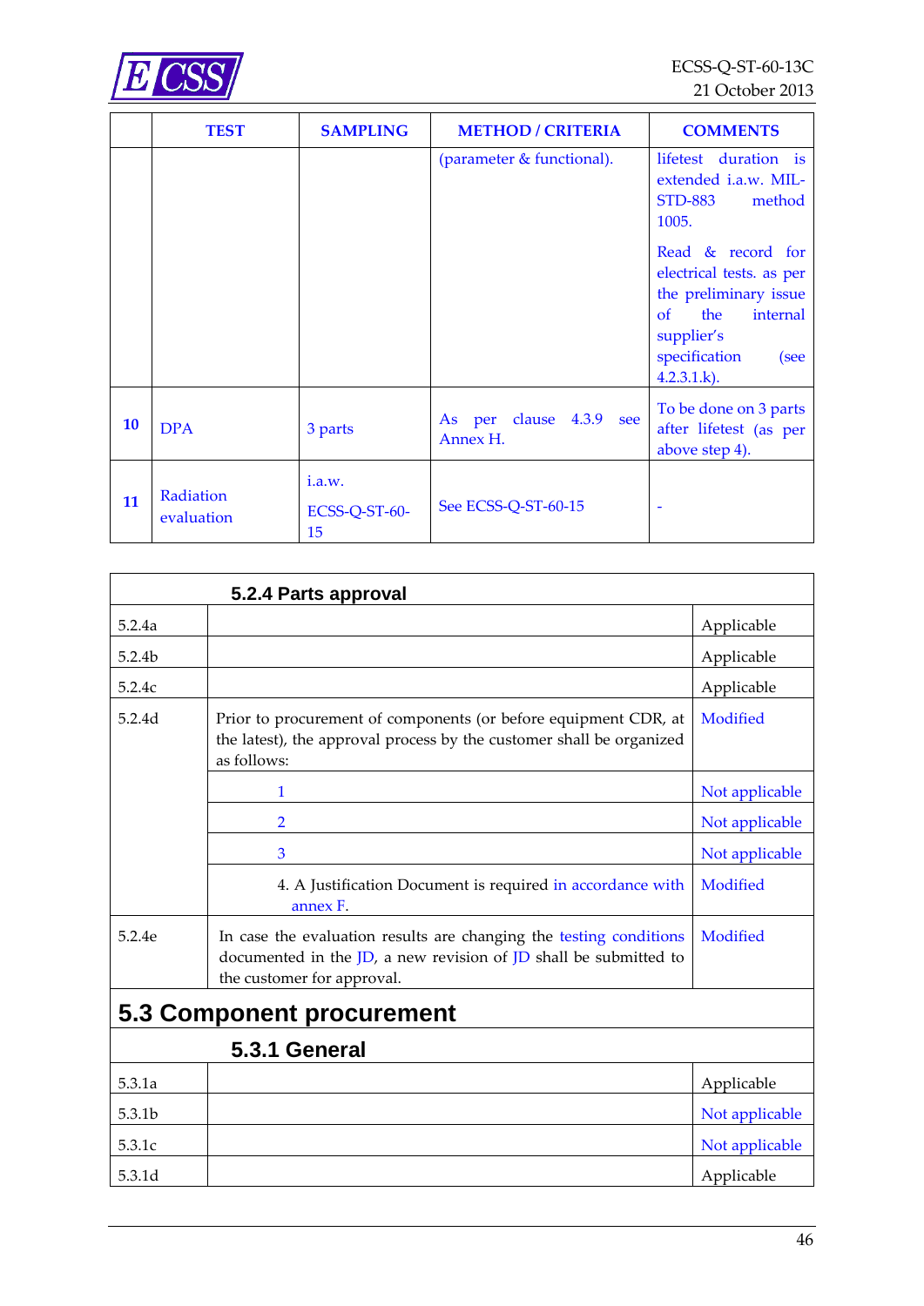| | TEST | SAMPLING | METHOD / CRITERIA | COMMENTS |
|---|---|---|---|---|
| | | | (parameter & functional). | lifetest duration is extended i.a.w. MIL-STD-883 method 1005.<br><br>Read & record for electrical tests. as per the preliminary issue of the internal supplier's specification (see 4.2.3.1.k). |
| **10** | DPA | 3 parts | As per clause 4.3.9 see Annex H. | To be done on 3 parts after lifetest (as per above step 4). |
| **11** | Radiation evaluation | i.a.w.<br><br>ECSS-Q-ST-60-15 | See ECSS-Q-ST-60-15 | - |

| | | |
|---|---|---|
| | **5.2.4 Parts approval** | |
| 5.2.4a | | Applicable |
| 5.2.4b | | Applicable |
| 5.2.4c | | Applicable |
| 5.2.4d | Prior to procurement of components (or before equipment CDR, at the latest), the approval process by the customer shall be organized as follows: | Modified |
| | 1 | Not applicable |
| | 2 | Not applicable |
| | 3 | Not applicable |
| | 4. A Justification Document is required in accordance with annex F. | Modified |
| 5.2.4e | In case the evaluation results are changing the testing conditions documented in the JD, a new revision of JD shall be submitted to the customer for approval. | Modified |
| **5.3 Component procurement** | | |
| | **5.3.1 General** | |
| 5.3.1a | | Applicable |
| 5.3.1b | | Not applicable |
| 5.3.1c | | Not applicable |
| 5.3.1d | | Applicable |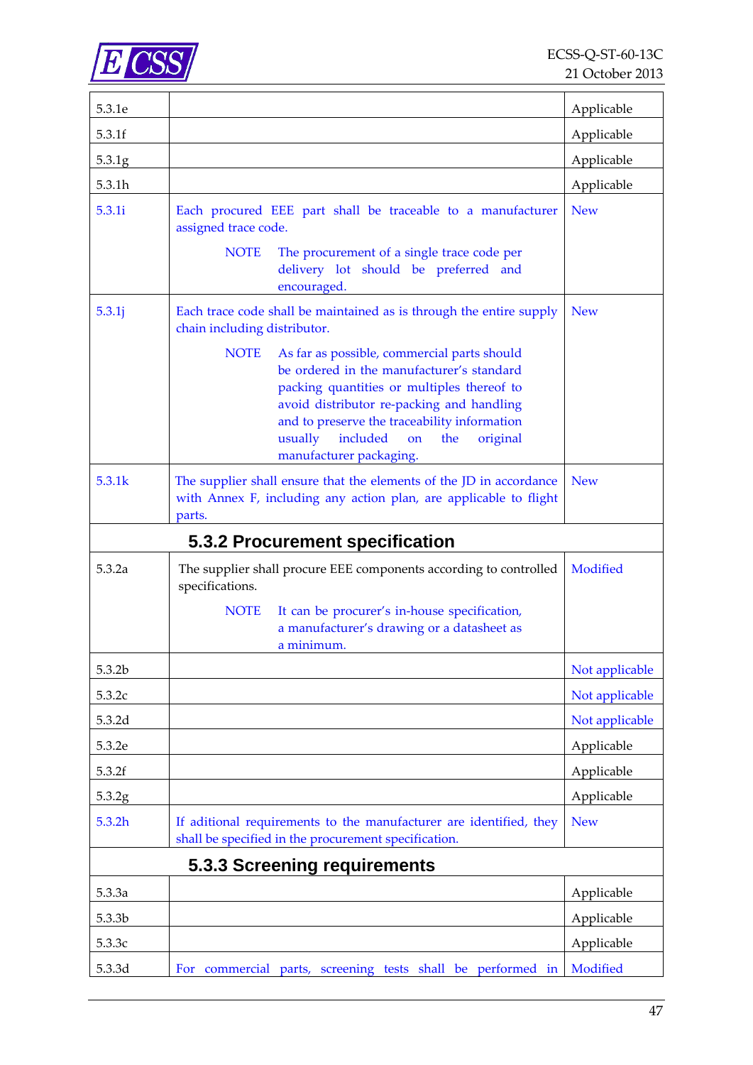| | | |
|---|---|---|
| 5.3.1e | | Applicable |
| 5.3.1f | | Applicable |
| 5.3.1g | | Applicable |
| 5.3.1h | | Applicable |
| 5.3.1i | Each procured EEE part shall be traceable to a manufacturer assigned trace code. NOTE The procurement of a single trace code per delivery lot should be preferred and encouraged. | New |
| 5.3.1j | Each trace code shall be maintained as is through the entire supply chain including distributor. NOTE As far as possible, commercial parts should be ordered in the manufacturer's standard packing quantities or multiples thereof to avoid distributor re-packing and handling and to preserve the traceability information usually included on the original manufacturer packaging. | New |
| 5.3.1k | The supplier shall ensure that the elements of the JD in accordance with Annex F, including any action plan, are applicable to flight parts. | New |
| | **5.3.2 Procurement specification** | |
| 5.3.2a | The supplier shall procure EEE components according to controlled specifications. NOTE It can be procurer's in-house specification, a manufacturer's drawing or a datasheet as a minimum. | Modified |
| 5.3.2b | | Not applicable |
| 5.3.2c | | Not applicable |
| 5.3.2d | | Not applicable |
| 5.3.2e | | Applicable |
| 5.3.2f | | Applicable |
| 5.3.2g | | Applicable |
| 5.3.2h | If aditional requirements to the manufacturer are identified, they shall be specified in the procurement specification. | New |
| | **5.3.3 Screening requirements** | |
| 5.3.3a | | Applicable |
| 5.3.3b | | Applicable |
| 5.3.3c | | Applicable |
| 5.3.3d | For commercial parts, screening tests shall be performed in | Modified |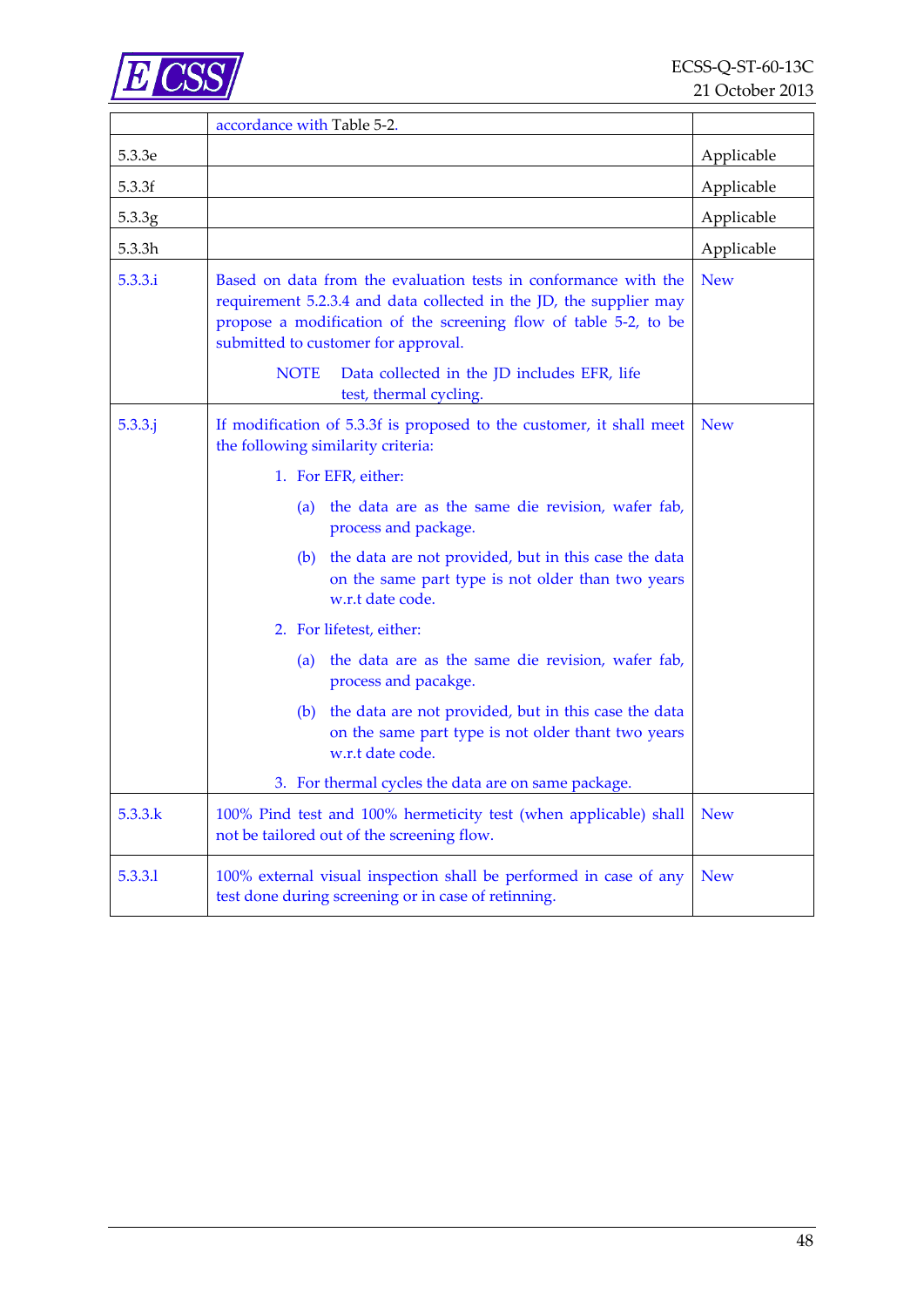| | | |
|---|---|---|
| | accordance with Table 5-2. | |
| 5.3.3e | | Applicable |
| 5.3.3f | | Applicable |
| 5.3.3g | | Applicable |
| 5.3.3h | | Applicable |
| 5.3.3.i | Based on data from the evaluation tests in conformance with the requirement 5.2.3.4 and data collected in the JD, the supplier may propose a modification of the screening flow of table 5-2, to be submitted to customer for approval.<br><br>NOTE Data collected in the JD includes EFR, life test, thermal cycling. | New |
| 5.3.3.j | If modification of 5.3.3f is proposed to the customer, it shall meet the following similarity criteria:<br><br>1. For EFR, either:<br>(a) the data are as the same die revision, wafer fab, process and package.<br>(b) the data are not provided, but in this case the data on the same part type is not older than two years w.r.t date code.<br><br>2. For lifetest, either:<br>(a) the data are as the same die revision, wafer fab, process and pacakge.<br>(b) the data are not provided, but in this case the data on the same part type is not older thant two years w.r.t date code.<br><br>3. For thermal cycles the data are on same package. | New |
| 5.3.3.k | 100% Pind test and 100% hermeticity test (when applicable) shall not be tailored out of the screening flow. | New |
| 5.3.3.l | 100% external visual inspection shall be performed in case of any test done during screening or in case of retinning. | New |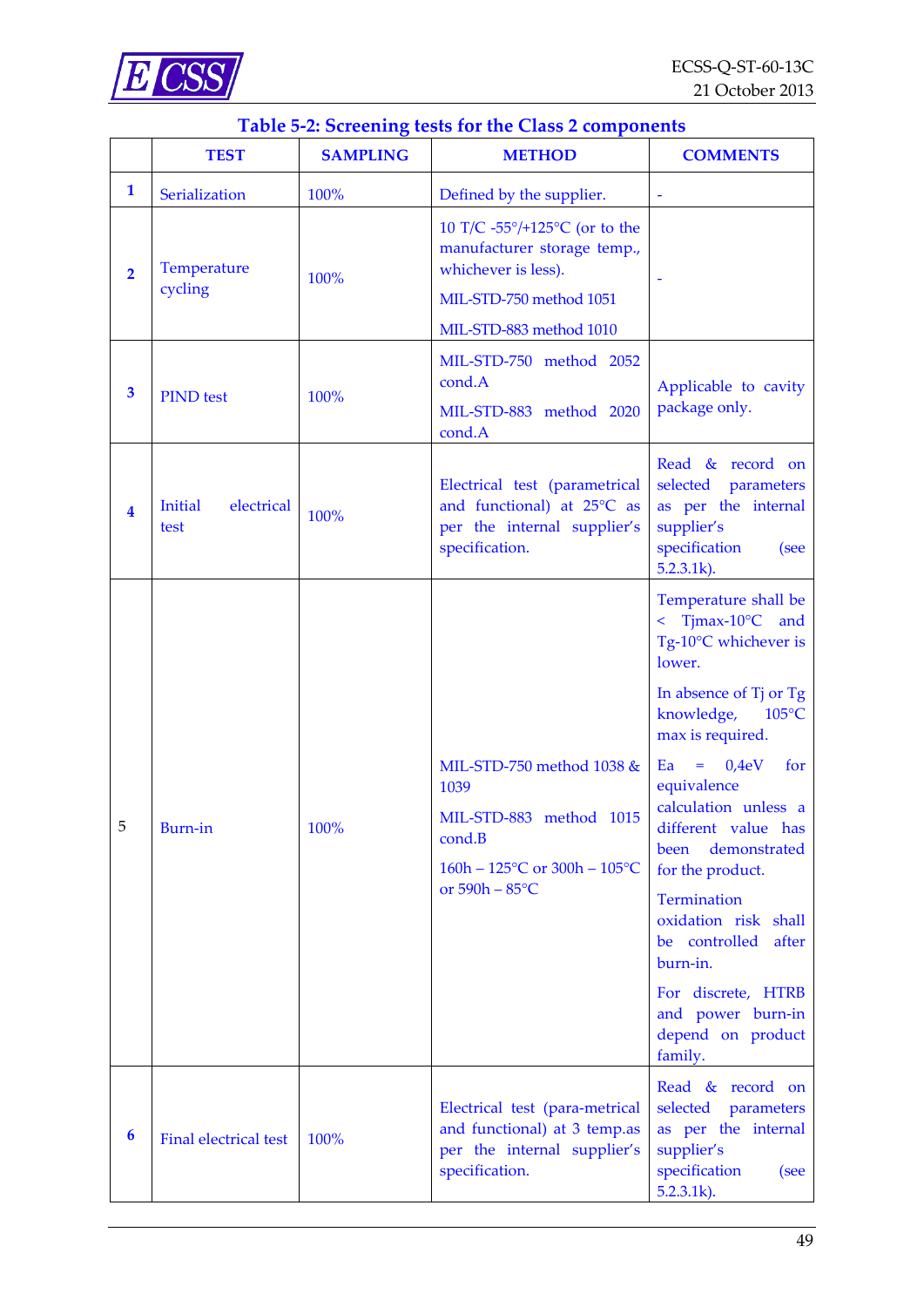**Table 5-2: Screening tests for the Class 2 components**

| | TEST | SAMPLING | METHOD | COMMENTS |
|---|---|---|---|---|
| **1** | Serialization | 100% | Defined by the supplier. | - |
| **2** | Temperature cycling | 100% | 10 T/C -55°/+125°C (or to the manufacturer storage temp., whichever is less).<br>MIL-STD-750 method 1051<br>MIL-STD-883 method 1010 | - |
| **3** | PIND test | 100% | MIL-STD-750 method 2052 cond.A<br>MIL-STD-883 method 2020 cond.A | Applicable to cavity package only. |
| **4** | Initial electrical test | 100% | Electrical test (parametrical and functional) at 25°C as per the internal supplier's specification. | Read & record on selected parameters as per the internal supplier's specification (see 5.2.3.1k). |
| 5 | Burn-in | 100% | MIL-STD-750 method 1038 & 1039<br>MIL-STD-883 method 1015 cond.B<br>160h – 125°C or 300h – 105°C or 590h – 85°C | Temperature shall be < Tjmax-10°C and Tg-10°C whichever is lower.<br>In absence of Tj or Tg knowledge, 105°C max is required.<br>Ea = 0,4eV for equivalence calculation unless a different value has been demonstrated for the product.<br>Termination oxidation risk shall be controlled after burn-in.<br>For discrete, HTRB and power burn-in depend on product family. |
| **6** | Final electrical test | 100% | Electrical test (para-metrical and functional) at 3 temp.as per the internal supplier's specification. | Read & record on selected parameters as per the internal supplier's specification (see 5.2.3.1k). |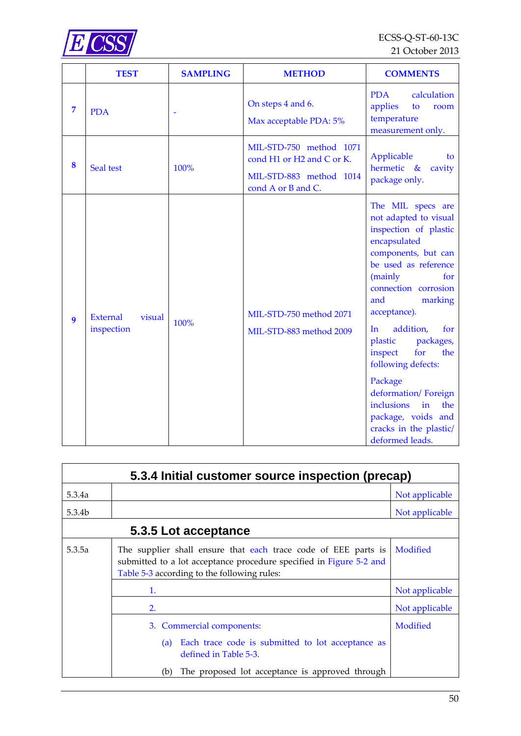| | TEST | SAMPLING | METHOD | COMMENTS |
|---|---|---|---|---|
| 7 | PDA | - | On steps 4 and 6.<br>Max acceptable PDA: 5% | PDA calculation applies to room temperature measurement only. |
| 8 | Seal test | 100% | MIL-STD-750 method 1071 cond H1 or H2 and C or K.<br>MIL-STD-883 method 1014 cond A or B and C. | Applicable to hermetic & cavity package only. |
| 9 | External visual inspection | 100% | MIL-STD-750 method 2071<br>MIL-STD-883 method 2009 | The MIL specs are not adapted to visual inspection of plastic encapsulated components, but can be used as reference (mainly for connection corrosion and marking acceptance).<br>In addition, for plastic packages, inspect for the following defects:<br>Package deformation/ Foreign inclusions in the package, voids and cracks in the plastic/ deformed leads. |

| | | |
|---|---|---|
| | **5.3.4 Initial customer source inspection (precap)** | |
| 5.3.4a | | Not applicable |
| 5.3.4b | | Not applicable |
| | **5.3.5 Lot acceptance** | |
| 5.3.5a | The supplier shall ensure that each trace code of EEE parts is submitted to a lot acceptance procedure specified in Figure 5-2 and Table 5-3 according to the following rules: | Modified |
| | 1. | Not applicable |
| | 2. | Not applicable |
| | 3. Commercial components:<br>(a) Each trace code is submitted to lot acceptance as defined in Table 5-3.<br>(b) The proposed lot acceptance is approved through | Modified |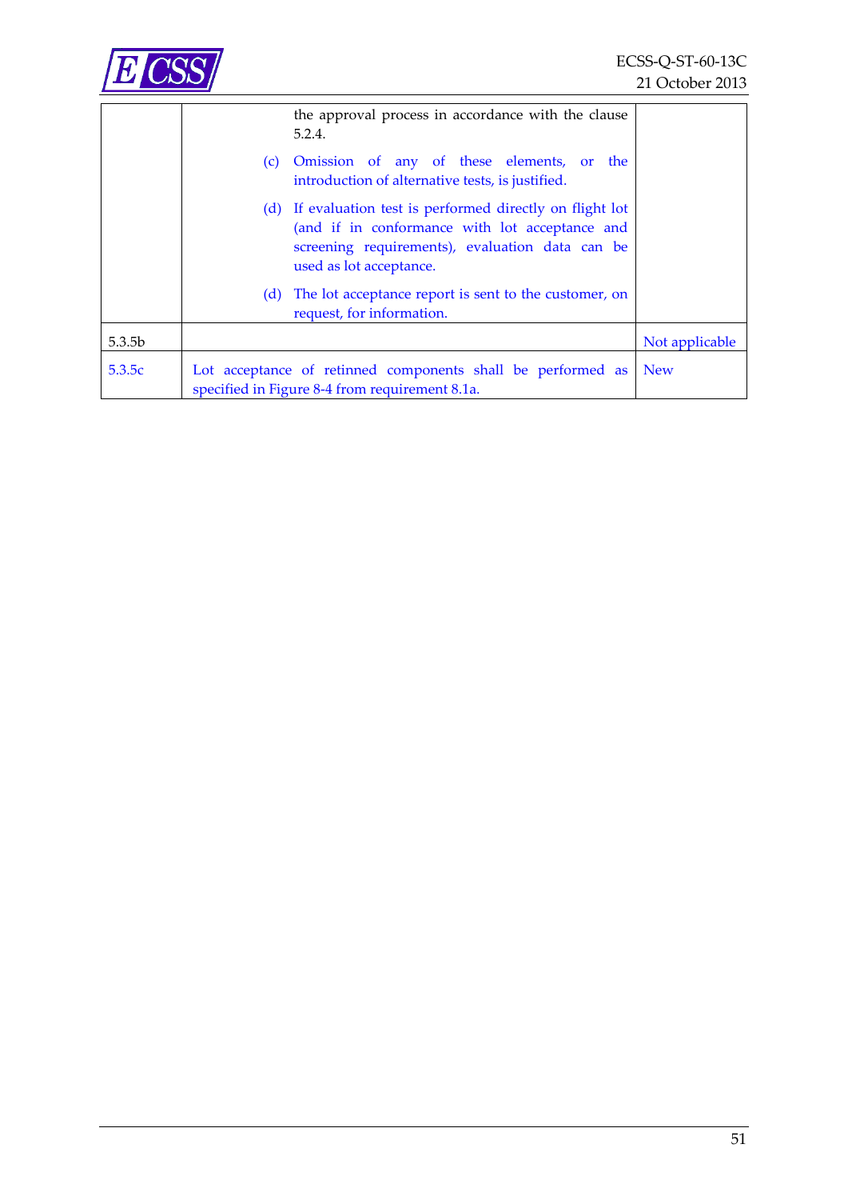| | | |
|---|---|---|
| | the approval process in accordance with the clause 5.2.4.<br>(c) Omission of any of these elements, or the introduction of alternative tests, is justified.<br>(d) If evaluation test is performed directly on flight lot (and if in conformance with lot acceptance and screening requirements), evaluation data can be used as lot acceptance.<br>(d) The lot acceptance report is sent to the customer, on request, for information. | |
| 5.3.5b | | Not applicable |
| 5.3.5c | Lot acceptance of retinned components shall be performed as specified in Figure 8-4 from requirement 8.1a. | New |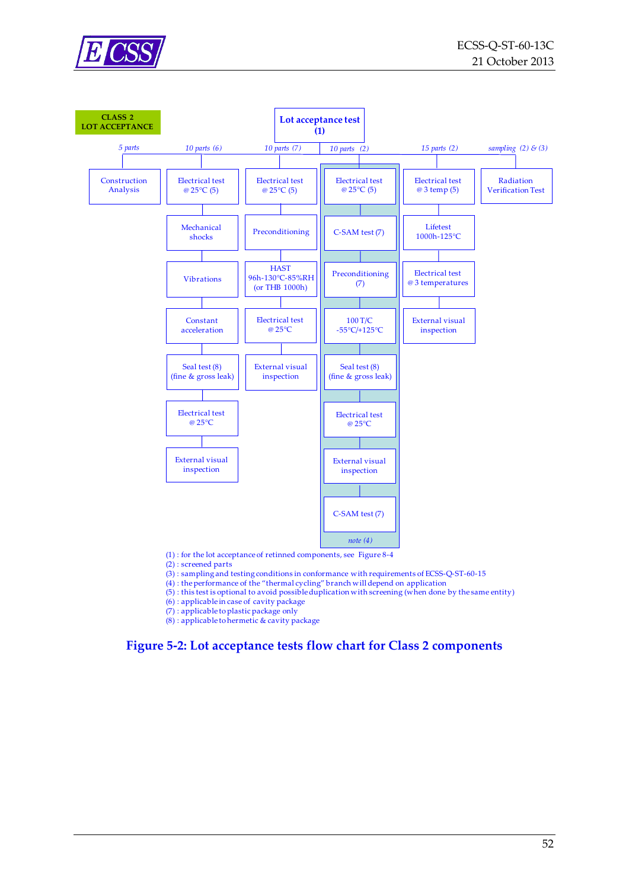CLASS 2
LOT ACCEPTANCE

Lot acceptance test (1)

5 parts

Construction Analysis

10 parts (6)

Electrical test @ 25°C (5)

Mechanical shocks

Vibrations

Constant acceleration

Seal test (8) (fine & gross leak)

Electrical test @ 25°C

External visual inspection

10 parts (7)

Electrical test @ 25°C (5)

Preconditioning

HAST 96h-130°C-85%RH (or THB 1000h)

Electrical test @ 25°C

External visual inspection

10 parts (2)

Electrical test @ 25°C (5)

C-SAM test (7)

Preconditioning (7)

100 T/C -55°C/+125°C

Seal test (8) (fine & gross leak)

Electrical test @ 25°C

External visual inspection

C-SAM test (7)

note (4)

15 parts (2)

Electrical test @ 3 temp (5)

Lifetest 1000h-125°C

Electrical test @ 3 temperatures

External visual inspection

sampling (2) & (3)

Radiation Verification Test

(1) : for the lot acceptance of retinned components, see Figure 8-4
(2) : screened parts
(3) : sampling and testing conditions in conformance with requirements of ECSS-Q-ST-60-15
(4) : the performance of the "thermal cycling" branch will depend on application
(5) : this test is optional to avoid possible duplication with screening (when done by the same entity)
(6) : applicable in case of cavity package
(7) : applicable to plastic package only
(8) : applicable to hermetic & cavity package

**Figure 5-2: Lot acceptance tests flow chart for Class 2 components**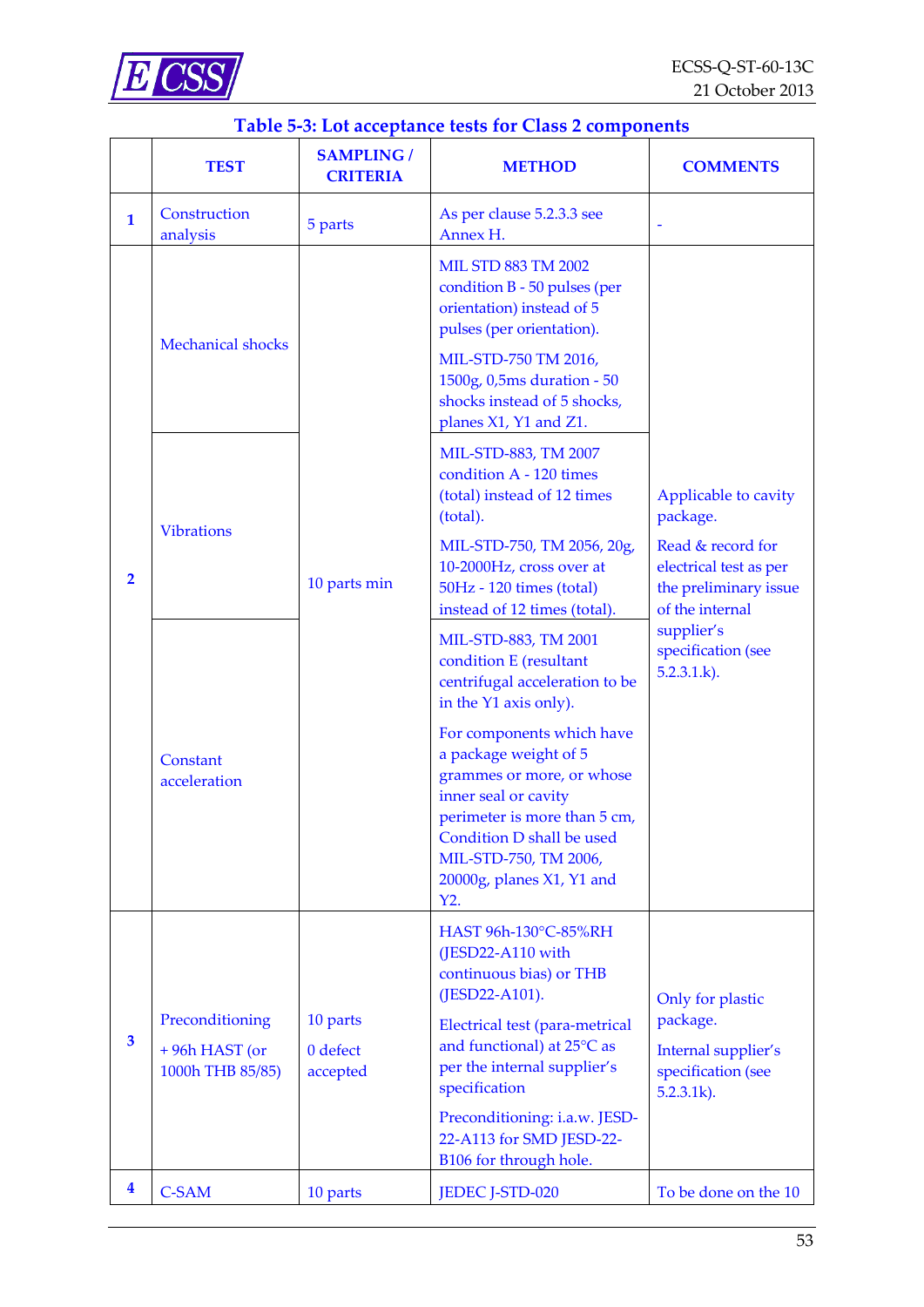**Table 5-3: Lot acceptance tests for Class 2 components**

| | TEST | SAMPLING / CRITERIA | METHOD | COMMENTS |
|---|---|---|---|---|
| 1 | Construction analysis | 5 parts | As per clause 5.2.3.3 see Annex H. | - |
| 2 | Mechanical shocks | 10 parts min | MIL STD 883 TM 2002 condition B - 50 pulses (per orientation) instead of 5 pulses (per orientation).<br>MIL-STD-750 TM 2016, 1500g, 0,5ms duration - 50 shocks instead of 5 shocks, planes X1, Y1 and Z1. | Applicable to cavity package.<br>Read & record for electrical test as per the preliminary issue of the internal supplier's specification (see 5.2.3.1.k). |
| | Vibrations | | MIL-STD-883, TM 2007 condition A - 120 times (total) instead of 12 times (total).<br>MIL-STD-750, TM 2056, 20g, 10-2000Hz, cross over at 50Hz - 120 times (total) instead of 12 times (total). | |
| | Constant acceleration | | MIL-STD-883, TM 2001 condition E (resultant centrifugal acceleration to be in the Y1 axis only).<br>For components which have a package weight of 5 grammes or more, or whose inner seal or cavity perimeter is more than 5 cm, Condition D shall be used MIL-STD-750, TM 2006, 20000g, planes X1, Y1 and Y2. | |
| 3 | Preconditioning<br>+ 96h HAST (or 1000h THB 85/85) | 10 parts<br>0 defect accepted | HAST 96h-130°C-85%RH (JESD22-A110 with continuous bias) or THB (JESD22-A101).<br>Electrical test (para-metrical and functional) at 25°C as per the internal supplier's specification<br>Preconditioning: i.a.w. JESD-22-A113 for SMD JESD-22-B106 for through hole. | Only for plastic package.<br>Internal supplier's specification (see 5.2.3.1k). |
| 4 | C-SAM | 10 parts | JEDEC J-STD-020 | To be done on the 10 |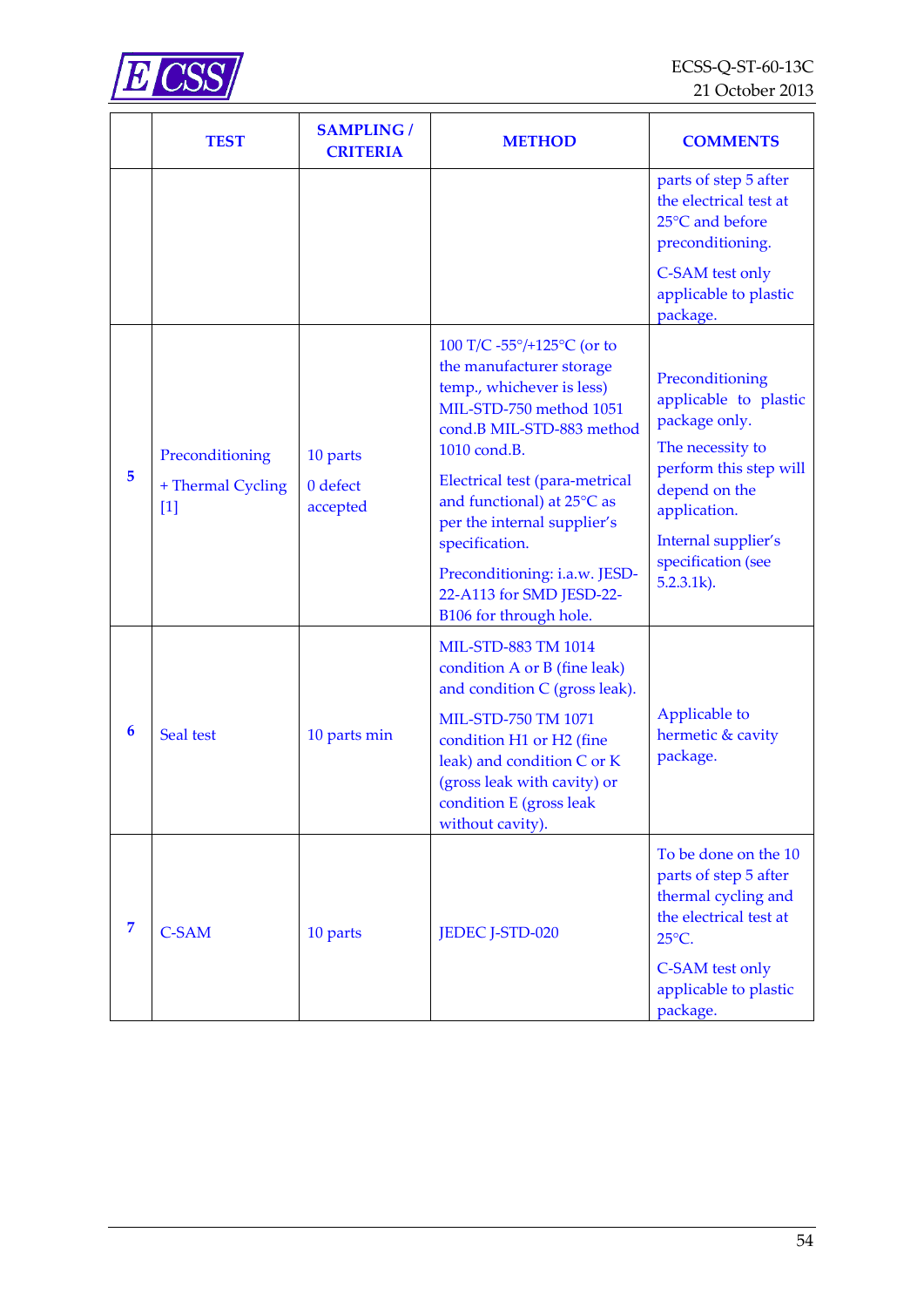| | TEST | SAMPLING / CRITERIA | METHOD | COMMENTS |
|---|---|---|---|---|
| | | | | parts of step 5 after the electrical test at 25°C and before preconditioning.<br><br>C-SAM test only applicable to plastic package. |
| **5** | Preconditioning<br><br>+ Thermal Cycling [1] | 10 parts<br><br>0 defect accepted | 100 T/C -55°/+125°C (or to the manufacturer storage temp., whichever is less) MIL-STD-750 method 1051 cond.B MIL-STD-883 method 1010 cond.B.<br><br>Electrical test (para-metrical and functional) at 25°C as per the internal supplier's specification.<br><br>Preconditioning: i.a.w. JESD-22-A113 for SMD JESD-22-B106 for through hole. | Preconditioning applicable to plastic package only.<br><br>The necessity to perform this step will depend on the application.<br><br>Internal supplier's specification (see 5.2.3.1k). |
| **6** | Seal test | 10 parts min | MIL-STD-883 TM 1014 condition A or B (fine leak) and condition C (gross leak).<br><br>MIL-STD-750 TM 1071 condition H1 or H2 (fine leak) and condition C or K (gross leak with cavity) or condition E (gross leak without cavity). | Applicable to hermetic & cavity package. |
| **7** | C-SAM | 10 parts | JEDEC J-STD-020 | To be done on the 10 parts of step 5 after thermal cycling and the electrical test at 25°C.<br><br>C-SAM test only applicable to plastic package. |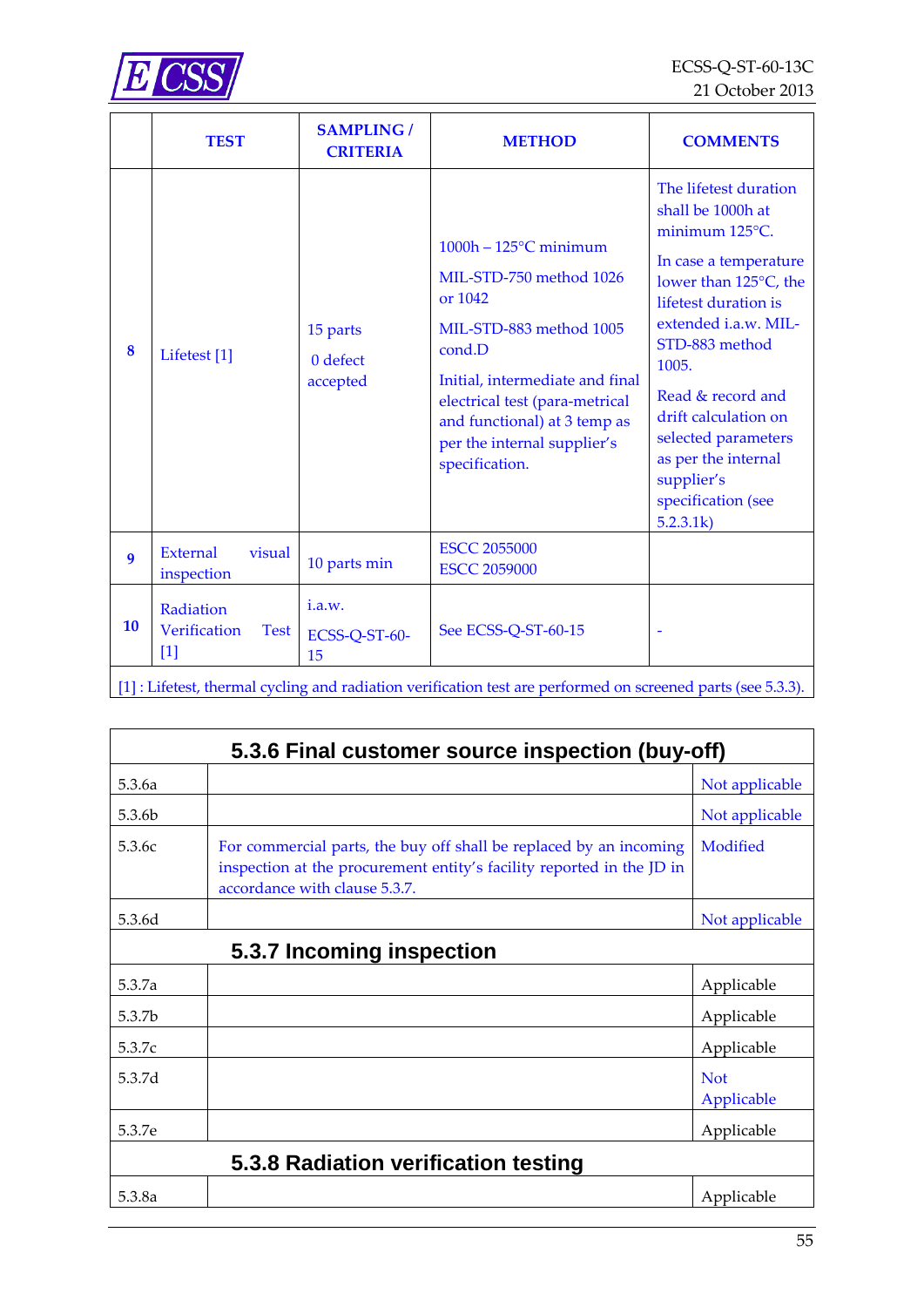| | TEST | SAMPLING / CRITERIA | METHOD | COMMENTS |
|---|---|---|---|---|
| 8 | Lifetest [1] | 15 parts<br>0 defect accepted | 1000h – 125°C minimum<br>MIL-STD-750 method 1026 or 1042<br>MIL-STD-883 method 1005 cond.D<br>Initial, intermediate and final electrical test (para-metrical and functional) at 3 temp as per the internal supplier's specification. | The lifetest duration shall be 1000h at minimum 125°C.<br>In case a temperature lower than 125°C, the lifetest duration is extended i.a.w. MIL-STD-883 method 1005.<br>Read & record and drift calculation on selected parameters as per the internal supplier's specification (see 5.2.3.1k) |
| 9 | External visual inspection | 10 parts min | ESCC 2055000<br>ESCC 2059000 | |
| 10 | Radiation Verification Test [1] | i.a.w. ECSS-Q-ST-60-15 | See ECSS-Q-ST-60-15 | - |

[1] : Lifetest, thermal cycling and radiation verification test are performed on screened parts (see 5.3.3).

| | | |
|---|---|---|
| **5.3.6 Final customer source inspection (buy-off)** | | |
| 5.3.6a | | Not applicable |
| 5.3.6b | | Not applicable |
| 5.3.6c | For commercial parts, the buy off shall be replaced by an incoming inspection at the procurement entity's facility reported in the JD in accordance with clause 5.3.7. | Modified |
| 5.3.6d | | Not applicable |
| **5.3.7 Incoming inspection** | | |
| 5.3.7a | | Applicable |
| 5.3.7b | | Applicable |
| 5.3.7c | | Applicable |
| 5.3.7d | | Not Applicable |
| 5.3.7e | | Applicable |
| **5.3.8 Radiation verification testing** | | |
| 5.3.8a | | Applicable |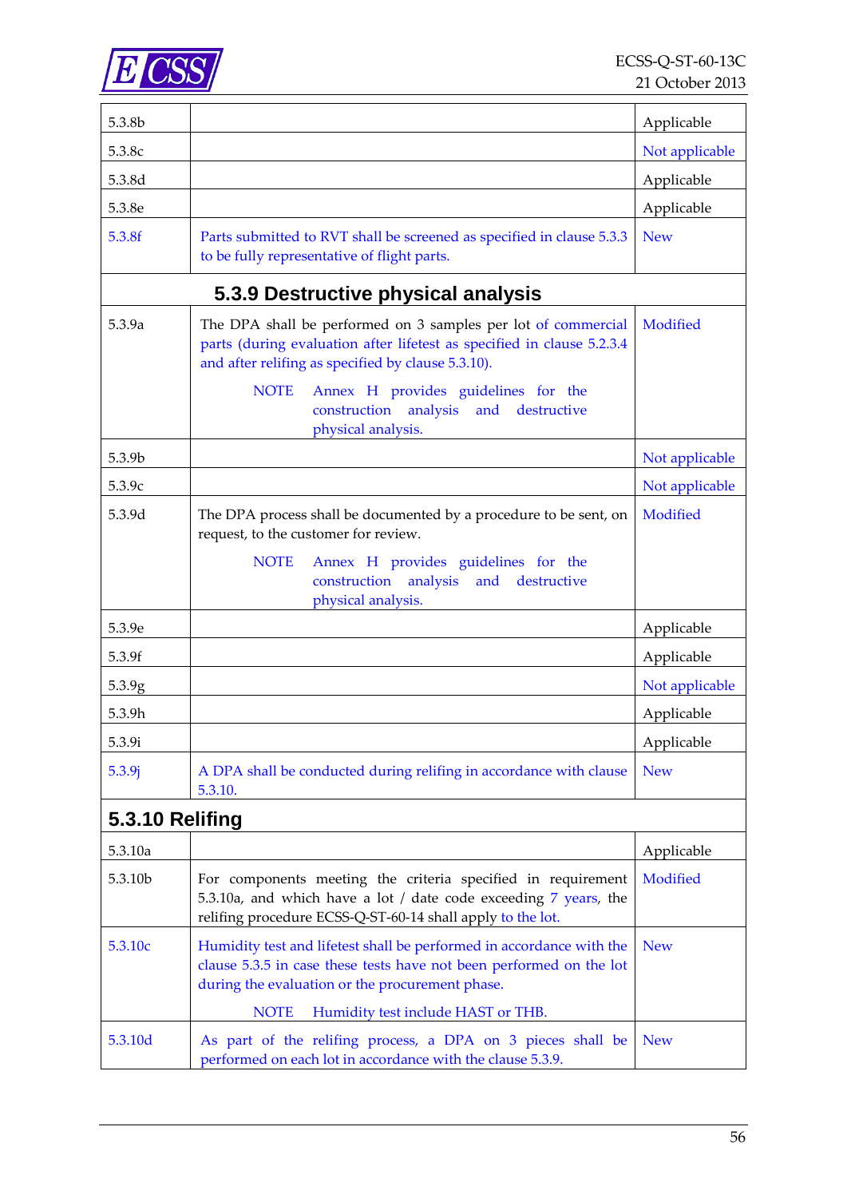| | | |
|---|---|---|
| 5.3.8b | | Applicable |
| 5.3.8c | | Not applicable |
| 5.3.8d | | Applicable |
| 5.3.8e | | Applicable |
| 5.3.8f | Parts submitted to RVT shall be screened as specified in clause 5.3.3 to be fully representative of flight parts. | New |
| | **5.3.9 Destructive physical analysis** | |
| 5.3.9a | The DPA shall be performed on 3 samples per lot of commercial parts (during evaluation after lifetest as specified in clause 5.2.3.4 and after relifing as specified by clause 5.3.10). NOTE Annex H provides guidelines for the construction analysis and destructive physical analysis. | Modified |
| 5.3.9b | | Not applicable |
| 5.3.9c | | Not applicable |
| 5.3.9d | The DPA process shall be documented by a procedure to be sent, on request, to the customer for review. NOTE Annex H provides guidelines for the construction analysis and destructive physical analysis. | Modified |
| 5.3.9e | | Applicable |
| 5.3.9f | | Applicable |
| 5.3.9g | | Not applicable |
| 5.3.9h | | Applicable |
| 5.3.9i | | Applicable |
| 5.3.9j | A DPA shall be conducted during relifing in accordance with clause 5.3.10. | New |
| **5.3.10 Relifing** | | |
| 5.3.10a | | Applicable |
| 5.3.10b | For components meeting the criteria specified in requirement 5.3.10a, and which have a lot / date code exceeding 7 years, the relifing procedure ECSS-Q-ST-60-14 shall apply to the lot. | Modified |
| 5.3.10c | Humidity test and lifetest shall be performed in accordance with the clause 5.3.5 in case these tests have not been performed on the lot during the evaluation or the procurement phase. NOTE Humidity test include HAST or THB. | New |
| 5.3.10d | As part of the relifing process, a DPA on 3 pieces shall be performed on each lot in accordance with the clause 5.3.9. | New |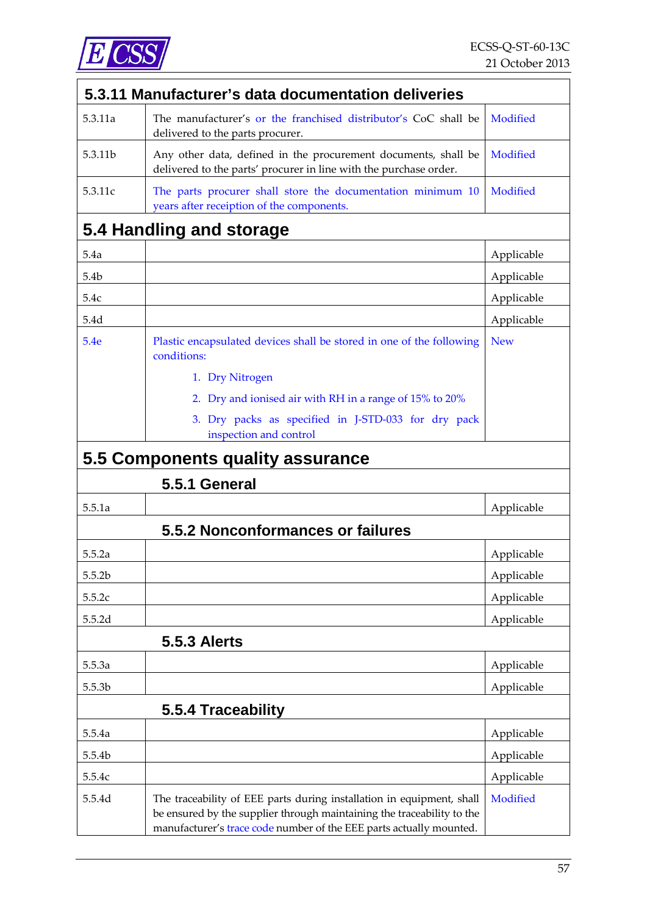| | | |
|---|---|---|
| **5.3.11 Manufacturer's data documentation deliveries** | | |
| 5.3.11a | The manufacturer's or the franchised distributor's CoC shall be delivered to the parts procurer. | Modified |
| 5.3.11b | Any other data, defined in the procurement documents, shall be delivered to the parts' procurer in line with the purchase order. | Modified |
| 5.3.11c | The parts procurer shall store the documentation minimum 10 years after receiption of the components. | Modified |
| **5.4 Handling and storage** | | |
| 5.4a | | Applicable |
| 5.4b | | Applicable |
| 5.4c | | Applicable |
| 5.4d | | Applicable |
| 5.4e | Plastic encapsulated devices shall be stored in one of the following conditions: 1. Dry Nitrogen 2. Dry and ionised air with RH in a range of 15% to 20% 3. Dry packs as specified in J-STD-033 for dry pack inspection and control | New |
| **5.5 Components quality assurance** | | |
| **5.5.1 General** | | |
| 5.5.1a | | Applicable |
| **5.5.2 Nonconformances or failures** | | |
| 5.5.2a | | Applicable |
| 5.5.2b | | Applicable |
| 5.5.2c | | Applicable |
| 5.5.2d | | Applicable |
| **5.5.3 Alerts** | | |
| 5.5.3a | | Applicable |
| 5.5.3b | | Applicable |
| **5.5.4 Traceability** | | |
| 5.5.4a | | Applicable |
| 5.5.4b | | Applicable |
| 5.5.4c | | Applicable |
| 5.5.4d | The traceability of EEE parts during installation in equipment, shall be ensured by the supplier through maintaining the traceability to the manufacturer's trace code number of the EEE parts actually mounted. | Modified |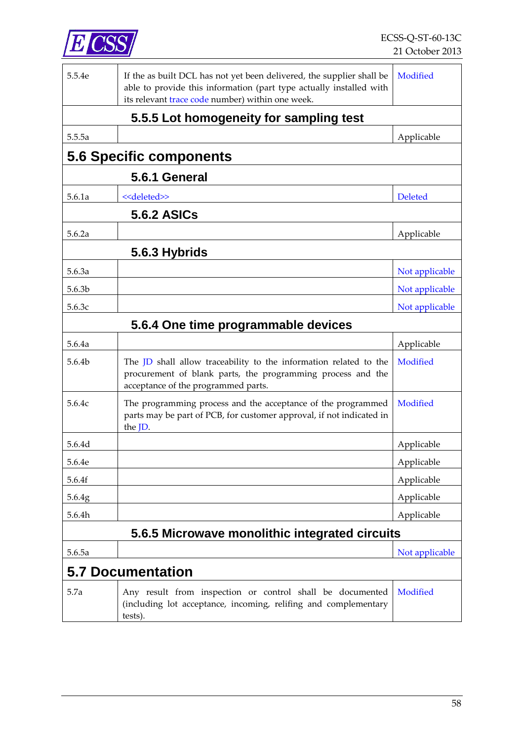| | | |
|---|---|---|
| 5.5.4e | If the as built DCL has not yet been delivered, the supplier shall be able to provide this information (part type actually installed with its relevant trace code number) within one week. | Modified |
| | **5.5.5 Lot homogeneity for sampling test** | |
| 5.5.5a | | Applicable |
| **5.6 Specific components** | | |
| | **5.6.1 General** | |
| 5.6.1a | <<deleted>> | Deleted |
| | **5.6.2 ASICs** | |
| 5.6.2a | | Applicable |
| | **5.6.3 Hybrids** | |
| 5.6.3a | | Not applicable |
| 5.6.3b | | Not applicable |
| 5.6.3c | | Not applicable |
| | **5.6.4 One time programmable devices** | |
| 5.6.4a | | Applicable |
| 5.6.4b | The JD shall allow traceability to the information related to the procurement of blank parts, the programming process and the acceptance of the programmed parts. | Modified |
| 5.6.4c | The programming process and the acceptance of the programmed parts may be part of PCB, for customer approval, if not indicated in the JD. | Modified |
| 5.6.4d | | Applicable |
| 5.6.4e | | Applicable |
| 5.6.4f | | Applicable |
| 5.6.4g | | Applicable |
| 5.6.4h | | Applicable |
| | **5.6.5 Microwave monolithic integrated circuits** | |
| 5.6.5a | | Not applicable |
| **5.7 Documentation** | | |
| 5.7a | Any result from inspection or control shall be documented (including lot acceptance, incoming, relifing and complementary tests). | Modified |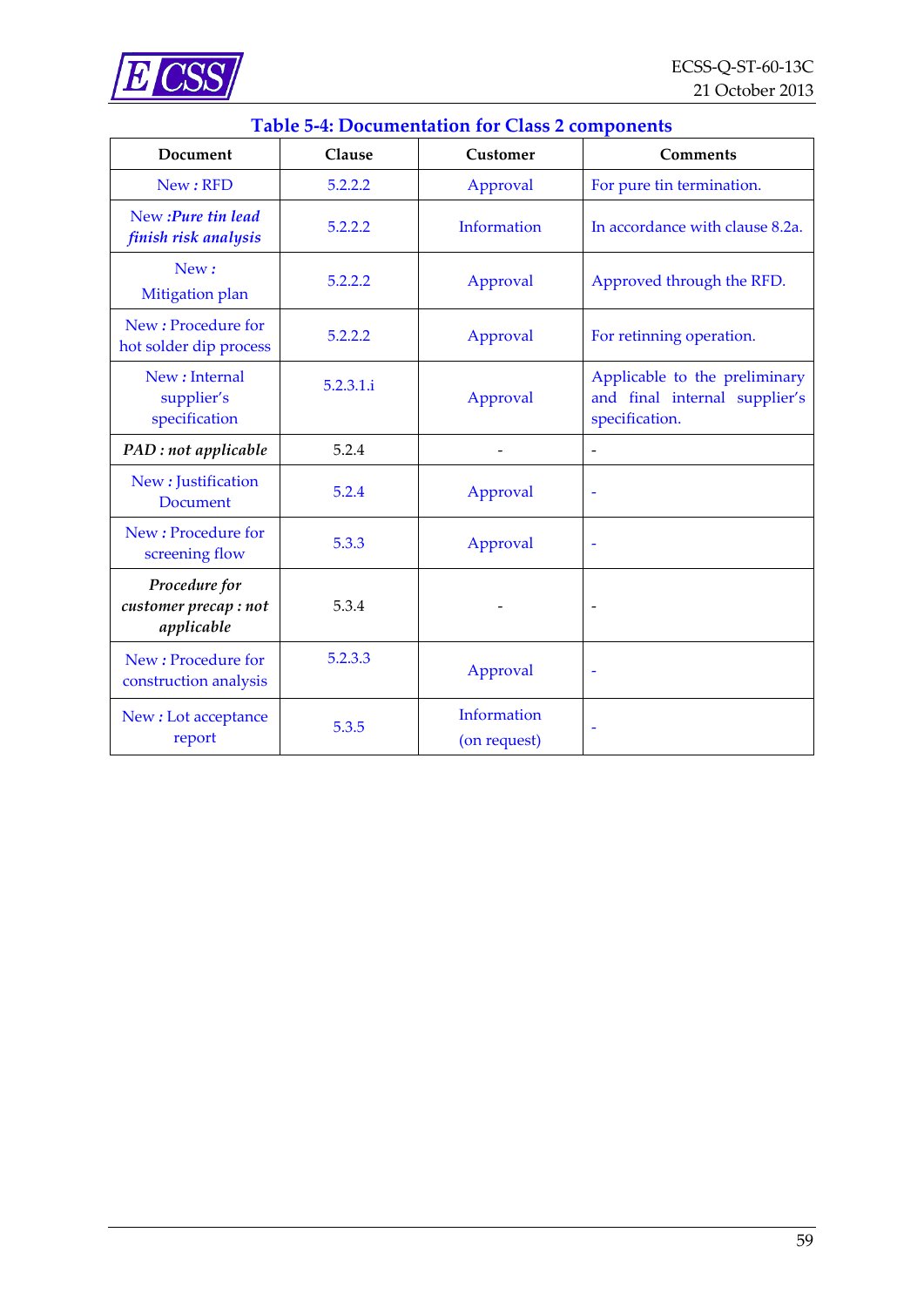**Table 5-4: Documentation for Class 2 components**

| Document | Clause | Customer | Comments |
|---|---|---|---|
| New : RFD | 5.2.2.2 | Approval | For pure tin termination. |
| New :*Pure tin lead finish risk analysis* | 5.2.2.2 | Information | In accordance with clause 8.2a. |
| New : Mitigation plan | 5.2.2.2 | Approval | Approved through the RFD. |
| New : Procedure for hot solder dip process | 5.2.2.2 | Approval | For retinning operation. |
| New : Internal supplier's specification | 5.2.3.1.i | Approval | Applicable to the preliminary and final internal supplier's specification. |
| *PAD : not applicable* | 5.2.4 | - | - |
| New : Justification Document | 5.2.4 | Approval | - |
| New : Procedure for screening flow | 5.3.3 | Approval | - |
| *Procedure for customer precap : not applicable* | 5.3.4 | - | - |
| New : Procedure for construction analysis | 5.2.3.3 | Approval | - |
| New : Lot acceptance report | 5.3.5 | Information (on request) | - |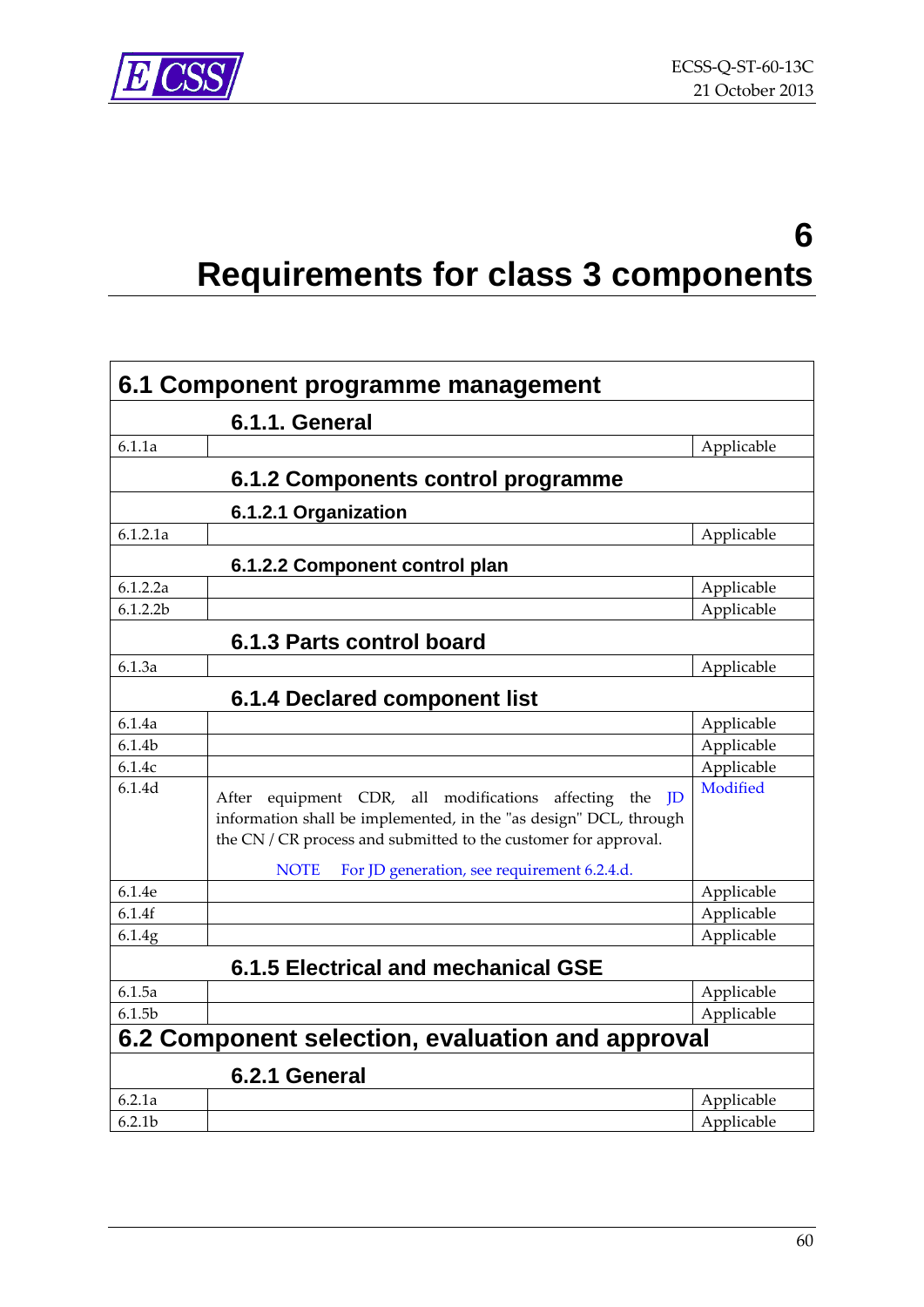# 6 Requirements for class 3 components

| | | |
|---|---|---|
| **6.1 Component programme management** | | |
| | **6.1.1. General** | |
| 6.1.1a | | Applicable |
| | **6.1.2 Components control programme** | |
| | **6.1.2.1 Organization** | |
| 6.1.2.1a | | Applicable |
| | **6.1.2.2 Component control plan** | |
| 6.1.2.2a | | Applicable |
| 6.1.2.2b | | Applicable |
| | **6.1.3 Parts control board** | |
| 6.1.3a | | Applicable |
| | **6.1.4 Declared component list** | |
| 6.1.4a | | Applicable |
| 6.1.4b | | Applicable |
| 6.1.4c | | Applicable |
| 6.1.4d | After equipment CDR, all modifications affecting the JD information shall be implemented, in the "as design" DCL, through the CN / CR process and submitted to the customer for approval.<br><br>NOTE For JD generation, see requirement 6.2.4.d. | Modified |
| 6.1.4e | | Applicable |
| 6.1.4f | | Applicable |
| 6.1.4g | | Applicable |
| | **6.1.5 Electrical and mechanical GSE** | |
| 6.1.5a | | Applicable |
| 6.1.5b | | Applicable |
| **6.2 Component selection, evaluation and approval** | | |
| | **6.2.1 General** | |
| 6.2.1a | | Applicable |
| 6.2.1b | | Applicable |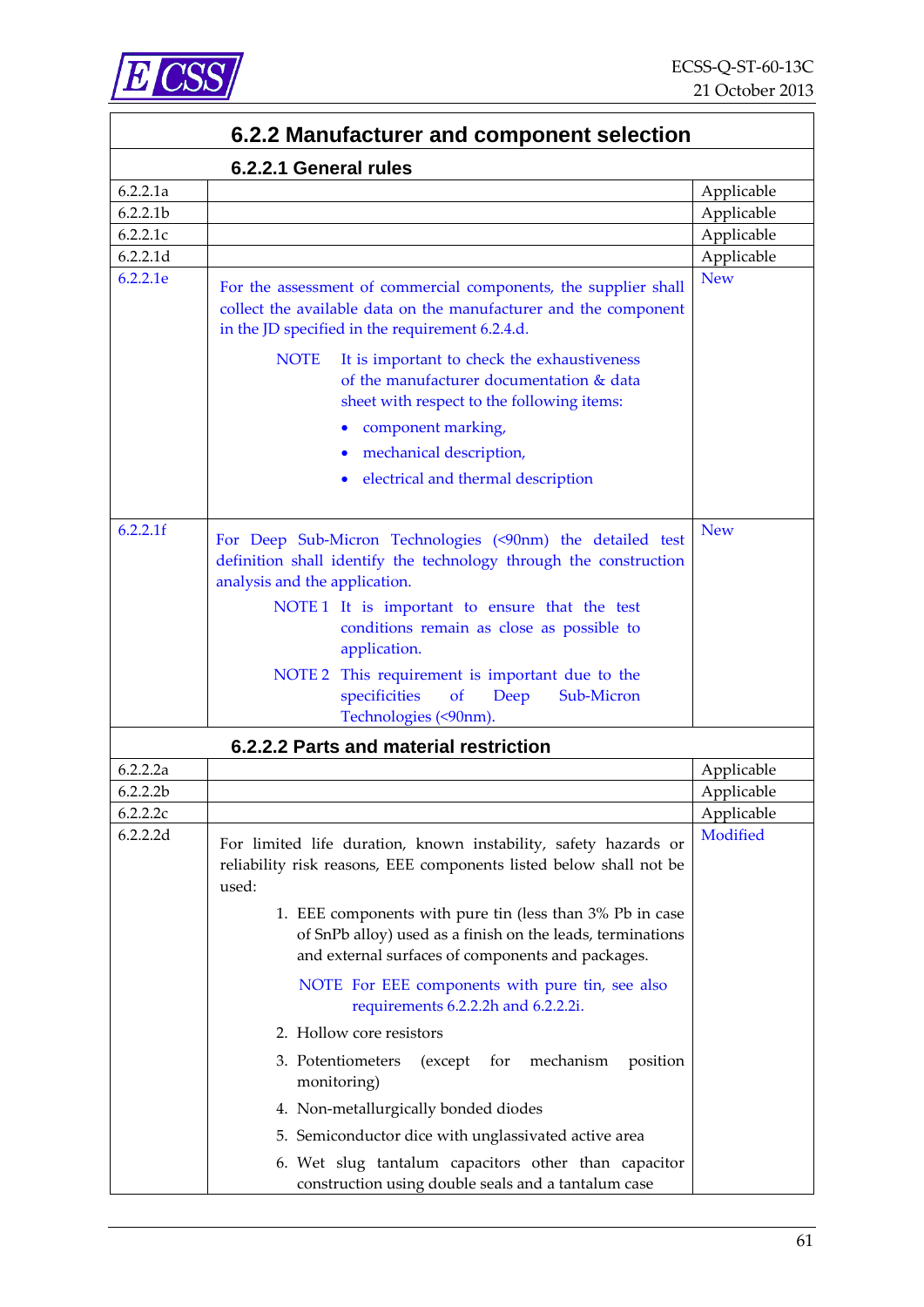| 6.2.2 Manufacturer and component selection | | |
|---|---|---|
| **6.2.2.1 General rules** | | |
| 6.2.2.1a | | Applicable |
| 6.2.2.1b | | Applicable |
| 6.2.2.1c | | Applicable |
| 6.2.2.1d | | Applicable |
| 6.2.2.1e | For the assessment of commercial components, the supplier shall collect the available data on the manufacturer and the component in the JD specified in the requirement 6.2.4.d.<br><br>NOTE It is important to check the exhaustiveness of the manufacturer documentation & data sheet with respect to the following items:<br>• component marking,<br>• mechanical description,<br>• electrical and thermal description | New |
| 6.2.2.1f | For Deep Sub-Micron Technologies (<90nm) the detailed test definition shall identify the technology through the construction analysis and the application.<br>NOTE 1 It is important to ensure that the test conditions remain as close as possible to application.<br>NOTE 2 This requirement is important due to the specificities of Deep Sub-Micron Technologies (<90nm). | New |
| **6.2.2.2 Parts and material restriction** | | |
| 6.2.2.2a | | Applicable |
| 6.2.2.2b | | Applicable |
| 6.2.2.2c | | Applicable |
| 6.2.2.2d | For limited life duration, known instability, safety hazards or reliability risk reasons, EEE components listed below shall not be used:<br>1. EEE components with pure tin (less than 3% Pb in case of SnPb alloy) used as a finish on the leads, terminations and external surfaces of components and packages.<br>NOTE For EEE components with pure tin, see also requirements 6.2.2.2h and 6.2.2.2i.<br>2. Hollow core resistors<br>3. Potentiometers (except for mechanism position monitoring)<br>4. Non-metallurgically bonded diodes<br>5. Semiconductor dice with unglassivated active area<br>6. Wet slug tantalum capacitors other than capacitor construction using double seals and a tantalum case | Modified |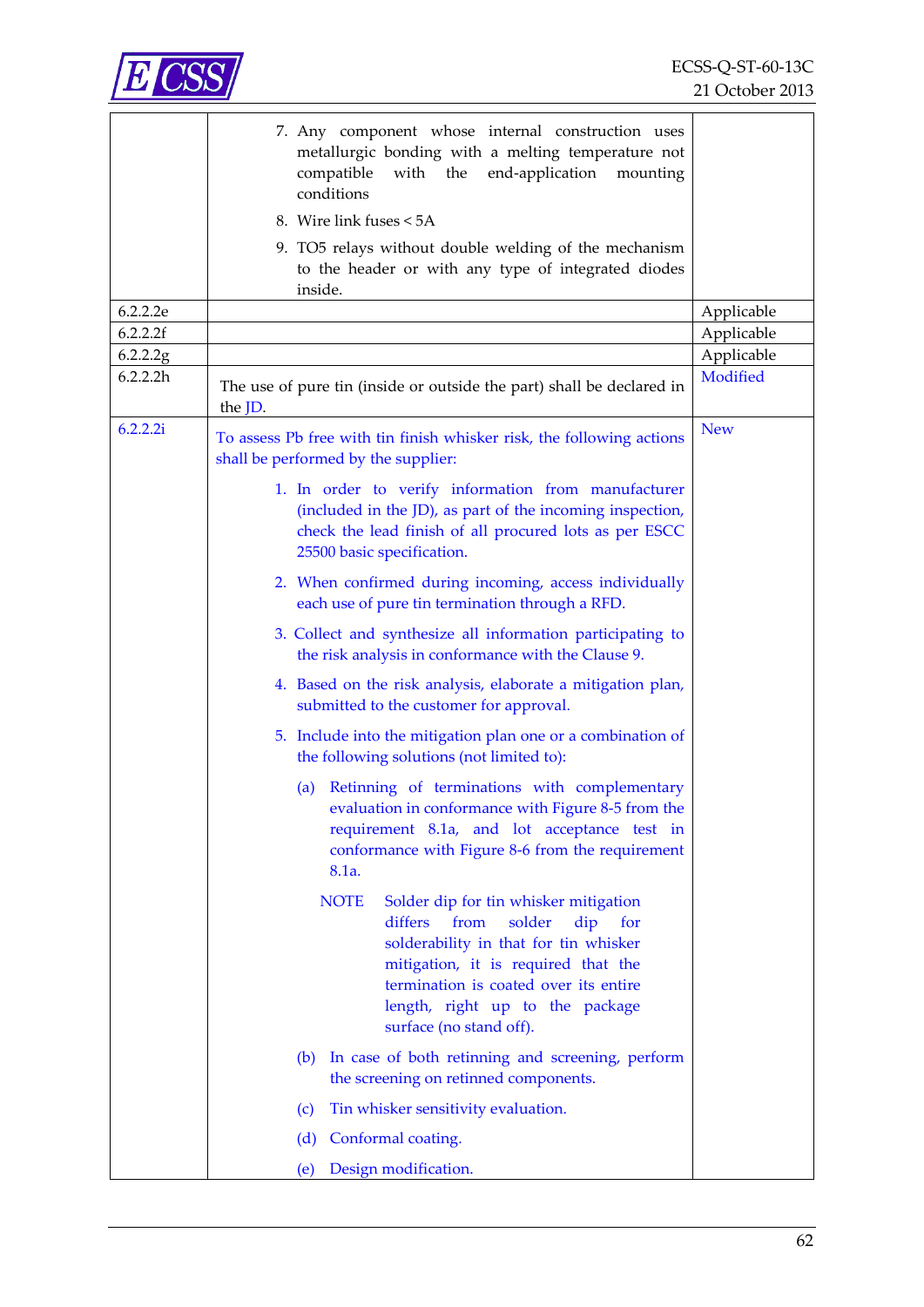| | | |
|---|---|---|
| | 7. Any component whose internal construction uses metallurgic bonding with a melting temperature not compatible with the end-application mounting conditions<br><br>8. Wire link fuses < 5A<br><br>9. TO5 relays without double welding of the mechanism to the header or with any type of integrated diodes inside. | |
| 6.2.2.2e | | Applicable |
| 6.2.2.2f | | Applicable |
| 6.2.2.2g | | Applicable |
| 6.2.2.2h | The use of pure tin (inside or outside the part) shall be declared in the JD. | Modified |
| 6.2.2.2i | To assess Pb free with tin finish whisker risk, the following actions shall be performed by the supplier:<br><br>1. In order to verify information from manufacturer (included in the JD), as part of the incoming inspection, check the lead finish of all procured lots as per ESCC 25500 basic specification.<br><br>2. When confirmed during incoming, access individually each use of pure tin termination through a RFD.<br><br>3. Collect and synthesize all information participating to the risk analysis in conformance with the Clause 9.<br><br>4. Based on the risk analysis, elaborate a mitigation plan, submitted to the customer for approval.<br><br>5. Include into the mitigation plan one or a combination of the following solutions (not limited to):<br><br>(a) Retinning of terminations with complementary evaluation in conformance with Figure 8-5 from the requirement 8.1a, and lot acceptance test in conformance with Figure 8-6 from the requirement 8.1a.<br><br>NOTE Solder dip for tin whisker mitigation differs from solder dip for solderability in that for tin whisker mitigation, it is required that the termination is coated over its entire length, right up to the package surface (no stand off).<br><br>(b) In case of both retinning and screening, perform the screening on retinned components.<br><br>(c) Tin whisker sensitivity evaluation.<br><br>(d) Conformal coating.<br><br>(e) Design modification. | New |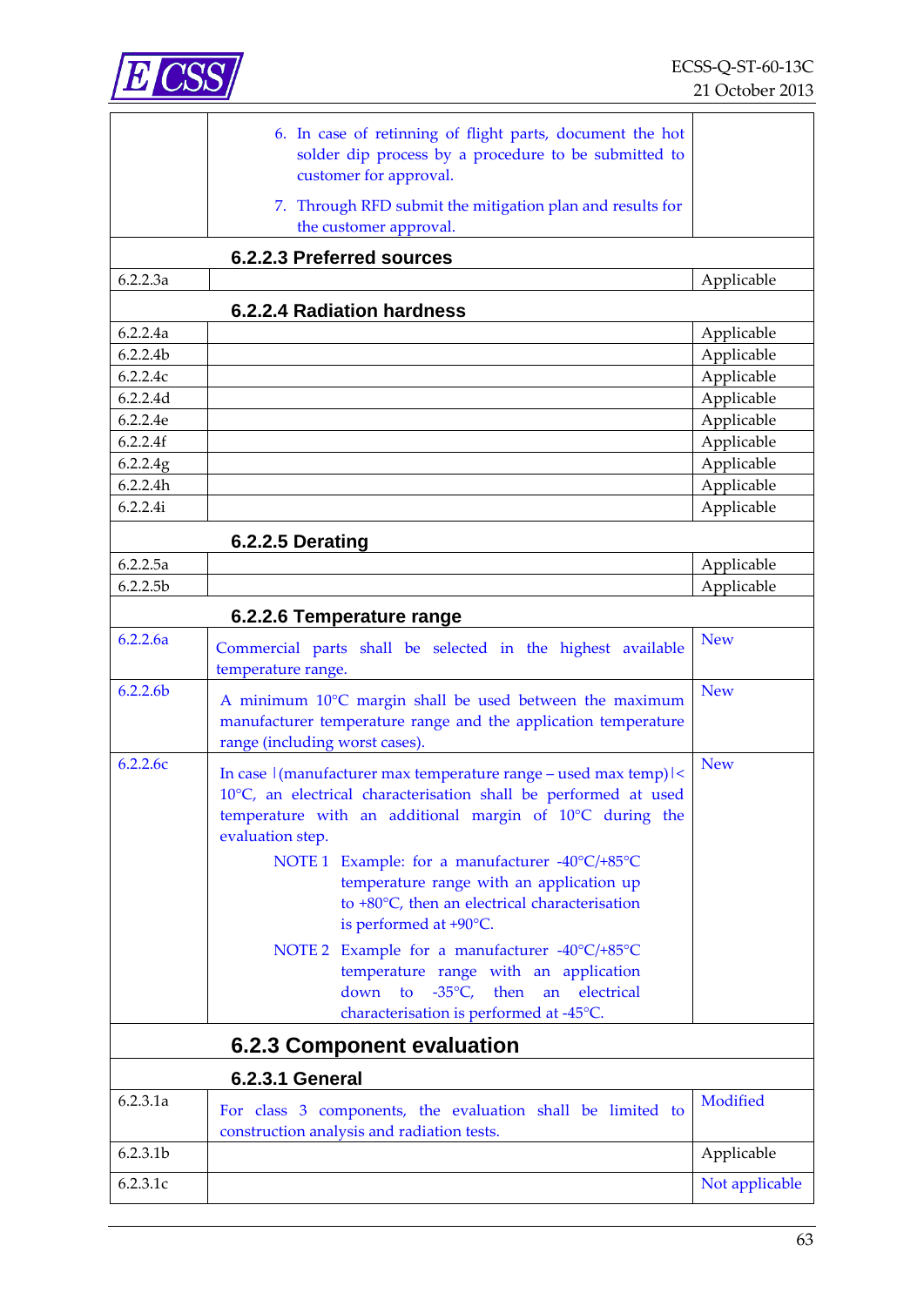| | | |
|---|---|---|
| | 6. In case of retinning of flight parts, document the hot solder dip process by a procedure to be submitted to customer for approval.<br><br>7. Through RFD submit the mitigation plan and results for the customer approval. | |
| | **6.2.2.3 Preferred sources** | |
| 6.2.2.3a | | Applicable |
| | **6.2.2.4 Radiation hardness** | |
| 6.2.2.4a | | Applicable |
| 6.2.2.4b | | Applicable |
| 6.2.2.4c | | Applicable |
| 6.2.2.4d | | Applicable |
| 6.2.2.4e | | Applicable |
| 6.2.2.4f | | Applicable |
| 6.2.2.4g | | Applicable |
| 6.2.2.4h | | Applicable |
| 6.2.2.4i | | Applicable |
| | **6.2.2.5 Derating** | |
| 6.2.2.5a | | Applicable |
| 6.2.2.5b | | Applicable |
| | **6.2.2.6 Temperature range** | |
| 6.2.2.6a | Commercial parts shall be selected in the highest available temperature range. | New |
| 6.2.2.6b | A minimum 10°C margin shall be used between the maximum manufacturer temperature range and the application temperature range (including worst cases). | New |
| 6.2.2.6c | In case \|(manufacturer max temperature range – used max temp)\|< 10°C, an electrical characterisation shall be performed at used temperature with an additional margin of 10°C during the evaluation step.<br><br>NOTE 1 Example: for a manufacturer -40°C/+85°C temperature range with an application up to +80°C, then an electrical characterisation is performed at +90°C.<br><br>NOTE 2 Example for a manufacturer -40°C/+85°C temperature range with an application down to -35°C, then an electrical characterisation is performed at -45°C. | New |
| | **6.2.3 Component evaluation** | |
| | **6.2.3.1 General** | |
| 6.2.3.1a | For class 3 components, the evaluation shall be limited to construction analysis and radiation tests. | Modified |
| 6.2.3.1b | | Applicable |
| 6.2.3.1c | | Not applicable |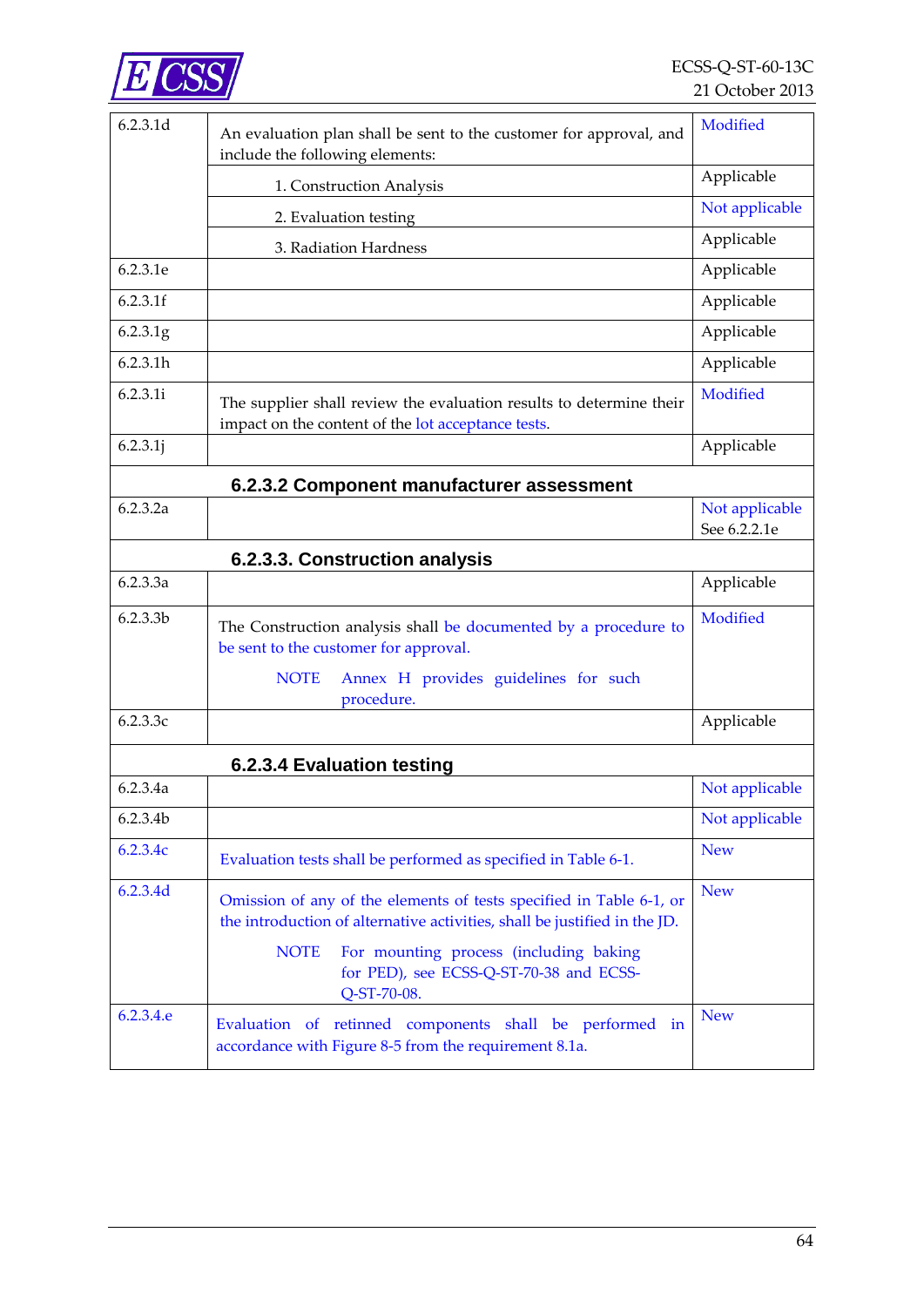| | | |
|---|---|---|
| 6.2.3.1d | An evaluation plan shall be sent to the customer for approval, and include the following elements: | Modified |
| | 1. Construction Analysis | Applicable |
| | 2. Evaluation testing | Not applicable |
| | 3. Radiation Hardness | Applicable |
| 6.2.3.1e | | Applicable |
| 6.2.3.1f | | Applicable |
| 6.2.3.1g | | Applicable |
| 6.2.3.1h | | Applicable |
| 6.2.3.1i | The supplier shall review the evaluation results to determine their impact on the content of the lot acceptance tests. | Modified |
| 6.2.3.1j | | Applicable |
| | **6.2.3.2 Component manufacturer assessment** | |
| 6.2.3.2a | | Not applicable See 6.2.2.1e |
| | **6.2.3.3. Construction analysis** | |
| 6.2.3.3a | | Applicable |
| 6.2.3.3b | The Construction analysis shall be documented by a procedure to be sent to the customer for approval. NOTE Annex H provides guidelines for such procedure. | Modified |
| 6.2.3.3c | | Applicable |
| | **6.2.3.4 Evaluation testing** | |
| 6.2.3.4a | | Not applicable |
| 6.2.3.4b | | Not applicable |
| 6.2.3.4c | Evaluation tests shall be performed as specified in Table 6-1. | New |
| 6.2.3.4d | Omission of any of the elements of tests specified in Table 6-1, or the introduction of alternative activities, shall be justified in the JD. NOTE For mounting process (including baking for PED), see ECSS-Q-ST-70-38 and ECSS-Q-ST-70-08. | New |
| 6.2.3.4.e | Evaluation of retinned components shall be performed in accordance with Figure 8-5 from the requirement 8.1a. | New |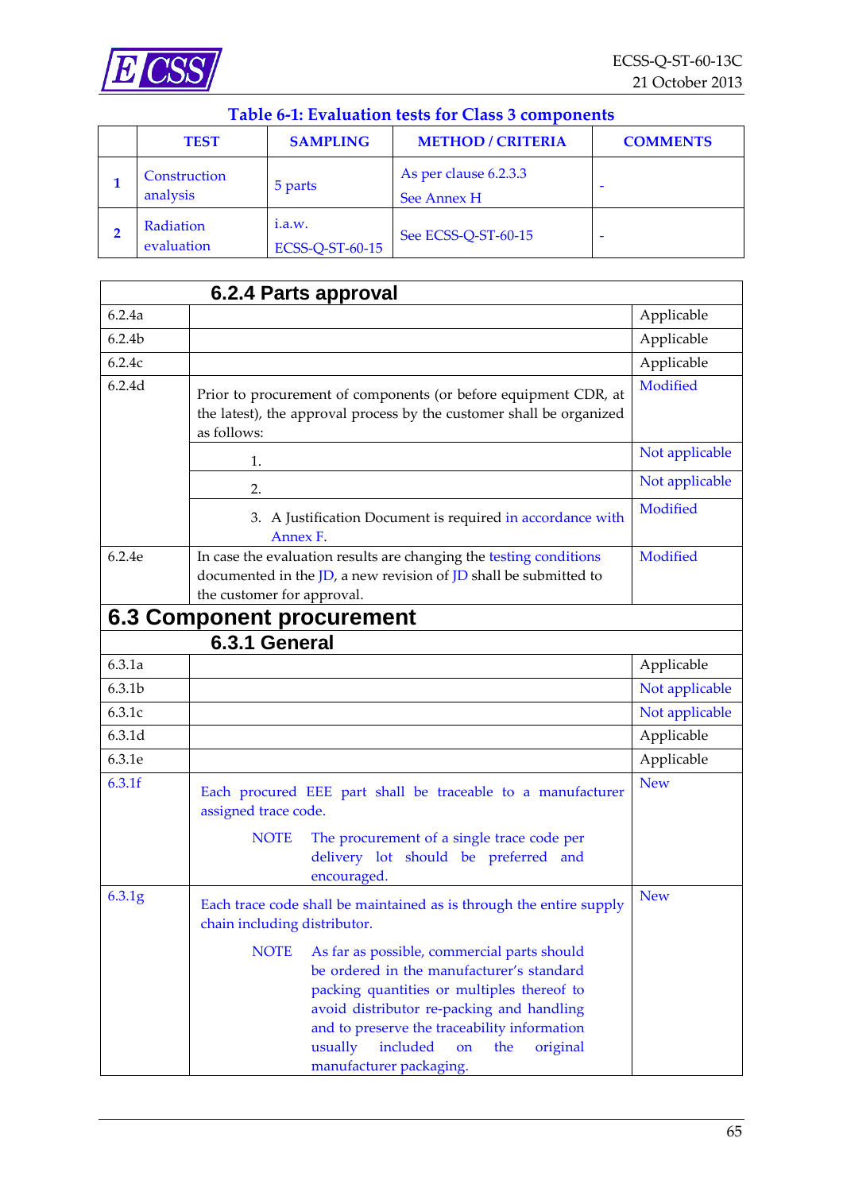Table 6-1: Evaluation tests for Class 3 components

| | TEST | SAMPLING | METHOD / CRITERIA | COMMENTS |
|---|---|---|---|---|
| 1 | Construction analysis | 5 parts | As per clause 6.2.3.3<br>See Annex H | - |
| 2 | Radiation evaluation | i.a.w. ECSS-Q-ST-60-15 | See ECSS-Q-ST-60-15 | - |

| | | |
|---|---|---|
| | **6.2.4 Parts approval** | |
| 6.2.4a | | Applicable |
| 6.2.4b | | Applicable |
| 6.2.4c | | Applicable |
| 6.2.4d | Prior to procurement of components (or before equipment CDR, at the latest), the approval process by the customer shall be organized as follows: | Modified |
| | 1. | Not applicable |
| | 2. | Not applicable |
| | 3. A Justification Document is required in accordance with Annex F. | Modified |
| 6.2.4e | In case the evaluation results are changing the testing conditions documented in the JD, a new revision of JD shall be submitted to the customer for approval. | Modified |
| **6.3 Component procurement** | | |
| | **6.3.1 General** | |
| 6.3.1a | | Applicable |
| 6.3.1b | | Not applicable |
| 6.3.1c | | Not applicable |
| 6.3.1d | | Applicable |
| 6.3.1e | | Applicable |
| 6.3.1f | Each procured EEE part shall be traceable to a manufacturer assigned trace code.<br><br>NOTE The procurement of a single trace code per delivery lot should be preferred and encouraged. | New |
| 6.3.1g | Each trace code shall be maintained as is through the entire supply chain including distributor.<br><br>NOTE As far as possible, commercial parts should be ordered in the manufacturer's standard packing quantities or multiples thereof to avoid distributor re-packing and handling and to preserve the traceability information usually included on the original manufacturer packaging. | New |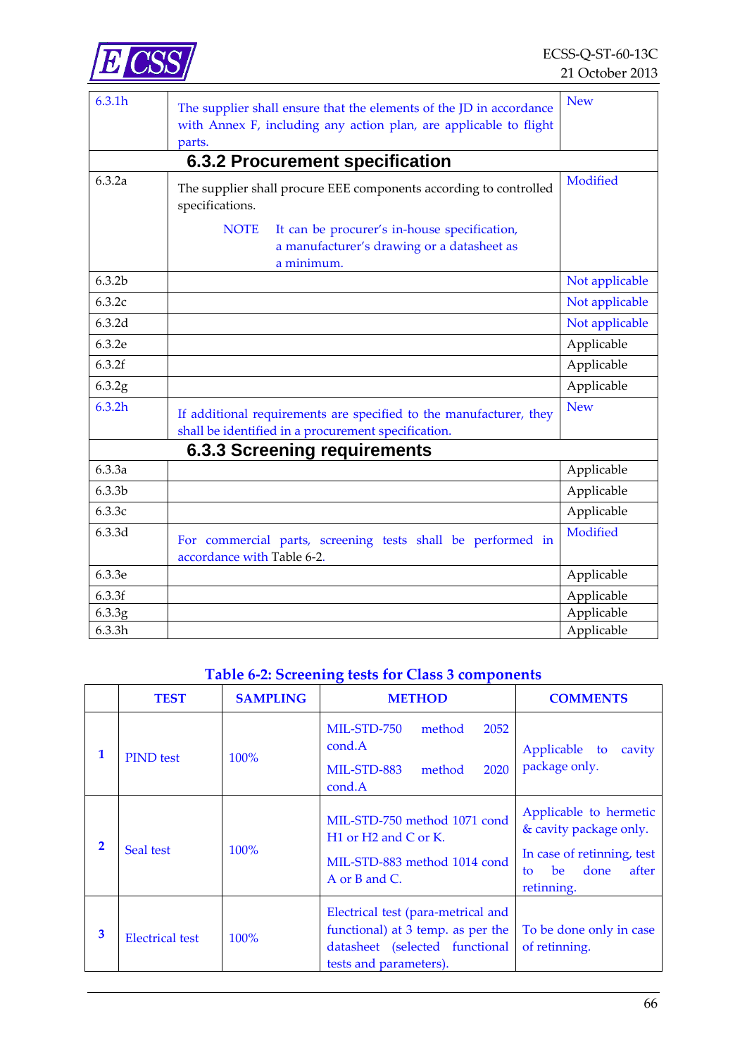| | | |
|---|---|---|
| 6.3.1h | The supplier shall ensure that the elements of the JD in accordance with Annex F, including any action plan, are applicable to flight parts. | New |
| | **6.3.2 Procurement specification** | |
| 6.3.2a | The supplier shall procure EEE components according to controlled specifications.<br><br>NOTE It can be procurer's in-house specification, a manufacturer's drawing or a datasheet as a minimum. | Modified |
| 6.3.2b | | Not applicable |
| 6.3.2c | | Not applicable |
| 6.3.2d | | Not applicable |
| 6.3.2e | | Applicable |
| 6.3.2f | | Applicable |
| 6.3.2g | | Applicable |
| 6.3.2h | If additional requirements are specified to the manufacturer, they shall be identified in a procurement specification. | New |
| | **6.3.3 Screening requirements** | |
| 6.3.3a | | Applicable |
| 6.3.3b | | Applicable |
| 6.3.3c | | Applicable |
| 6.3.3d | For commercial parts, screening tests shall be performed in accordance with Table 6-2. | Modified |
| 6.3.3e | | Applicable |
| 6.3.3f | | Applicable |
| 6.3.3g | | Applicable |
| 6.3.3h | | Applicable |

**Table 6-2: Screening tests for Class 3 components**

| | TEST | SAMPLING | METHOD | COMMENTS |
|---|---|---|---|---|
| 1 | PIND test | 100% | MIL-STD-750 method 2052 cond.A<br><br>MIL-STD-883 method 2020 cond.A | Applicable to cavity package only. |
| 2 | Seal test | 100% | MIL-STD-750 method 1071 cond H1 or H2 and C or K.<br><br>MIL-STD-883 method 1014 cond A or B and C. | Applicable to hermetic & cavity package only.<br><br>In case of retinning, test to be done after retinning. |
| 3 | Electrical test | 100% | Electrical test (para-metrical and functional) at 3 temp. as per the datasheet (selected functional tests and parameters). | To be done only in case of retinning. |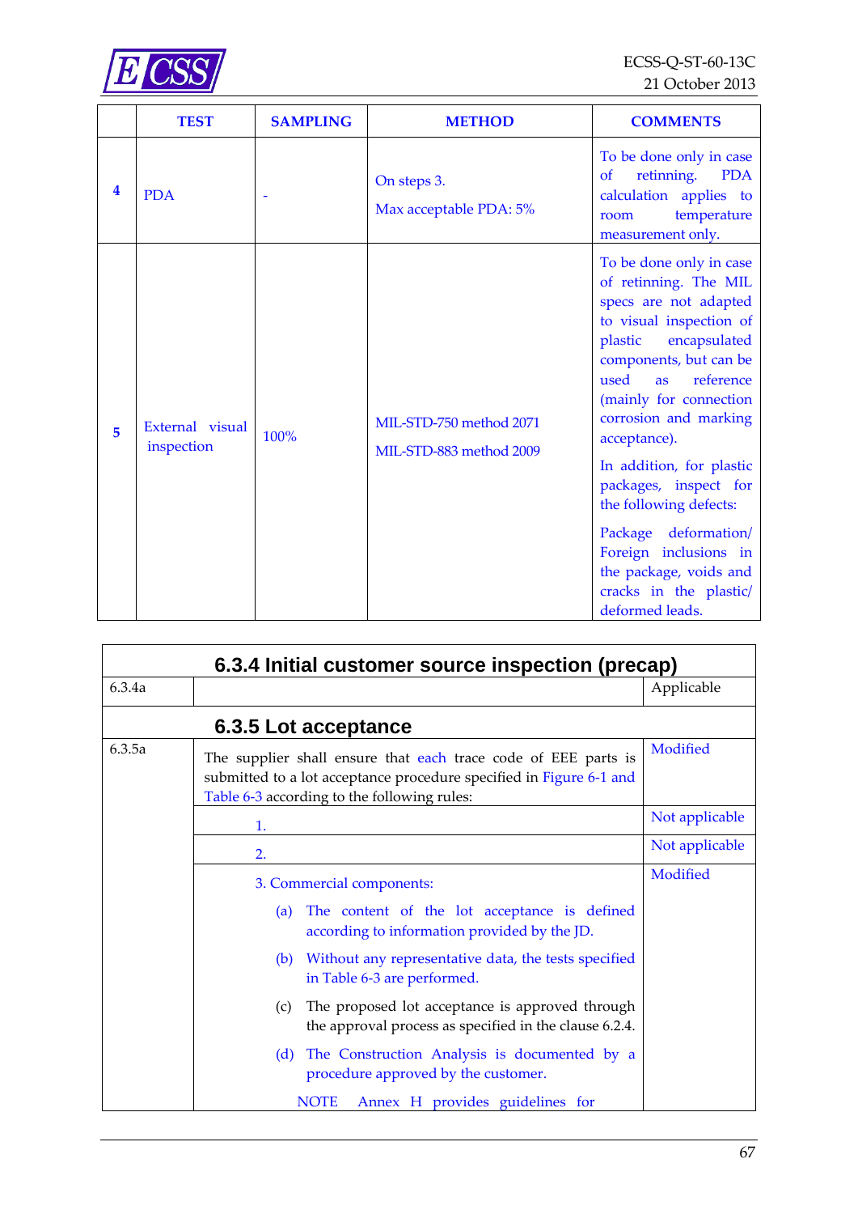| | TEST | SAMPLING | METHOD | COMMENTS |
|---|---|---|---|---|
| 4 | PDA | - | On steps 3.<br>Max acceptable PDA: 5% | To be done only in case of retinning. PDA calculation applies to room temperature measurement only. |
| 5 | External visual inspection | 100% | MIL-STD-750 method 2071<br>MIL-STD-883 method 2009 | To be done only in case of retinning. The MIL specs are not adapted to visual inspection of plastic encapsulated components, but can be used as reference (mainly for connection corrosion and marking acceptance).<br>In addition, for plastic packages, inspect for the following defects:<br>Package deformation/ Foreign inclusions in the package, voids and cracks in the plastic/ deformed leads. |

| | 6.3.4 Initial customer source inspection (precap) | |
|---|---|---|
| 6.3.4a | | Applicable |
| | **6.3.5 Lot acceptance** | |
| 6.3.5a | The supplier shall ensure that each trace code of EEE parts is submitted to a lot acceptance procedure specified in Figure 6-1 and Table 6-3 according to the following rules: | Modified |
| | 1. | Not applicable |
| | 2. | Not applicable |
| | 3. Commercial components:<br>(a) The content of the lot acceptance is defined according to information provided by the JD.<br>(b) Without any representative data, the tests specified in Table 6-3 are performed.<br>(c) The proposed lot acceptance is approved through the approval process as specified in the clause 6.2.4.<br>(d) The Construction Analysis is documented by a procedure approved by the customer.<br>NOTE Annex H provides guidelines for | Modified |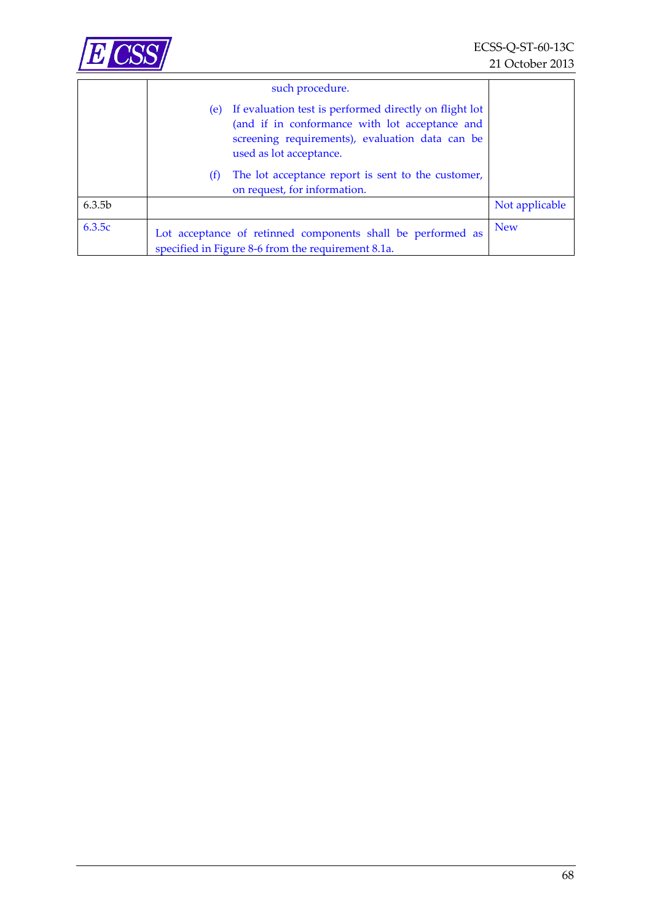| | | |
|---|---|---|
| | such procedure.<br><br>(e) If evaluation test is performed directly on flight lot (and if in conformance with lot acceptance and screening requirements), evaluation data can be used as lot acceptance.<br><br>(f) The lot acceptance report is sent to the customer, on request, for information. | |
| 6.3.5b | | Not applicable |
| 6.3.5c | Lot acceptance of retinned components shall be performed as specified in Figure 8-6 from the requirement 8.1a. | New |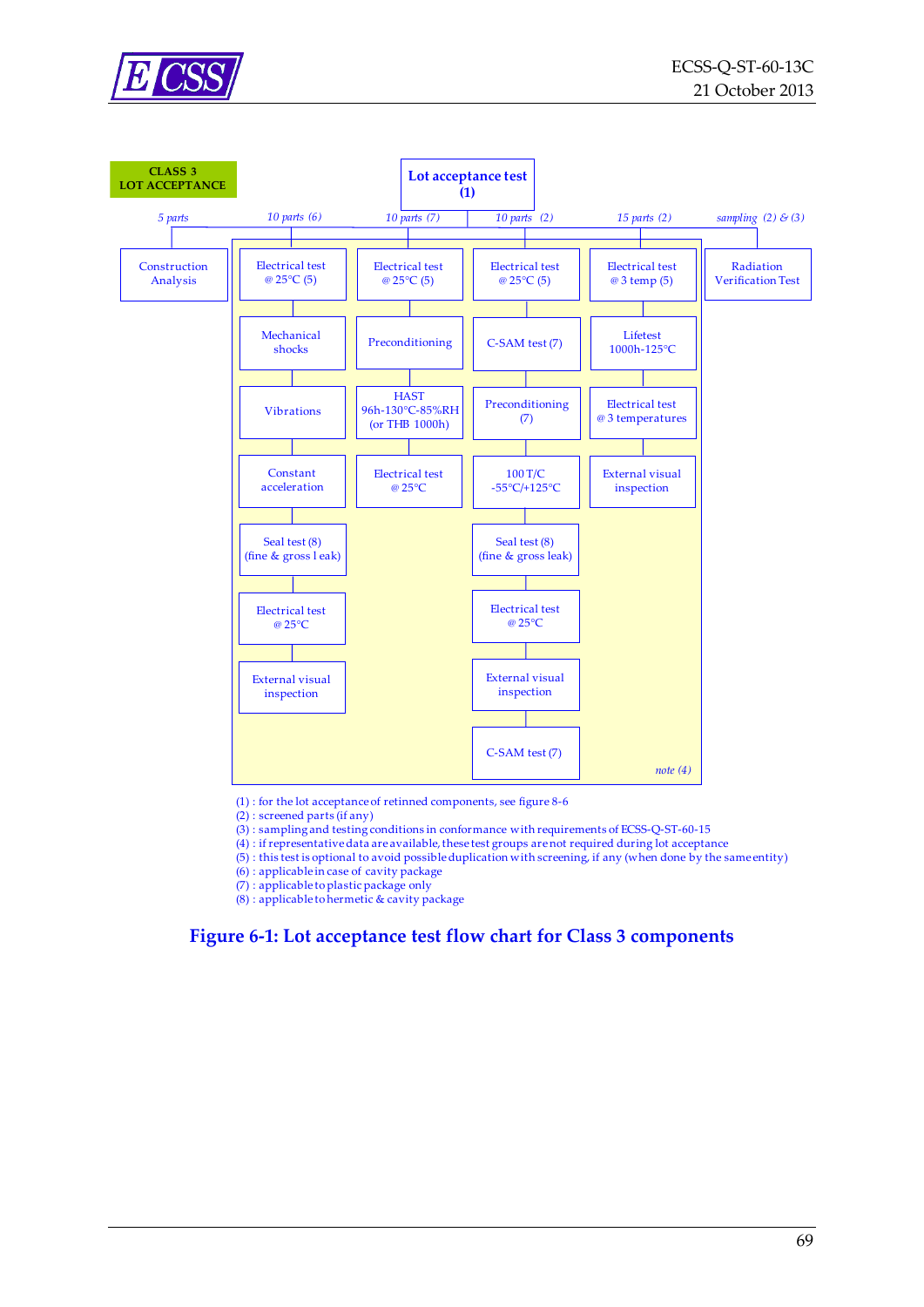CLASS 3
LOT ACCEPTANCE

Lot acceptance test
(1)

5 parts

Construction Analysis

10 parts (6)

Electrical test @ 25°C (5)

Mechanical shocks

Vibrations

Constant acceleration

Seal test (8) (fine & gross leak)

Electrical test @ 25°C

External visual inspection

10 parts (7)

Electrical test @ 25°C (5)

Preconditioning

HAST 96h-130°C-85%RH (or THB 1000h)

Electrical test @ 25°C

10 parts (2)

Electrical test @ 25°C (5)

C-SAM test (7)

Preconditioning (7)

100 T/C -55°C/+125°C

Seal test (8) (fine & gross leak)

Electrical test @ 25°C

External visual inspection

C-SAM test (7)

15 parts (2)

Electrical test @ 3 temp (5)

Lifetest 1000h-125°C

Electrical test @ 3 temperatures

External visual inspection

sampling (2) & (3)

Radiation Verification Test

note (4)

(1) : for the lot acceptance of retinned components, see figure 8-6
(2) : screened parts (if any)
(3) : sampling and testing conditions in conformance with requirements of ECSS-Q-ST-60-15
(4) : if representative data are available, these test groups are not required during lot acceptance
(5) : this test is optional to avoid possible duplication with screening, if any (when done by the same entity)
(6) : applicable in case of cavity package
(7) : applicable to plastic package only
(8) : applicable to hermetic & cavity package

**Figure 6-1: Lot acceptance test flow chart for Class 3 components**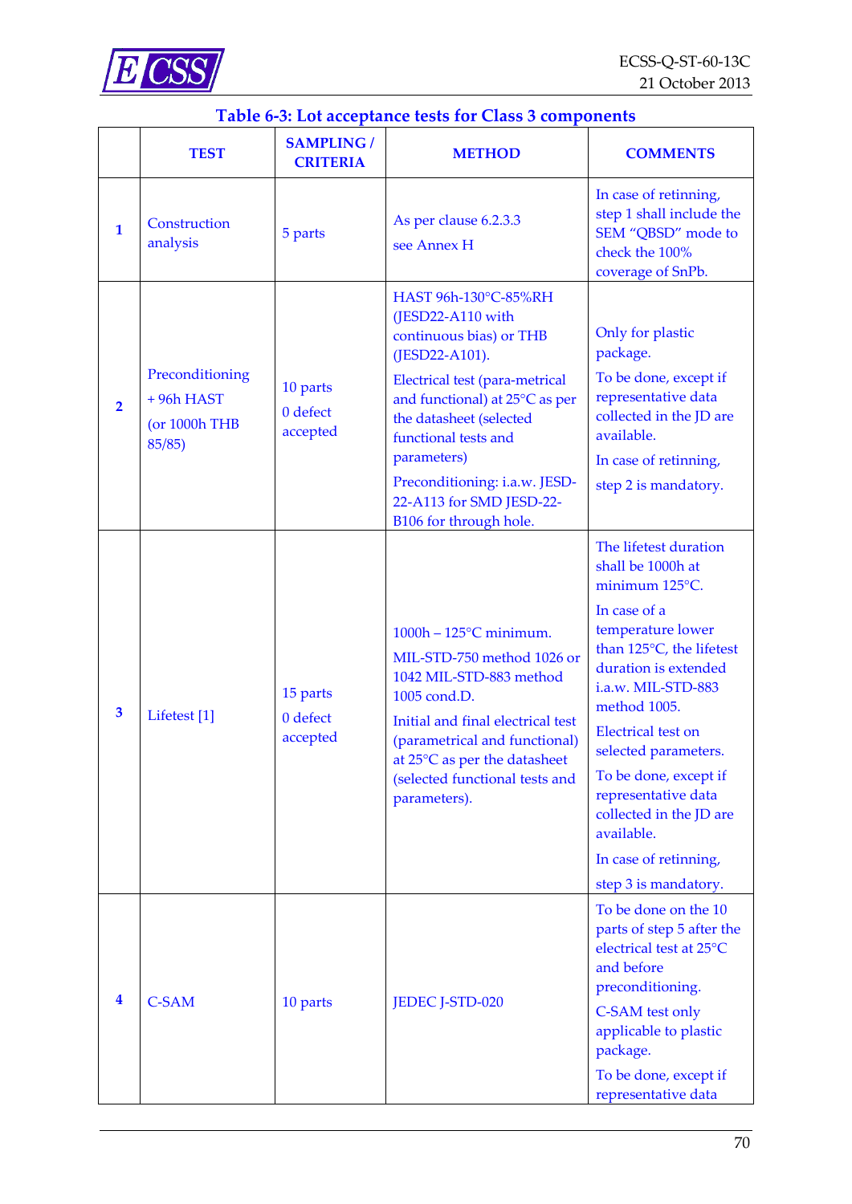**Table 6-3: Lot acceptance tests for Class 3 components**

| | TEST | SAMPLING / CRITERIA | METHOD | COMMENTS |
|---|---|---|---|---|
| **1** | Construction analysis | 5 parts | As per clause 6.2.3.3<br>see Annex H | In case of retinning, step 1 shall include the SEM “QBSD” mode to check the 100% coverage of SnPb. |
| **2** | Preconditioning + 96h HAST<br>(or 1000h THB 85/85) | 10 parts<br>0 defect accepted | HAST 96h-130°C-85%RH (JESD22-A110 with continuous bias) or THB (JESD22-A101).<br>Electrical test (para-metrical and functional) at 25°C as per the datasheet (selected functional tests and parameters)<br>Preconditioning: i.a.w. JESD-22-A113 for SMD JESD-22-B106 for through hole. | Only for plastic package.<br>To be done, except if representative data collected in the JD are available.<br>In case of retinning,<br>step 2 is mandatory. |
| **3** | Lifetest [1] | 15 parts<br>0 defect accepted | 1000h – 125°C minimum.<br>MIL-STD-750 method 1026 or 1042 MIL-STD-883 method 1005 cond.D.<br>Initial and final electrical test (parametrical and functional) at 25°C as per the datasheet (selected functional tests and parameters). | The lifetest duration shall be 1000h at minimum 125°C.<br>In case of a temperature lower than 125°C, the lifetest duration is extended i.a.w. MIL-STD-883 method 1005.<br>Electrical test on selected parameters.<br>To be done, except if representative data collected in the JD are available.<br>In case of retinning,<br>step 3 is mandatory. |
| **4** | C-SAM | 10 parts | JEDEC J-STD-020 | To be done on the 10 parts of step 5 after the electrical test at 25°C and before preconditioning.<br>C-SAM test only applicable to plastic package.<br>To be done, except if representative data |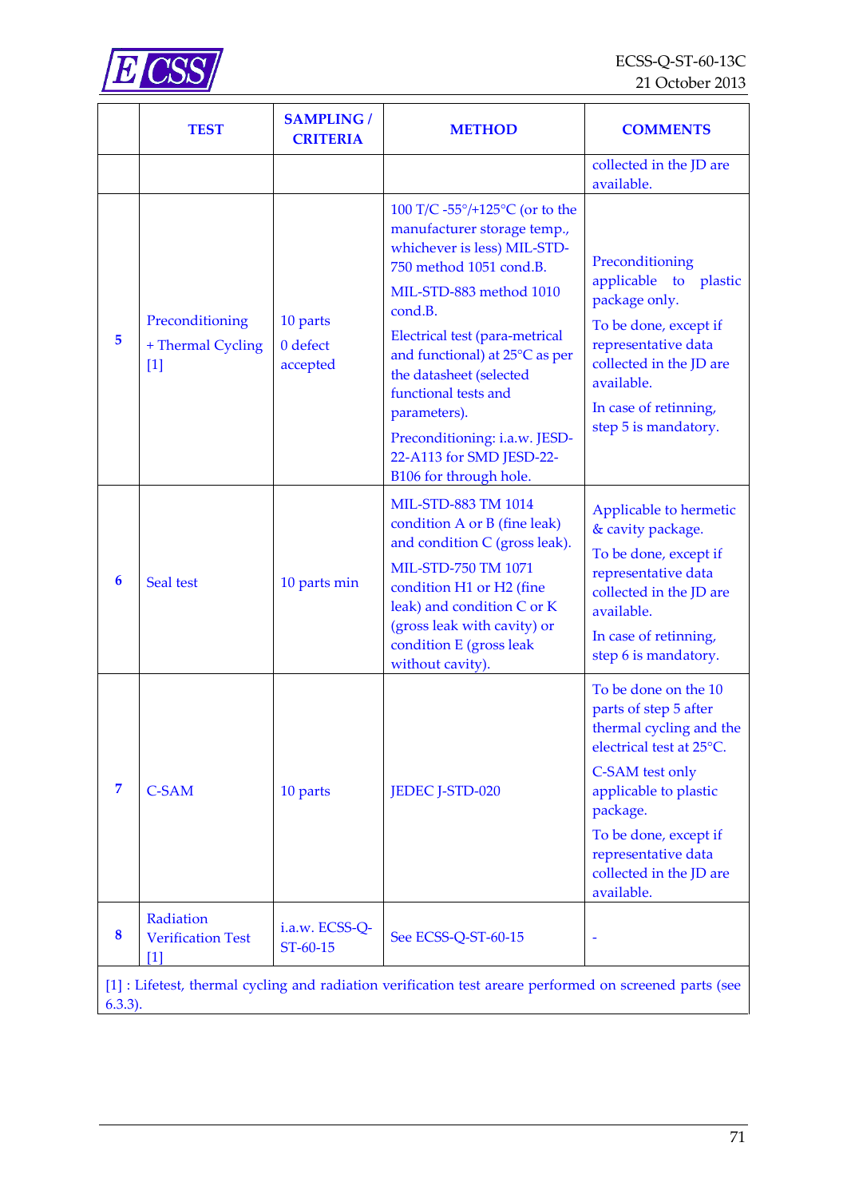| | TEST | SAMPLING / CRITERIA | METHOD | COMMENTS |
|---|---|---|---|---|
| | | | | collected in the JD are available. |
| 5 | Preconditioning + Thermal Cycling [1] | 10 parts<br>0 defect accepted | 100 T/C -55°/+125°C (or to the manufacturer storage temp., whichever is less) MIL-STD-750 method 1051 cond.B.<br>MIL-STD-883 method 1010 cond.B.<br>Electrical test (para-metrical and functional) at 25°C as per the datasheet (selected functional tests and parameters).<br>Preconditioning: i.a.w. JESD-22-A113 for SMD JESD-22-B106 for through hole. | Preconditioning applicable to plastic package only.<br>To be done, except if representative data collected in the JD are available.<br>In case of retinning, step 5 is mandatory. |
| 6 | Seal test | 10 parts min | MIL-STD-883 TM 1014 condition A or B (fine leak) and condition C (gross leak).<br>MIL-STD-750 TM 1071 condition H1 or H2 (fine leak) and condition C or K (gross leak with cavity) or condition E (gross leak without cavity). | Applicable to hermetic & cavity package.<br>To be done, except if representative data collected in the JD are available.<br>In case of retinning, step 6 is mandatory. |
| 7 | C-SAM | 10 parts | JEDEC J-STD-020 | To be done on the 10 parts of step 5 after thermal cycling and the electrical test at 25°C.<br>C-SAM test only applicable to plastic package.<br>To be done, except if representative data collected in the JD are available. |
| 8 | Radiation Verification Test [1] | i.a.w. ECSS-Q-ST-60-15 | See ECSS-Q-ST-60-15 | - |

[1] : Lifetest, thermal cycling and radiation verification test areare performed on screened parts (see 6.3.3).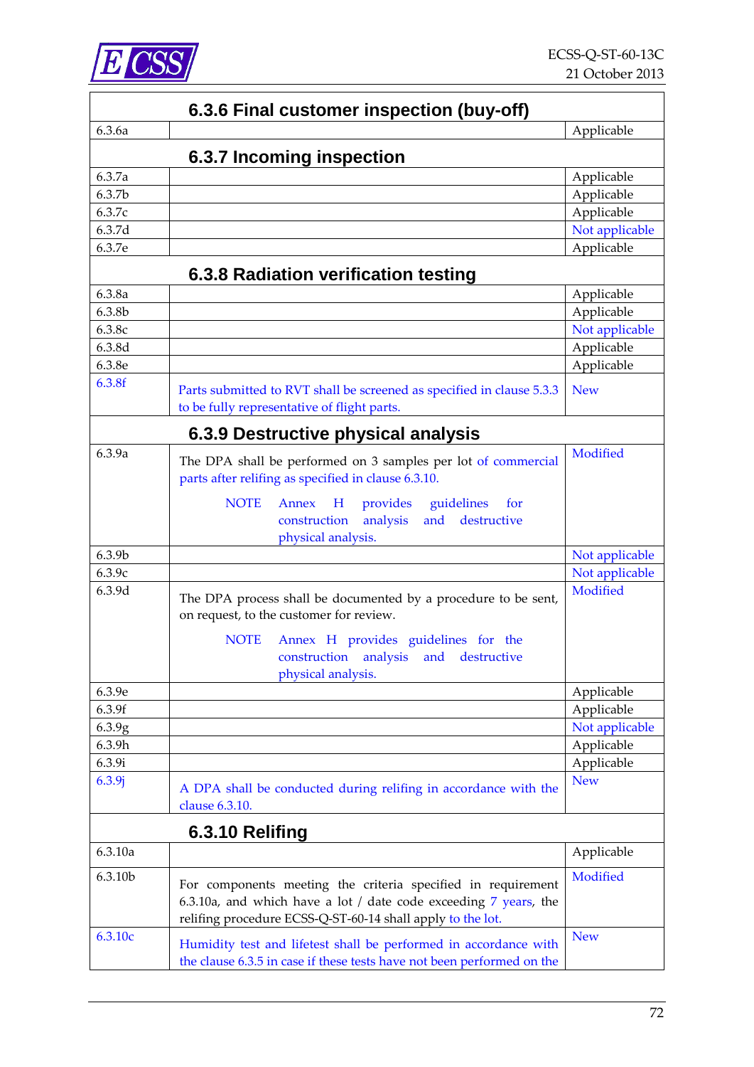| | | |
|---|---|---|
| **6.3.6 Final customer inspection (buy-off)** | | |
| 6.3.6a | | Applicable |
| **6.3.7 Incoming inspection** | | |
| 6.3.7a | | Applicable |
| 6.3.7b | | Applicable |
| 6.3.7c | | Applicable |
| 6.3.7d | | Not applicable |
| 6.3.7e | | Applicable |
| **6.3.8 Radiation verification testing** | | |
| 6.3.8a | | Applicable |
| 6.3.8b | | Applicable |
| 6.3.8c | | Not applicable |
| 6.3.8d | | Applicable |
| 6.3.8e | | Applicable |
| 6.3.8f | Parts submitted to RVT shall be screened as specified in clause 5.3.3 to be fully representative of flight parts. | New |
| **6.3.9 Destructive physical analysis** | | |
| 6.3.9a | The DPA shall be performed on 3 samples per lot of commercial parts after relifing as specified in clause 6.3.10.<br><br>NOTE Annex H provides guidelines for construction analysis and destructive physical analysis. | Modified |
| 6.3.9b | | Not applicable |
| 6.3.9c | | Not applicable |
| 6.3.9d | The DPA process shall be documented by a procedure to be sent, on request, to the customer for review.<br><br>NOTE Annex H provides guidelines for the construction analysis and destructive physical analysis. | Modified |
| 6.3.9e | | Applicable |
| 6.3.9f | | Applicable |
| 6.3.9g | | Not applicable |
| 6.3.9h | | Applicable |
| 6.3.9i | | Applicable |
| 6.3.9j | A DPA shall be conducted during relifing in accordance with the clause 6.3.10. | New |
| **6.3.10 Relifing** | | |
| 6.3.10a | | Applicable |
| 6.3.10b | For components meeting the criteria specified in requirement 6.3.10a, and which have a lot / date code exceeding 7 years, the relifing procedure ECSS-Q-ST-60-14 shall apply to the lot. | Modified |
| 6.3.10c | Humidity test and lifetest shall be performed in accordance with the clause 6.3.5 in case if these tests have not been performed on the | New |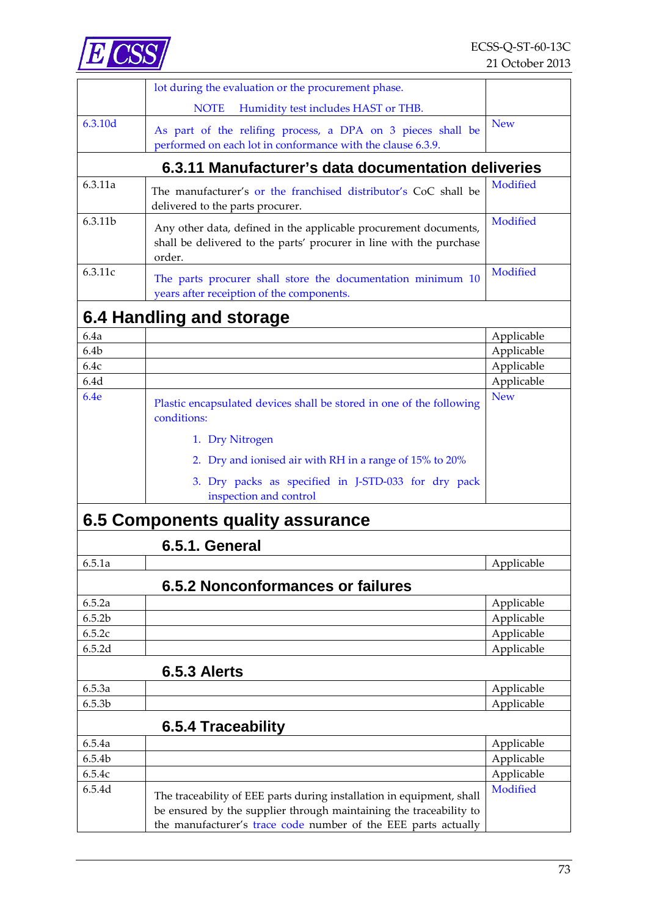| | | |
|---|---|---|
| | lot during the evaluation or the procurement phase.<br>NOTE Humidity test includes HAST or THB. | |
| 6.3.10d | As part of the relifing process, a DPA on 3 pieces shall be performed on each lot in conformance with the clause 6.3.9. | New |
| | **6.3.11 Manufacturer's data documentation deliveries** | |
| 6.3.11a | The manufacturer's or the franchised distributor's CoC shall be delivered to the parts procurer. | Modified |
| 6.3.11b | Any other data, defined in the applicable procurement documents, shall be delivered to the parts' procurer in line with the purchase order. | Modified |
| 6.3.11c | The parts procurer shall store the documentation minimum 10 years after receiption of the components. | Modified |
| **6.4 Handling and storage** | | |
| 6.4a | | Applicable |
| 6.4b | | Applicable |
| 6.4c | | Applicable |
| 6.4d | | Applicable |
| 6.4e | Plastic encapsulated devices shall be stored in one of the following conditions:<br>1. Dry Nitrogen<br>2. Dry and ionised air with RH in a range of 15% to 20%<br>3. Dry packs as specified in J-STD-033 for dry pack inspection and control | New |
| **6.5 Components quality assurance** | | |
| | **6.5.1. General** | |
| 6.5.1a | | Applicable |
| | **6.5.2 Nonconformances or failures** | |
| 6.5.2a | | Applicable |
| 6.5.2b | | Applicable |
| 6.5.2c | | Applicable |
| 6.5.2d | | Applicable |
| | **6.5.3 Alerts** | |
| 6.5.3a | | Applicable |
| 6.5.3b | | Applicable |
| | **6.5.4 Traceability** | |
| 6.5.4a | | Applicable |
| 6.5.4b | | Applicable |
| 6.5.4c | | Applicable |
| 6.5.4d | The traceability of EEE parts during installation in equipment, shall be ensured by the supplier through maintaining the traceability to the manufacturer's trace code number of the EEE parts actually | Modified |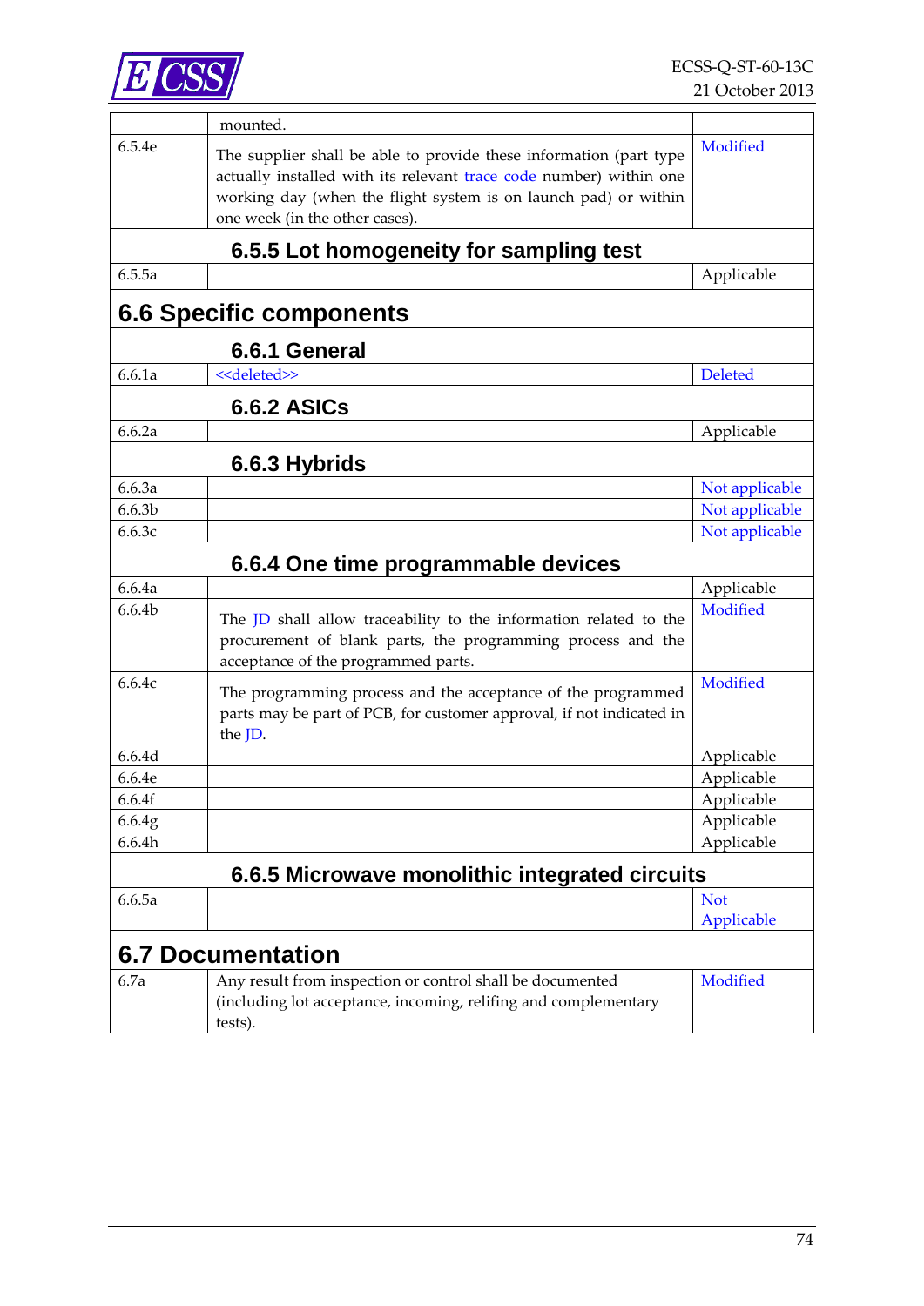| | | |
|---|---|---|
| | mounted. | |
| 6.5.4e | The supplier shall be able to provide these information (part type actually installed with its relevant trace code number) within one working day (when the flight system is on launch pad) or within one week (in the other cases). | Modified |

### 6.5.5 Lot homogeneity for sampling test

| | | |
|---|---|---|
| 6.5.5a | | Applicable |

## 6.6 Specific components

### 6.6.1 General

| | | |
|---|---|---|
| 6.6.1a | <<deleted>> | Deleted |

### 6.6.2 ASICs

| | | |
|---|---|---|
| 6.6.2a | | Applicable |

### 6.6.3 Hybrids

| | | |
|---|---|---|
| 6.6.3a | | Not applicable |
| 6.6.3b | | Not applicable |
| 6.6.3c | | Not applicable |

### 6.6.4 One time programmable devices

| | | |
|---|---|---|
| 6.6.4a | | Applicable |
| 6.6.4b | The JD shall allow traceability to the information related to the procurement of blank parts, the programming process and the acceptance of the programmed parts. | Modified |
| 6.6.4c | The programming process and the acceptance of the programmed parts may be part of PCB, for customer approval, if not indicated in the JD. | Modified |
| 6.6.4d | | Applicable |
| 6.6.4e | | Applicable |
| 6.6.4f | | Applicable |
| 6.6.4g | | Applicable |
| 6.6.4h | | Applicable |

### 6.6.5 Microwave monolithic integrated circuits

| | | |
|---|---|---|
| 6.6.5a | | Not Applicable |

## 6.7 Documentation

| | | |
|---|---|---|
| 6.7a | Any result from inspection or control shall be documented (including lot acceptance, incoming, relifing and complementary tests). | Modified |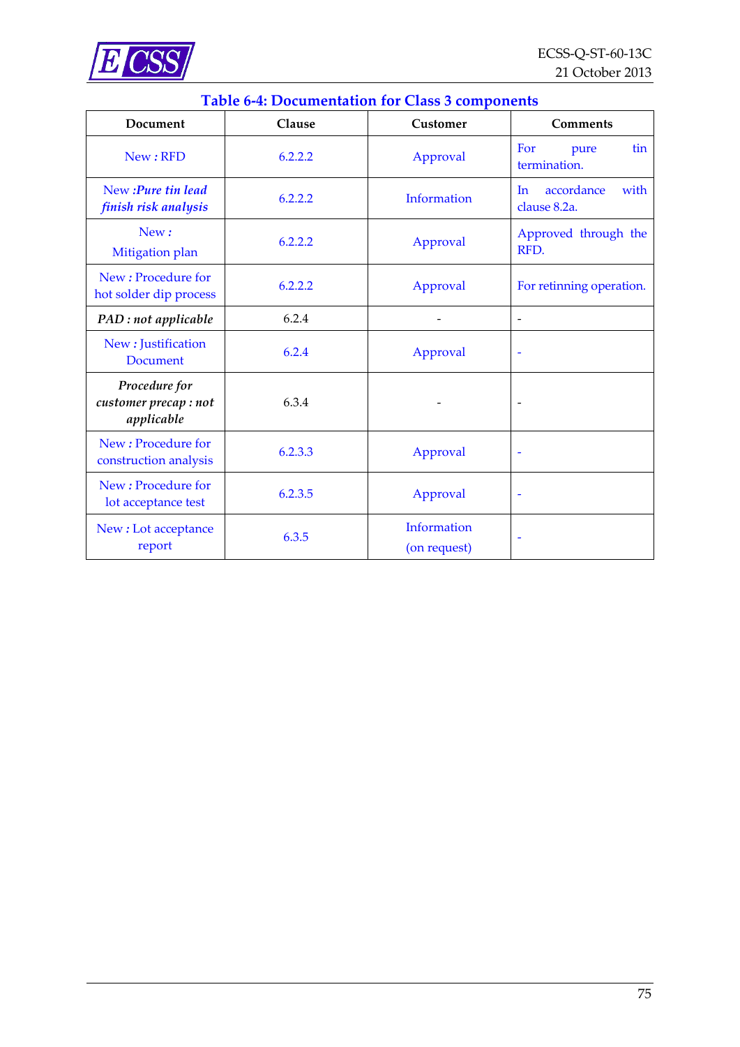**Table 6-4: Documentation for Class 3 components**

| Document | Clause | Customer | Comments |
|---|---|---|---|
| New : RFD | 6.2.2.2 | Approval | For pure tin termination. |
| New :*Pure tin lead finish risk analysis* | 6.2.2.2 | Information | In accordance with clause 8.2a. |
| New *:* Mitigation plan | 6.2.2.2 | Approval | Approved through the RFD. |
| New *:* Procedure for hot solder dip process | 6.2.2.2 | Approval | For retinning operation. |
| *PAD : not applicable* | 6.2.4 | - | - |
| New *:* Justification Document | 6.2.4 | Approval | - |
| *Procedure for customer precap : not applicable* | 6.3.4 | - | - |
| New *:* Procedure for construction analysis | 6.2.3.3 | Approval | - |
| New *:* Procedure for lot acceptance test | 6.2.3.5 | Approval | - |
| New *:* Lot acceptance report | 6.3.5 | Information (on request) | - |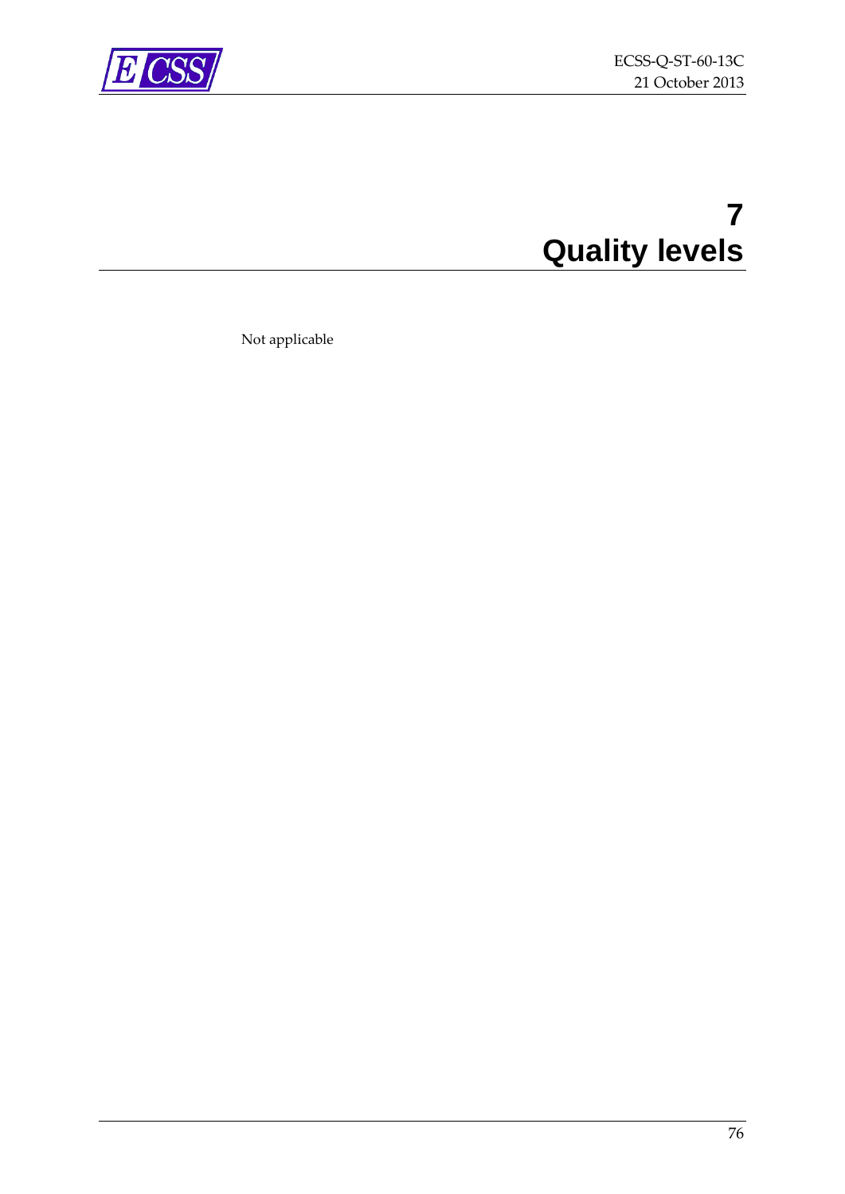# 7 Quality levels

Not applicable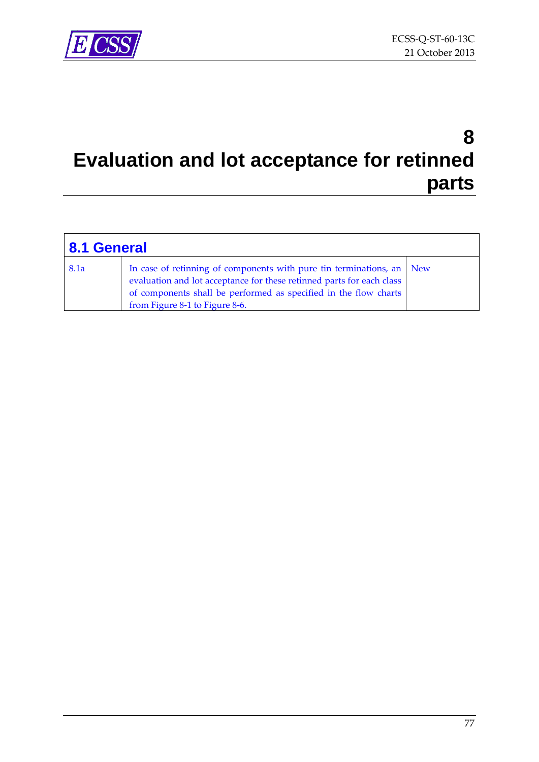# 8 Evaluation and lot acceptance for retinned parts

| 8.1 General | | |
|---|---|---|
| 8.1a | In case of retinning of components with pure tin terminations, an evaluation and lot acceptance for these retinned parts for each class of components shall be performed as specified in the flow charts from Figure 8-1 to Figure 8-6. | New |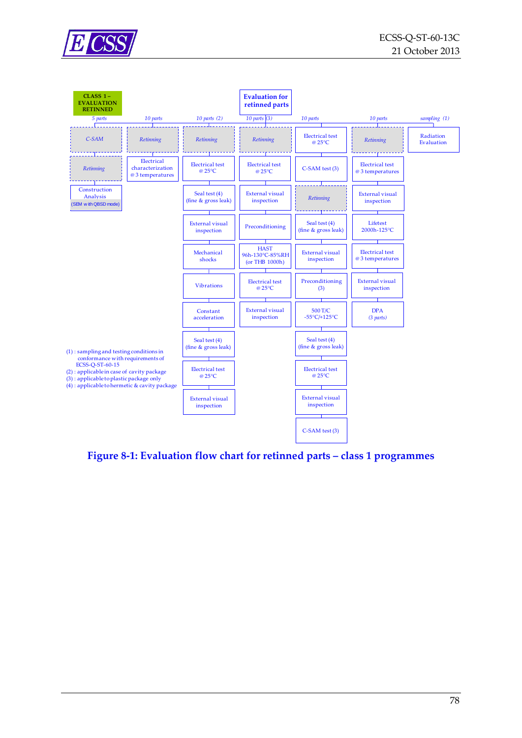CLASS 1 – EVALUATION RETINNED

Evaluation for retinned parts

5 parts

C-SAM

Retinning

Construction Analysis
(SEM with QBSD mode)

10 parts

Retinning

Electrical characterization @ 3 temperatures

10 parts (2)

Retinning

Electrical test @ 25°C

Seal test (4) (fine & gross leak)

External visual inspection

Mechanical shocks

Vibrations

Constant acceleration

Seal test (4) (fine & gross leak)

Electrical test @ 25°C

External visual inspection

10 parts (3)

Retinning

Electrical test @ 25°C

External visual inspection

Preconditioning

HAST 96h-130°C-85%RH (or THB 1000h)

Electrical test @ 25°C

External visual inspection

10 parts

Electrical test @ 25°C

C-SAM test (3)

Retinning

Seal test (4) (fine & gross leak)

External visual inspection

Preconditioning (3)

500 T/C -55°C/+125°C

Seal test (4) (fine & gross leak)

Electrical test @ 25°C

External visual inspection

C-SAM test (3)

10 parts

Retinning

Electrical test @ 3 temperatures

External visual inspection

Lifetest 2000h-125°C

Electrical test @ 3 temperatures

External visual inspection

DPA (3 parts)

sampling (1)

Radiation Evaluation

(1) : sampling and testing conditions in conformance with requirements of ECSS-Q-ST-60-15
(2) : applicable in case of cavity package
(3) : applicable to plastic package only
(4) : applicable to hermetic & cavity package

**Figure 8-1: Evaluation flow chart for retinned parts – class 1 programmes**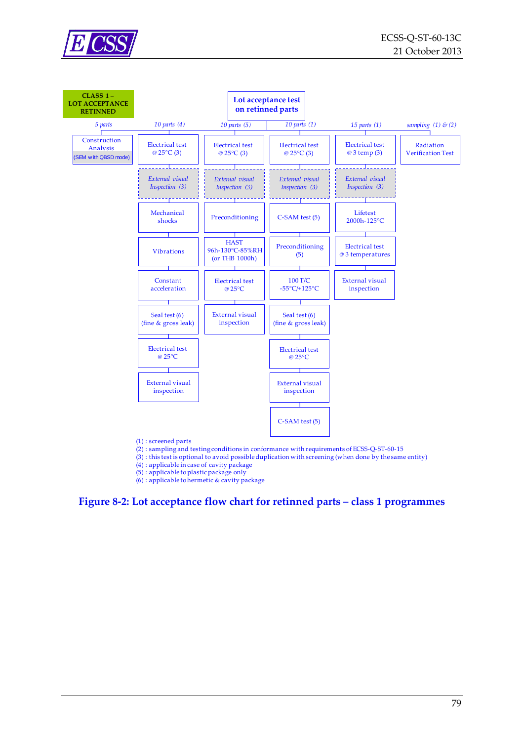**CLASS 1 – LOT ACCEPTANCE RETINNED**

**Lot acceptance test on retinned parts**

| *5 parts* | *10 parts (4)* | *10 parts (5)* | *10 parts (1)* | *15 parts (1)* | *sampling (1) & (2)* |
|---|---|---|---|---|---|
| Construction Analysis (SEM with QBSD mode) | Electrical test @ 25°C (3) | Electrical test @ 25°C (3) | Electrical test @ 25°C (3) | Electrical test @ 3 temp (3) | Radiation Verification Test |
| | *External visual Inspection (3)* | *External visual Inspection (3)* | *External visual Inspection (3)* | *External visual Inspection (3)* | |
| | Mechanical shocks | Preconditioning | C-SAM test (5) | Lifetest 2000h-125°C | |
| | Vibrations | HAST 96h-130°C-85%RH (or THB 1000h) | Preconditioning (5) | Electrical test @ 3 temperatures | |
| | Constant acceleration | Electrical test @ 25°C | 100 T/C -55°C/+125°C | External visual inspection | |
| | Seal test (6) (fine & gross leak) | External visual inspection | Seal test (6) (fine & gross leak) | | |
| | Electrical test @ 25°C | | Electrical test @ 25°C | | |
| | External visual inspection | | External visual inspection | | |
| | | | C-SAM test (5) | | |

(1) : screened parts
(2) : sampling and testing conditions in conformance with requirements of ECSS-Q-ST-60-15
(3) : this test is optional to avoid possible duplication with screening (when done by the same entity)
(4) : applicable in case of cavity package
(5) : applicable to plastic package only
(6) : applicable to hermetic & cavity package

**Figure 8-2: Lot acceptance flow chart for retinned parts – class 1 programmes**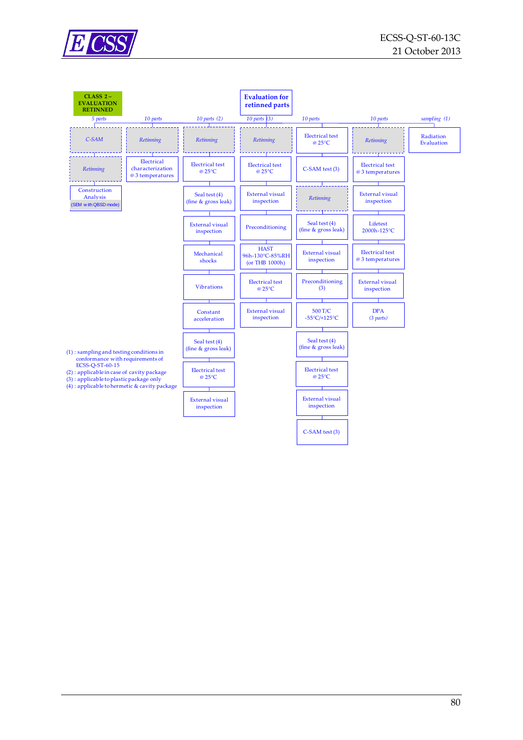CLASS 2 – EVALUATION RETINNED

Evaluation for retinned parts

5 parts
C-SAM
Retinning
Construction Analysis (SEM with QBSD mode)

10 parts
Retinning
Electrical characterization @ 3 temperatures

10 parts (2)
Retinning
Electrical test @ 25°C
Seal test (4) (fine & gross leak)
External visual inspection
Mechanical shocks
Vibrations
Constant acceleration
Seal test (4) (fine & gross leak)
Electrical test @ 25°C
External visual inspection

10 parts (3)
Retinning
Electrical test @ 25°C
External visual inspection
Preconditioning
HAST 96h-130°C-85%RH (or THB 1000h)
Electrical test @ 25°C
External visual inspection

10 parts
Electrical test @ 25°C
C-SAM test (3)
Retinning
Seal test (4) (fine & gross leak)
External visual inspection
Preconditioning (3)
500 T/C -55°C/+125°C
Seal test (4) (fine & gross leak)
Electrical test @ 25°C
External visual inspection
C-SAM test (3)

10 parts
Retinning
Electrical test @ 3 temperatures
External visual inspection
Lifetest 2000h-125°C
Electrical test @ 3 temperatures
External visual inspection
DPA (3 parts)

sampling (1)
Radiation Evaluation

(1) : sampling and testing conditions in conformance with requirements of ECSS-Q-ST-60-15
(2) : applicable in case of cavity package
(3) : applicable to plastic package only
(4) : applicable to hermetic & cavity package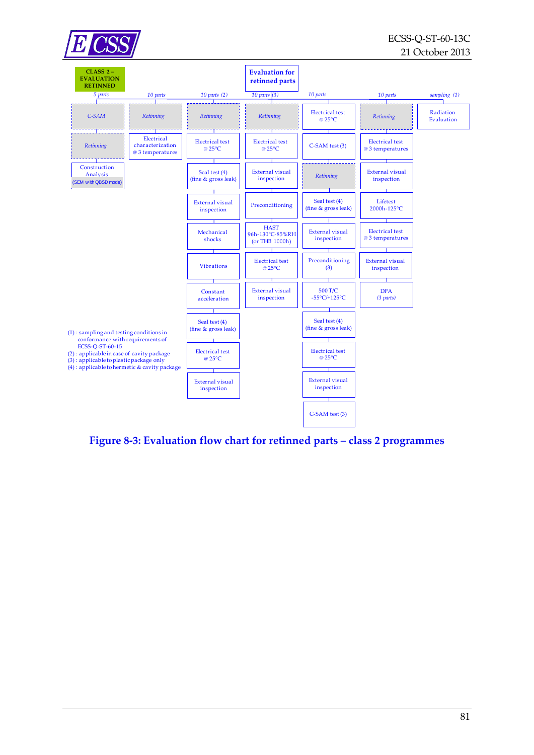CLASS 2 – EVALUATION RETINNED

Evaluation for retinned parts

5 parts
- C-SAM
- Retinning
- Construction Analysis (SEM with QBSD mode)

10 parts
- Retinning
- Electrical characterization @ 3 temperatures

10 parts (2)
- Retinning
- Electrical test @ 25°C
- Seal test (4) (fine & gross leak)
- External visual inspection
- Mechanical shocks
- Vibrations
- Constant acceleration
- Seal test (4) (fine & gross leak)
- Electrical test @ 25°C
- External visual inspection

10 parts (3)
- Retinning
- Electrical test @ 25°C
- External visual inspection
- Preconditioning
- HAST 96h-130°C-85%RH (or THB 1000h)
- Electrical test @ 25°C
- External visual inspection

10 parts
- Electrical test @ 25°C
- C-SAM test (3)
- Retinning
- Seal test (4) (fine & gross leak)
- External visual inspection
- Preconditioning (3)
- 500 T/C -55°C/+125°C
- Seal test (4) (fine & gross leak)
- Electrical test @ 25°C
- External visual inspection
- C-SAM test (3)

10 parts
- Retinning
- Electrical test @ 3 temperatures
- External visual inspection
- Lifetest 2000h-125°C
- Electrical test @ 3 temperatures
- External visual inspection
- DPA (3 parts)

sampling (1)
- Radiation Evaluation

(1) : sampling and testing conditions in conformance with requirements of ECSS-Q-ST-60-15
(2) : applicable in case of cavity package
(3) : applicable to plastic package only
(4) : applicable to hermetic & cavity package

Figure 8-3: Evaluation flow chart for retinned parts – class 2 programmes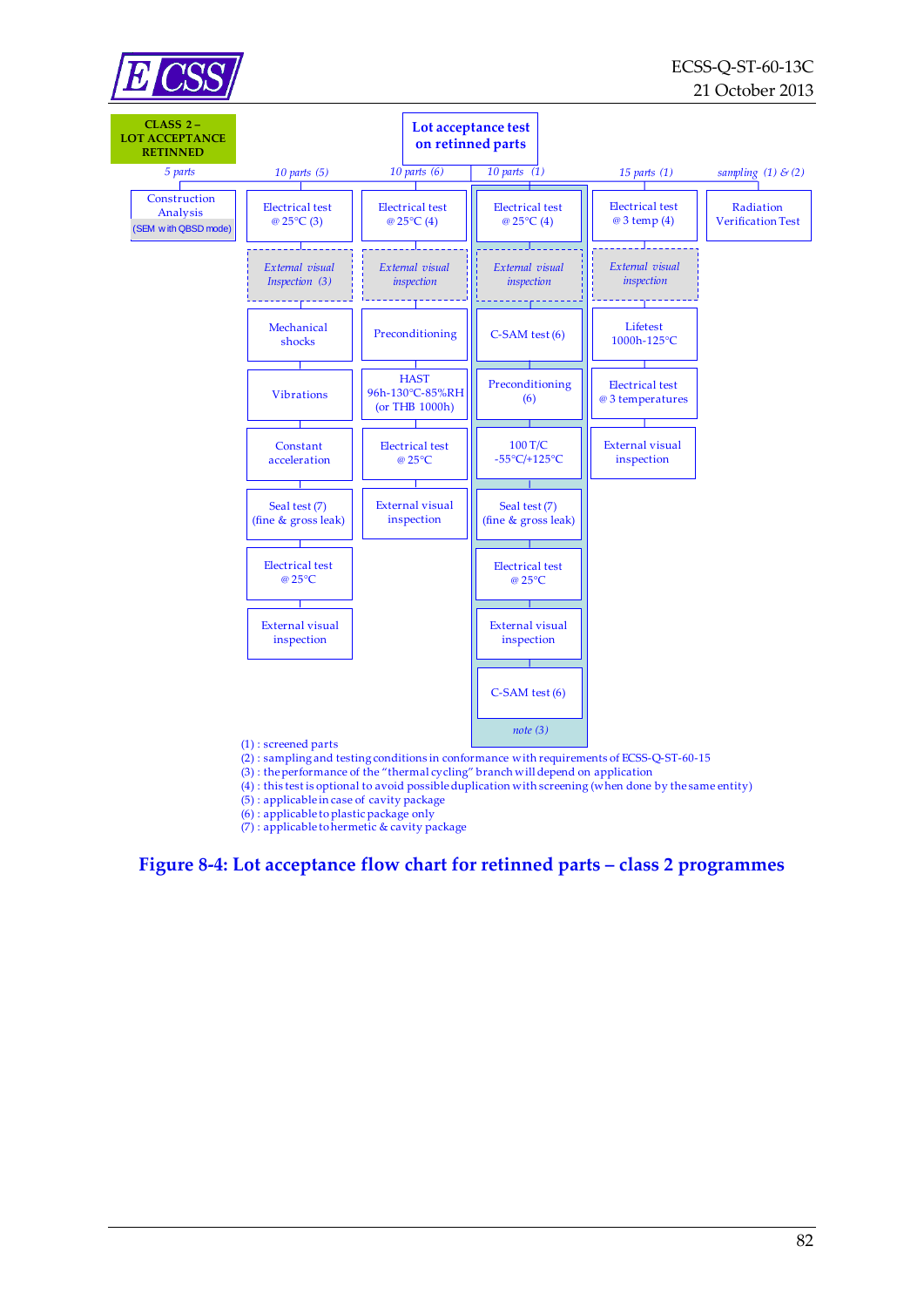CLASS 2 – LOT ACCEPTANCE RETINNED

Lot acceptance test on retinned parts

5 parts

Construction Analysis (SEM with QBSD mode)

10 parts (5)

Electrical test @ 25°C (3)

*External visual Inspection (3)*

Mechanical shocks

Vibrations

Constant acceleration

Seal test (7) (fine & gross leak)

Electrical test @ 25°C

External visual inspection

10 parts (6)

Electrical test @ 25°C (4)

*External visual inspection*

Preconditioning

HAST 96h-130°C-85%RH (or THB 1000h)

Electrical test @ 25°C

External visual inspection

10 parts (1)

Electrical test @ 25°C (4)

*External visual inspection*

C-SAM test (6)

Preconditioning (6)

100 T/C -55°C/+125°C

Seal test (7) (fine & gross leak)

Electrical test @ 25°C

External visual inspection

C-SAM test (6)

*note (3)*

15 parts (1)

Electrical test @ 3 temp (4)

*External visual inspection*

Lifetest 1000h-125°C

Electrical test @ 3 temperatures

External visual inspection

sampling (1) & (2)

Radiation Verification Test

(1) : screened parts
(2) : sampling and testing conditions in conformance with requirements of ECSS-Q-ST-60-15
(3) : the performance of the "thermal cycling" branch will depend on application
(4) : this test is optional to avoid possible duplication with screening (when done by the same entity)
(5) : applicable in case of cavity package
(6) : applicable to plastic package only
(7) : applicable to hermetic & cavity package

## Figure 8-4: Lot acceptance flow chart for retinned parts – class 2 programmes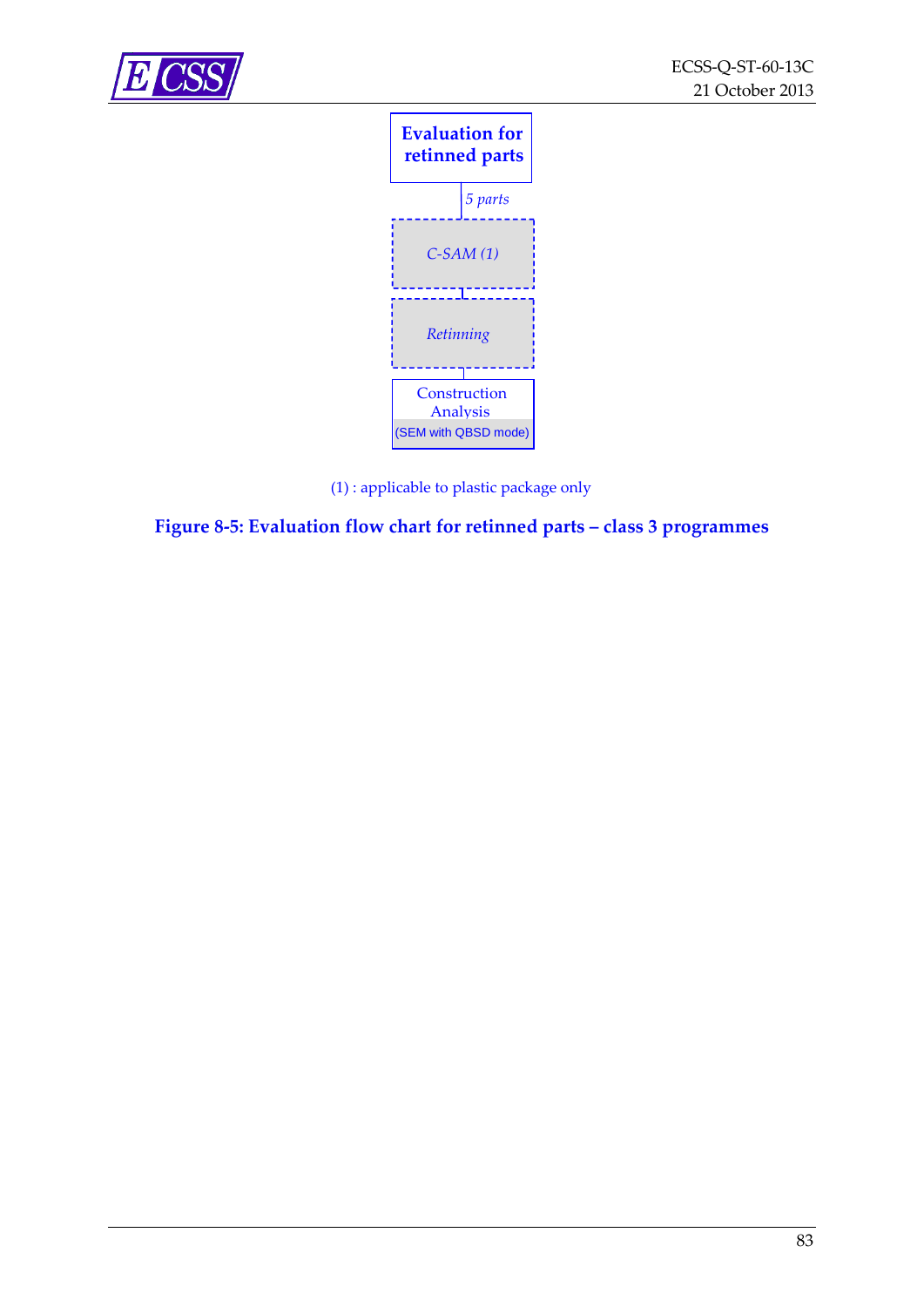Evaluation for retinned parts

*5 parts*

*C-SAM (1)*

*Retinning*

Construction Analysis
(SEM with QBSD mode)

(1) : applicable to plastic package only

**Figure 8-5: Evaluation flow chart for retinned parts – class 3 programmes**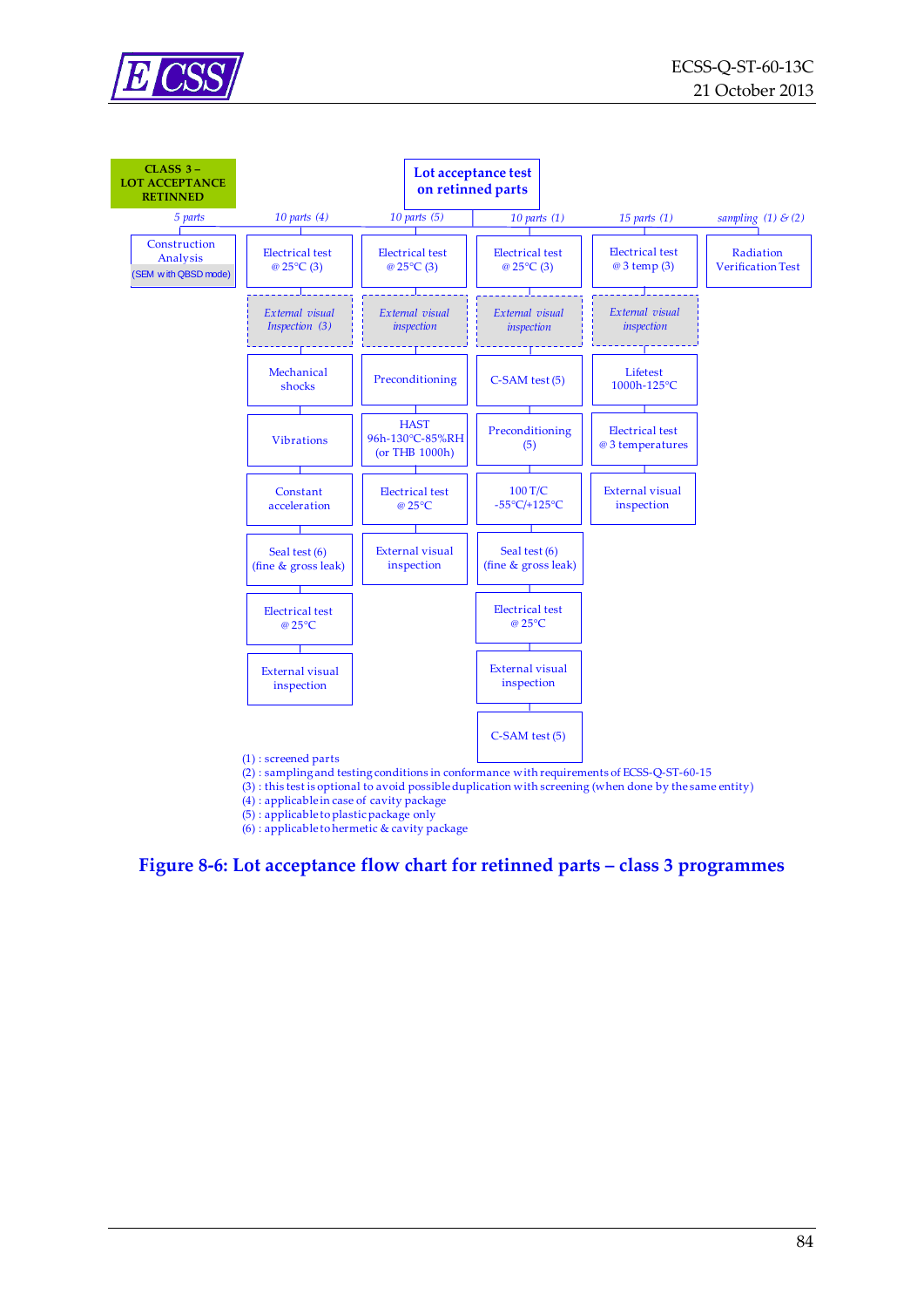CLASS 3 – LOT ACCEPTANCE RETINNED

Lot acceptance test on retinned parts

5 parts

Construction Analysis
(SEM with QBSD mode)

10 parts (4)

Electrical test @ 25°C (3)

External visual Inspection (3)

Mechanical shocks

Vibrations

Constant acceleration

Seal test (6) (fine & gross leak)

Electrical test @ 25°C

External visual inspection

10 parts (5)

Electrical test @ 25°C (3)

External visual inspection

Preconditioning

HAST 96h-130°C-85%RH (or THB 1000h)

Electrical test @ 25°C

External visual inspection

10 parts (1)

Electrical test @ 25°C (3)

External visual inspection

C-SAM test (5)

Preconditioning (5)

100 T/C -55°C/+125°C

Seal test (6) (fine & gross leak)

Electrical test @ 25°C

External visual inspection

C-SAM test (5)

15 parts (1)

Electrical test @ 3 temp (3)

External visual inspection

Lifetest 1000h-125°C

Electrical test @ 3 temperatures

External visual inspection

sampling (1) & (2)

Radiation Verification Test

(1) : screened parts
(2) : sampling and testing conditions in conformance with requirements of ECSS-Q-ST-60-15
(3) : this test is optional to avoid possible duplication with screening (when done by the same entity)
(4) : applicable in case of cavity package
(5) : applicable to plastic package only
(6) : applicable to hermetic & cavity package

**Figure 8-6: Lot acceptance flow chart for retinned parts – class 3 programmes**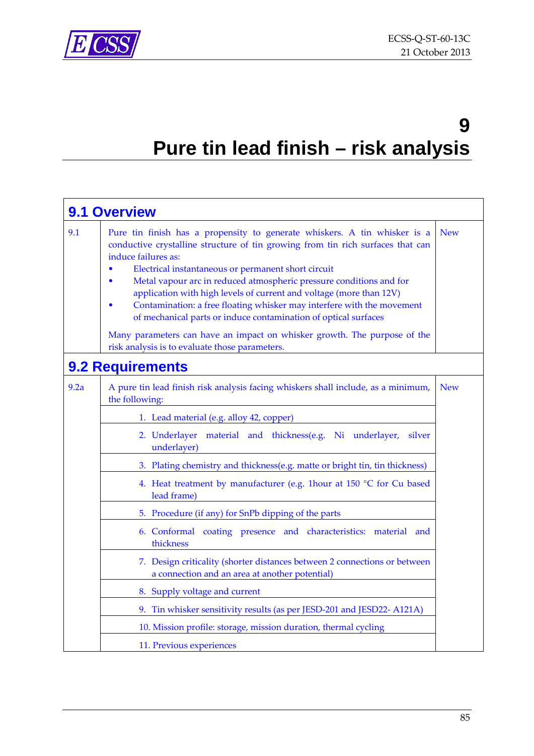# 9 Pure tin lead finish – risk analysis

| | | |
|---|---|---|
| **9.1 Overview** | | |
| 9.1 | Pure tin finish has a propensity to generate whiskers. A tin whisker is a conductive crystalline structure of tin growing from tin rich surfaces that can induce failures as:<br>• Electrical instantaneous or permanent short circuit<br>• Metal vapour arc in reduced atmospheric pressure conditions and for application with high levels of current and voltage (more than 12V)<br>• Contamination: a free floating whisker may interfere with the movement of mechanical parts or induce contamination of optical surfaces<br><br>Many parameters can have an impact on whisker growth. The purpose of the risk analysis is to evaluate those parameters. | New |
| **9.2 Requirements** | | |
| 9.2a | A pure tin lead finish risk analysis facing whiskers shall include, as a minimum, the following: | New |
| | 1. Lead material (e.g. alloy 42, copper) | |
| | 2. Underlayer material and thickness(e.g. Ni underlayer, silver underlayer) | |
| | 3. Plating chemistry and thickness(e.g. matte or bright tin, tin thickness) | |
| | 4. Heat treatment by manufacturer (e.g. 1hour at 150 °C for Cu based lead frame) | |
| | 5. Procedure (if any) for SnPb dipping of the parts | |
| | 6. Conformal coating presence and characteristics: material and thickness | |
| | 7. Design criticality (shorter distances between 2 connections or between a connection and an area at another potential) | |
| | 8. Supply voltage and current | |
| | 9. Tin whisker sensitivity results (as per JESD-201 and JESD22- A121A) | |
| | 10. Mission profile: storage, mission duration, thermal cycling | |
| | 11. Previous experiences | |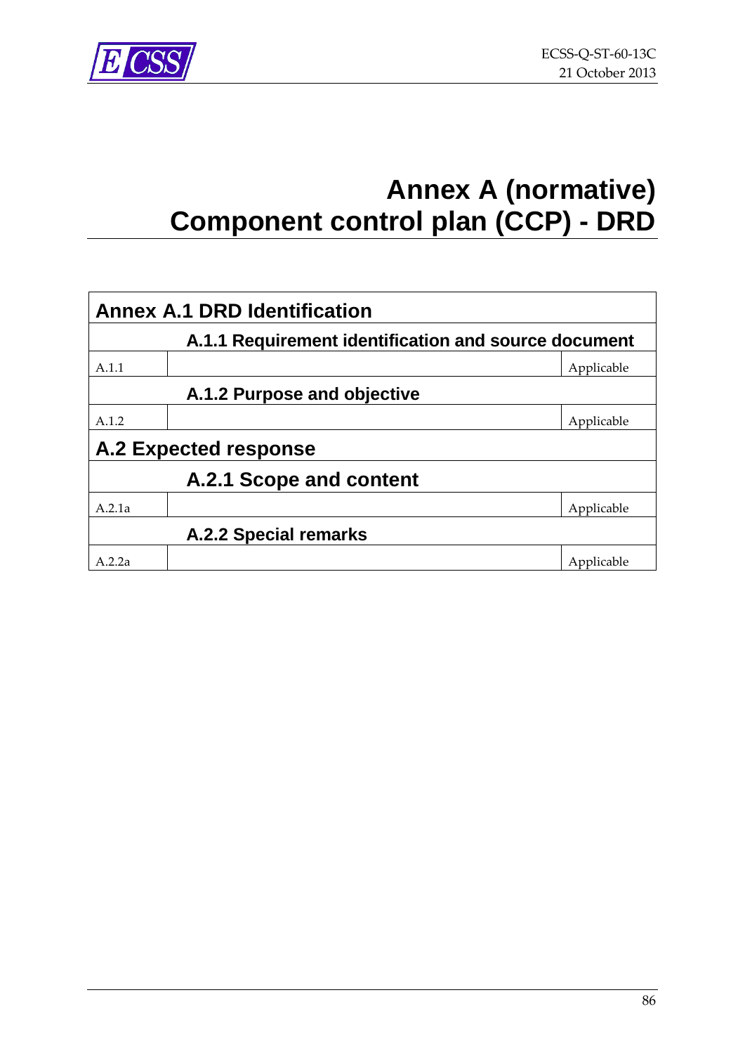# Annex A (normative) Component control plan (CCP) - DRD

| Annex A.1 DRD Identification | | |
|---|---|---|
| | A.1.1 Requirement identification and source document | |
| A.1.1 | | Applicable |
| | A.1.2 Purpose and objective | |
| A.1.2 | | Applicable |
| A.2 Expected response | | |
| | A.2.1 Scope and content | |
| A.2.1a | | Applicable |
| | A.2.2 Special remarks | |
| A.2.2a | | Applicable |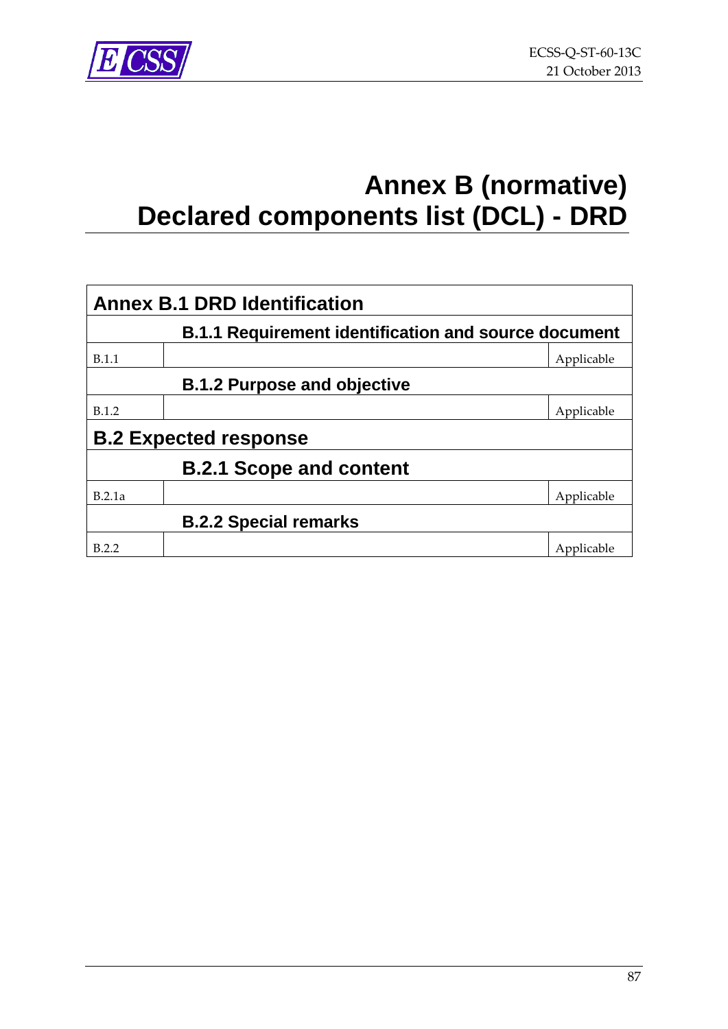# Annex B (normative) Declared components list (DCL) - DRD

| | | |
|---|---|---|
| **Annex B.1 DRD Identification** | | |
| | **B.1.1 Requirement identification and source document** | |
| B.1.1 | | Applicable |
| | **B.1.2 Purpose and objective** | |
| B.1.2 | | Applicable |
| **B.2 Expected response** | | |
| | **B.2.1 Scope and content** | |
| B.2.1a | | Applicable |
| | **B.2.2 Special remarks** | |
| B.2.2 | | Applicable |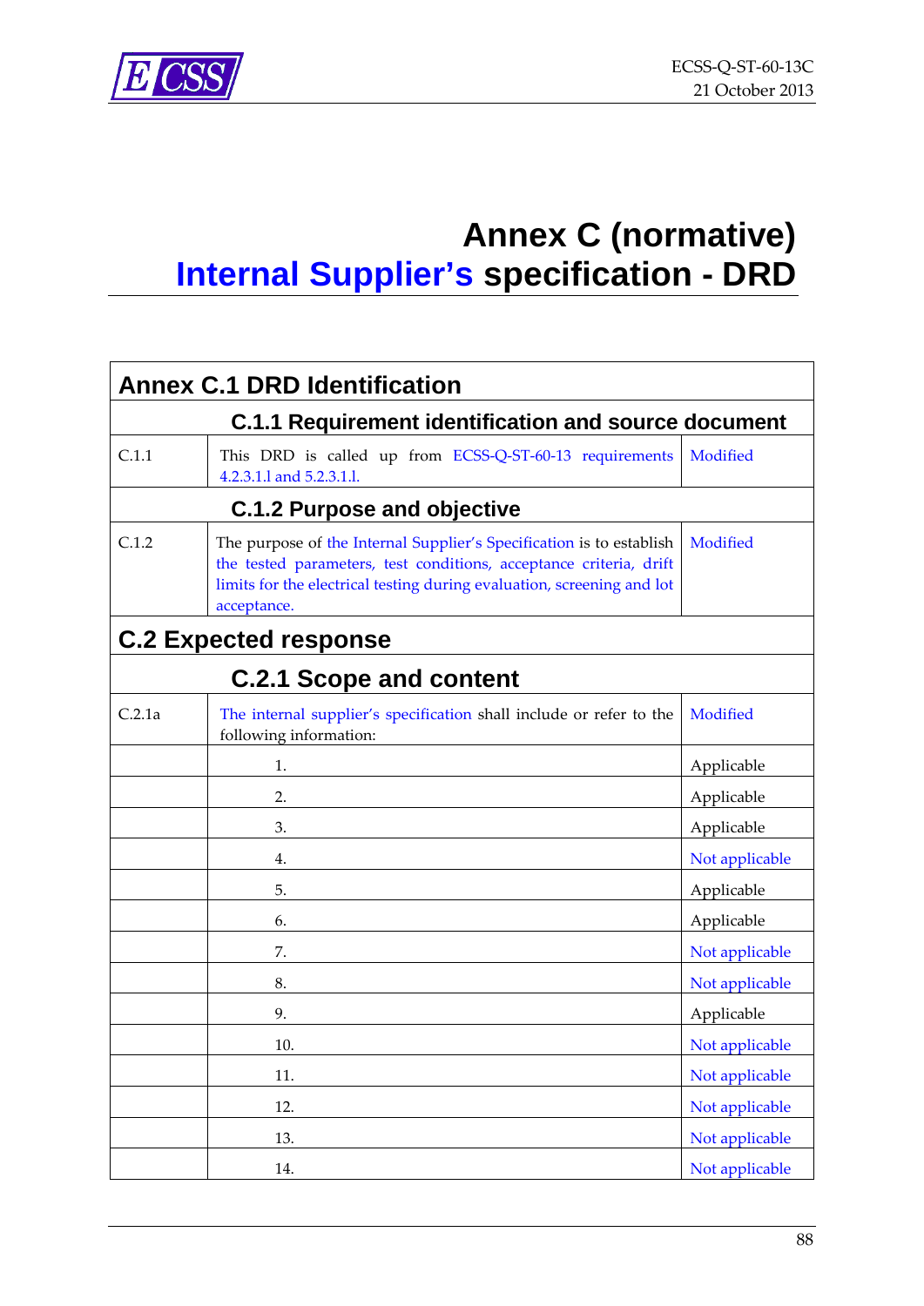# Annex C (normative) Internal Supplier's specification - DRD

| Annex C.1 DRD Identification | | |
|---|---|---|
| | **C.1.1 Requirement identification and source document** | |
| C.1.1 | This DRD is called up from ECSS-Q-ST-60-13 requirements 4.2.3.1.l and 5.2.3.1.l. | Modified |
| | **C.1.2 Purpose and objective** | |
| C.1.2 | The purpose of the Internal Supplier's Specification is to establish the tested parameters, test conditions, acceptance criteria, drift limits for the electrical testing during evaluation, screening and lot acceptance. | Modified |
| **C.2 Expected response** | | |
| | **C.2.1 Scope and content** | |
| C.2.1a | The internal supplier's specification shall include or refer to the following information: | Modified |
| | 1. | Applicable |
| | 2. | Applicable |
| | 3. | Applicable |
| | 4. | Not applicable |
| | 5. | Applicable |
| | 6. | Applicable |
| | 7. | Not applicable |
| | 8. | Not applicable |
| | 9. | Applicable |
| | 10. | Not applicable |
| | 11. | Not applicable |
| | 12. | Not applicable |
| | 13. | Not applicable |
| | 14. | Not applicable |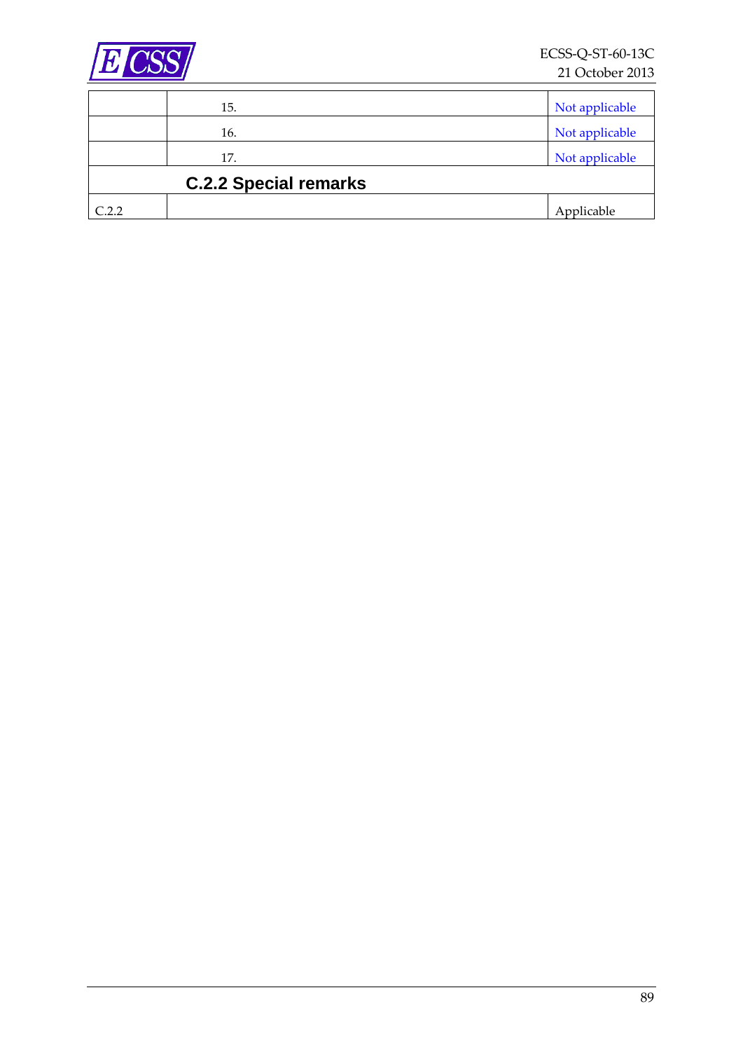| | | |
|---|---|---|
| | 15. | Not applicable |
| | 16. | Not applicable |
| | 17. | Not applicable |
| **C.2.2 Special remarks** | | |
| C.2.2 | | Applicable |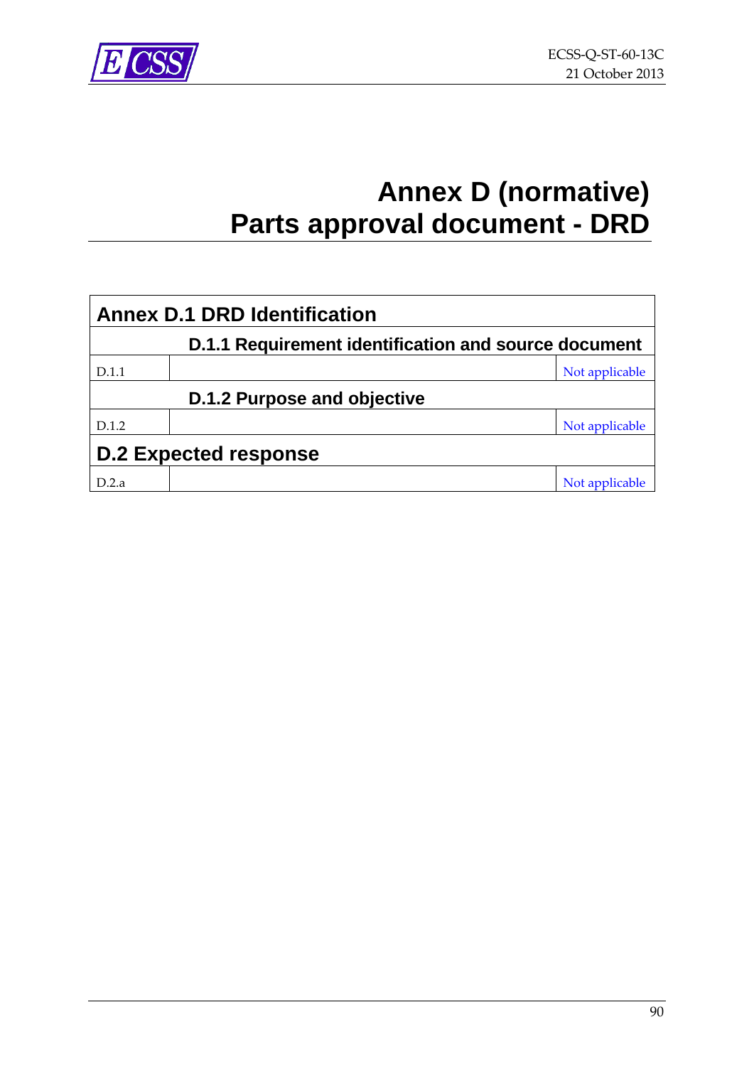# Annex D (normative) Parts approval document - DRD

| Annex D.1 DRD Identification | | |
|---|---|---|
| | D.1.1 Requirement identification and source document | |
| D.1.1 | | Not applicable |
| | D.1.2 Purpose and objective | |
| D.1.2 | | Not applicable |
| D.2 Expected response | | |
| D.2.a | | Not applicable |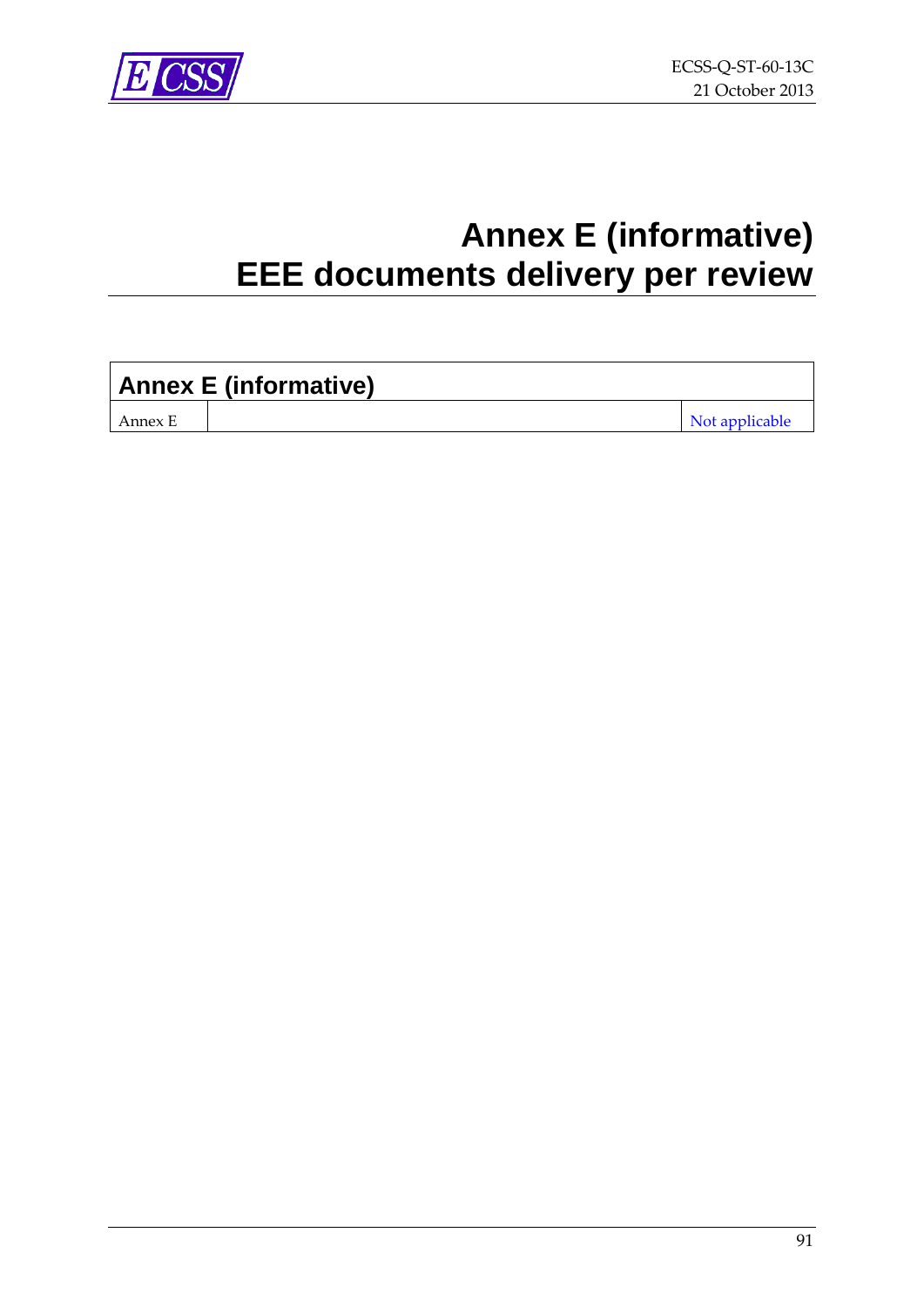# Annex E (informative) EEE documents delivery per review

| Annex E (informative) | | |
|---|---|---|
| Annex E | | Not applicable |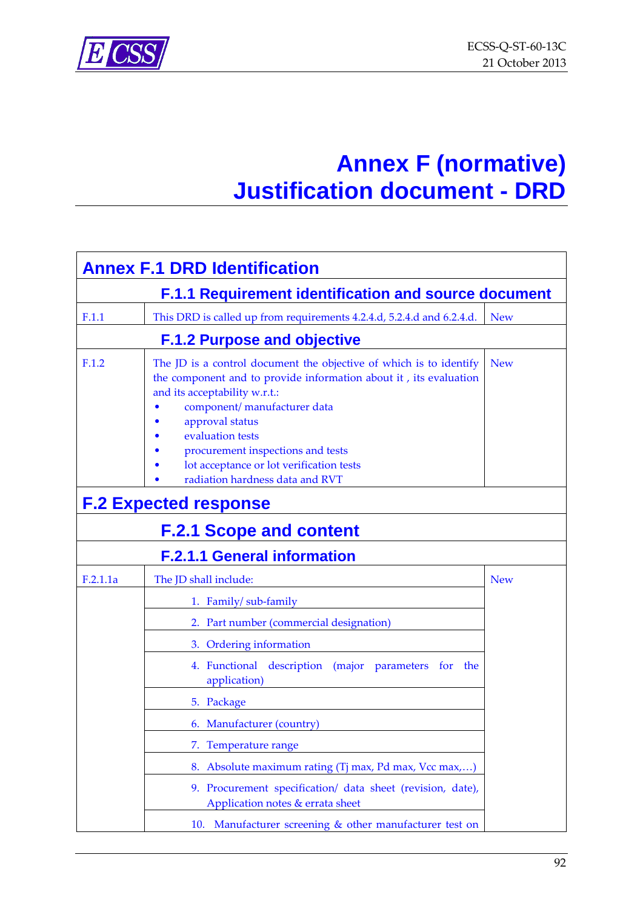# Annex F (normative) Justification document - DRD

## Annex F.1 DRD Identification

### F.1.1 Requirement identification and source document

| | | |
|---|---|---|
| F.1.1 | This DRD is called up from requirements 4.2.4.d, 5.2.4.d and 6.2.4.d. | New |

### F.1.2 Purpose and objective

| | | |
|---|---|---|
| F.1.2 | The JD is a control document the objective of which is to identify the component and to provide information about it , its evaluation and its acceptability w.r.t.: <br>• component/ manufacturer data <br>• approval status <br>• evaluation tests <br>• procurement inspections and tests <br>• lot acceptance or lot verification tests <br>• radiation hardness data and RVT | New |

## F.2 Expected response

### F.2.1 Scope and content

#### F.2.1.1 General information

| | | |
|---|---|---|
| F.2.1.1a | The JD shall include: | New |
| | 1. Family/ sub-family | |
| | 2. Part number (commercial designation) | |
| | 3. Ordering information | |
| | 4. Functional description (major parameters for the application) | |
| | 5. Package | |
| | 6. Manufacturer (country) | |
| | 7. Temperature range | |
| | 8. Absolute maximum rating (Tj max, Pd max, Vcc max,…) | |
| | 9. Procurement specification/ data sheet (revision, date), Application notes & errata sheet | |
| | 10. Manufacturer screening & other manufacturer test on | |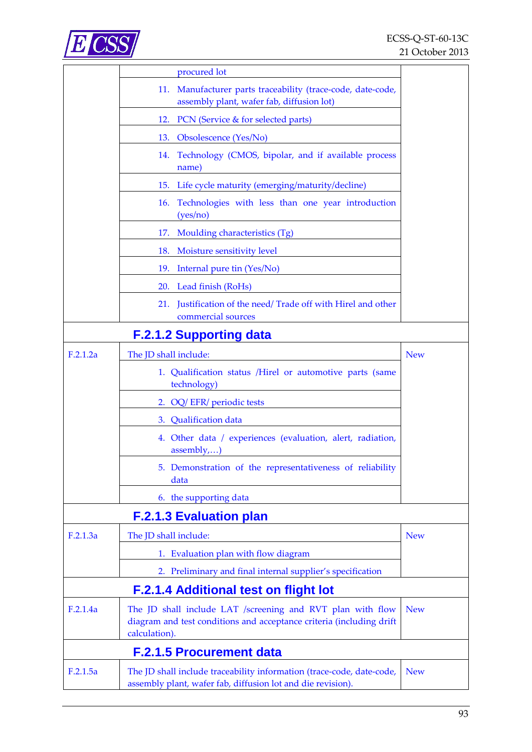| | | |
|---|---|---|
| | procured lot | |
| | 11. Manufacturer parts traceability (trace-code, date-code, assembly plant, wafer fab, diffusion lot) | |
| | 12. PCN (Service & for selected parts) | |
| | 13. Obsolescence (Yes/No) | |
| | 14. Technology (CMOS, bipolar, and if available process name) | |
| | 15. Life cycle maturity (emerging/maturity/decline) | |
| | 16. Technologies with less than one year introduction (yes/no) | |
| | 17. Moulding characteristics (Tg) | |
| | 18. Moisture sensitivity level | |
| | 19. Internal pure tin (Yes/No) | |
| | 20. Lead finish (RoHs) | |
| | 21. Justification of the need/ Trade off with Hirel and other commercial sources | |
| | **F.2.1.2 Supporting data** | |
| F.2.1.2a | The JD shall include: | New |
| | 1. Qualification status /Hirel or automotive parts (same technology) | |
| | 2. OQ/ EFR/ periodic tests | |
| | 3. Qualification data | |
| | 4. Other data / experiences (evaluation, alert, radiation, assembly,…) | |
| | 5. Demonstration of the representativeness of reliability data | |
| | 6. the supporting data | |
| | **F.2.1.3 Evaluation plan** | |
| F.2.1.3a | The JD shall include: | New |
| | 1. Evaluation plan with flow diagram | |
| | 2. Preliminary and final internal supplier's specification | |
| | **F.2.1.4 Additional test on flight lot** | |
| F.2.1.4a | The JD shall include LAT /screening and RVT plan with flow diagram and test conditions and acceptance criteria (including drift calculation). | New |
| | **F.2.1.5 Procurement data** | |
| F.2.1.5a | The JD shall include traceability information (trace-code, date-code, assembly plant, wafer fab, diffusion lot and die revision). | New |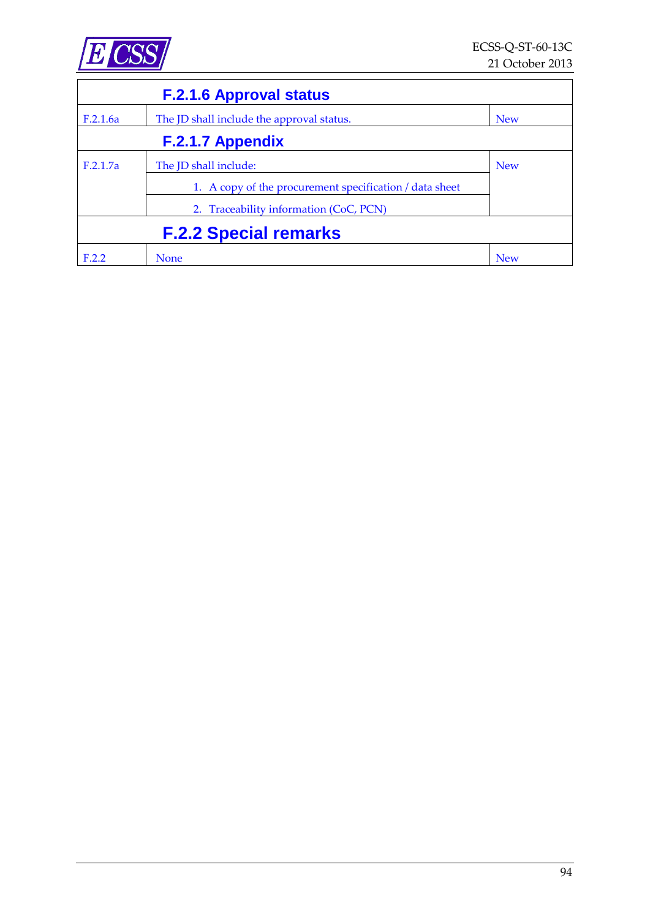| | | |
|---|---|---|
| | **F.2.1.6 Approval status** | |
| F.2.1.6a | The JD shall include the approval status. | New |
| | **F.2.1.7 Appendix** | |
| F.2.1.7a | The JD shall include: | New |
| | 1. A copy of the procurement specification / data sheet | |
| | 2. Traceability information (CoC, PCN) | |
| | **F.2.2 Special remarks** | |
| F.2.2 | None | New |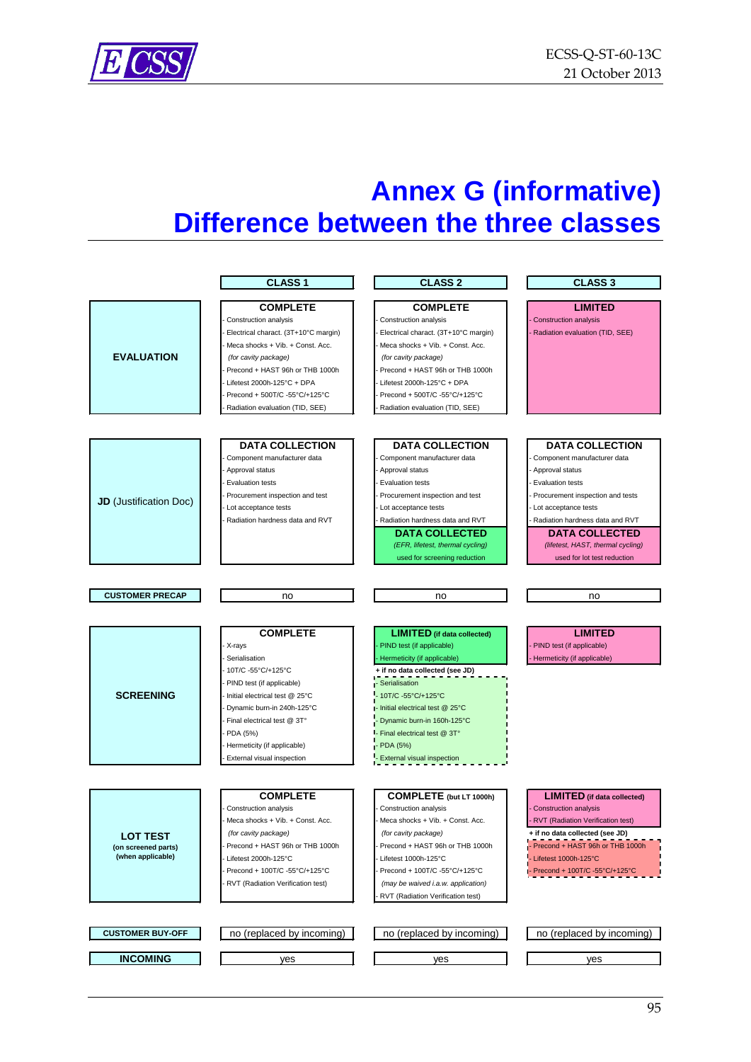# Annex G (informative) Difference between the three classes

| | CLASS 1 | CLASS 2 | CLASS 3 |
|---|---|---|---|
| **EVALUATION** | **COMPLETE**<br>- Construction analysis<br>- Electrical charact. (3T+10°C margin)<br>- Meca shocks + Vib. + Const. Acc.<br>*(for cavity package)*<br>- Precond + HAST 96h or THB 1000h<br>- Lifetest 2000h-125°C + DPA<br>- Precond + 500T/C -55°C/+125°C<br>- Radiation evaluation (TID, SEE) | **COMPLETE**<br>- Construction analysis<br>- Electrical charact. (3T+10°C margin)<br>- Meca shocks + Vib. + Const. Acc.<br>*(for cavity package)*<br>- Precond + HAST 96h or THB 1000h<br>- Lifetest 2000h-125°C + DPA<br>- Precond + 500T/C -55°C/+125°C<br>- Radiation evaluation (TID, SEE) | **LIMITED**<br>- Construction analysis<br>- Radiation evaluation (TID, SEE) |
| **JD** (Justification Doc) | **DATA COLLECTION**<br>- Component manufacturer data<br>- Approval status<br>- Evaluation tests<br>- Procurement inspection and test<br>- Lot acceptance tests<br>- Radiation hardness data and RVT | **DATA COLLECTION**<br>- Component manufacturer data<br>- Approval status<br>- Evaluation tests<br>- Procurement inspection and test<br>- Lot acceptance tests<br>- Radiation hardness data and RVT<br>**DATA COLLECTED**<br>*(EFR, lifetest, thermal cycling)*<br>used for screening reduction | **DATA COLLECTION**<br>- Component manufacturer data<br>- Approval status<br>- Evaluation tests<br>- Procurement inspection and tests<br>- Lot acceptance tests<br>- Radiation hardness data and RVT<br>**DATA COLLECTED**<br>*(lifetest, HAST, thermal cycling)*<br>used for lot test reduction |
| **CUSTOMER PRECAP** | no | no | no |
| **SCREENING** | **COMPLETE**<br>- X-rays<br>- Serialisation<br>- 10T/C -55°C/+125°C<br>- PIND test (if applicable)<br>- Initial electrical test @ 25°C<br>- Dynamic burn-in 240h-125°C<br>- Final electrical test @ 3T°<br>- PDA (5%)<br>- Hermeticity (if applicable)<br>- External visual inspection | **LIMITED** (if data collected)<br>- PIND test (if applicable)<br>- Hermeticity (if applicable)<br>**+ if no data collected (see JD)**<br>- Serialisation<br>- 10T/C -55°C/+125°C<br>- Initial electrical test @ 25°C<br>- Dynamic burn-in 160h-125°C<br>- Final electrical test @ 3T°<br>- PDA (5%)<br>- External visual inspection | **LIMITED**<br>- PIND test (if applicable)<br>- Hermeticity (if applicable) |
| **LOT TEST** (on screened parts) (when applicable) | **COMPLETE**<br>- Construction analysis<br>- Meca shocks + Vib. + Const. Acc.<br>*(for cavity package)*<br>- Precond + HAST 96h or THB 1000h<br>- Lifetest 2000h-125°C<br>- Precond + 100T/C -55°C/+125°C<br>- RVT (Radiation Verification test) | **COMPLETE** (but LT 1000h)<br>- Construction analysis<br>- Meca shocks + Vib. + Const. Acc.<br>*(for cavity package)*<br>- Precond + HAST 96h or THB 1000h<br>- Lifetest 1000h-125°C<br>- Precond + 100T/C -55°C/+125°C<br>*(may be waived i.a.w. application)*<br>- RVT (Radiation Verification test) | **LIMITED** (if data collected)<br>- Construction analysis<br>- RVT (Radiation Verification test)<br>**+ if no data collected (see JD)**<br>- Precond + HAST 96h or THB 1000h<br>- Lifetest 1000h-125°C<br>- Precond + 100T/C -55°C/+125°C |
| **CUSTOMER BUY-OFF** | no (replaced by incoming) | no (replaced by incoming) | no (replaced by incoming) |
| **INCOMING** | yes | yes | yes |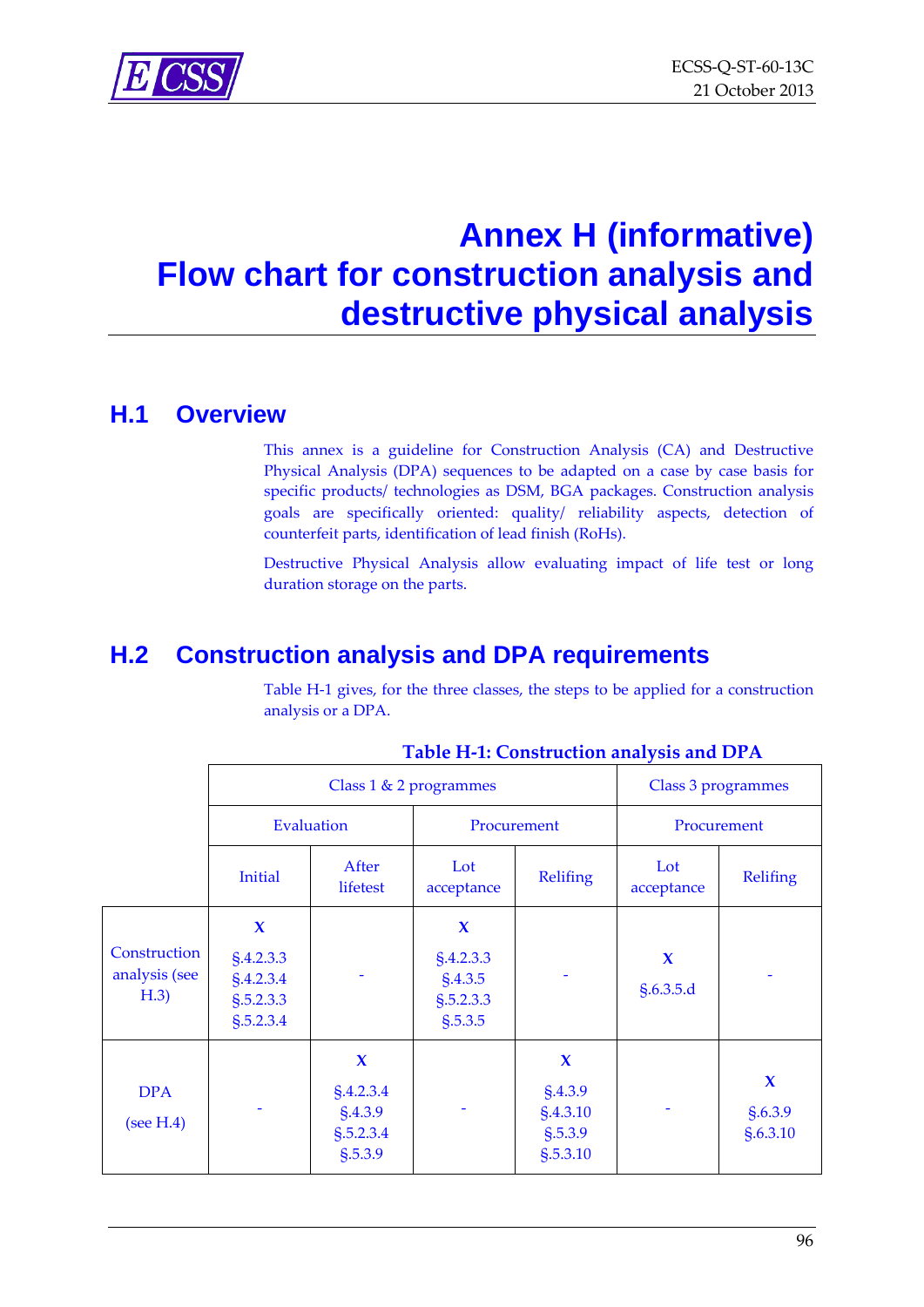# Annex H (informative) Flow chart for construction analysis and destructive physical analysis

## H.1 Overview

This annex is a guideline for Construction Analysis (CA) and Destructive Physical Analysis (DPA) sequences to be adapted on a case by case basis for specific products/ technologies as DSM, BGA packages. Construction analysis goals are specifically oriented: quality/ reliability aspects, detection of counterfeit parts, identification of lead finish (RoHs).

Destructive Physical Analysis allow evaluating impact of life test or long duration storage on the parts.

## H.2 Construction analysis and DPA requirements

Table H-1 gives, for the three classes, the steps to be applied for a construction analysis or a DPA.

**Table H-1: Construction analysis and DPA**

| | Class 1 & 2 programmes | | | | Class 3 programmes | |
|---|---|---|---|---|---|---|
| | Evaluation | | Procurement | | Procurement | |
| | Initial | After lifetest | Lot acceptance | Relifing | Lot acceptance | Relifing |
| Construction analysis (see H.3) | X<br>§.4.2.3.3<br>§.4.2.3.4<br>§.5.2.3.3<br>§.5.2.3.4 | - | X<br>§.4.2.3.3<br>§.4.3.5<br>§.5.2.3.3<br>§.5.3.5 | - | X<br>§.6.3.5.d | - |
| DPA<br>(see H.4) | - | X<br>§.4.2.3.4<br>§.4.3.9<br>§.5.2.3.4<br>§.5.3.9 | - | X<br>§.4.3.9<br>§.4.3.10<br>§.5.3.9<br>§.5.3.10 | - | X<br>§.6.3.9<br>§.6.3.10 |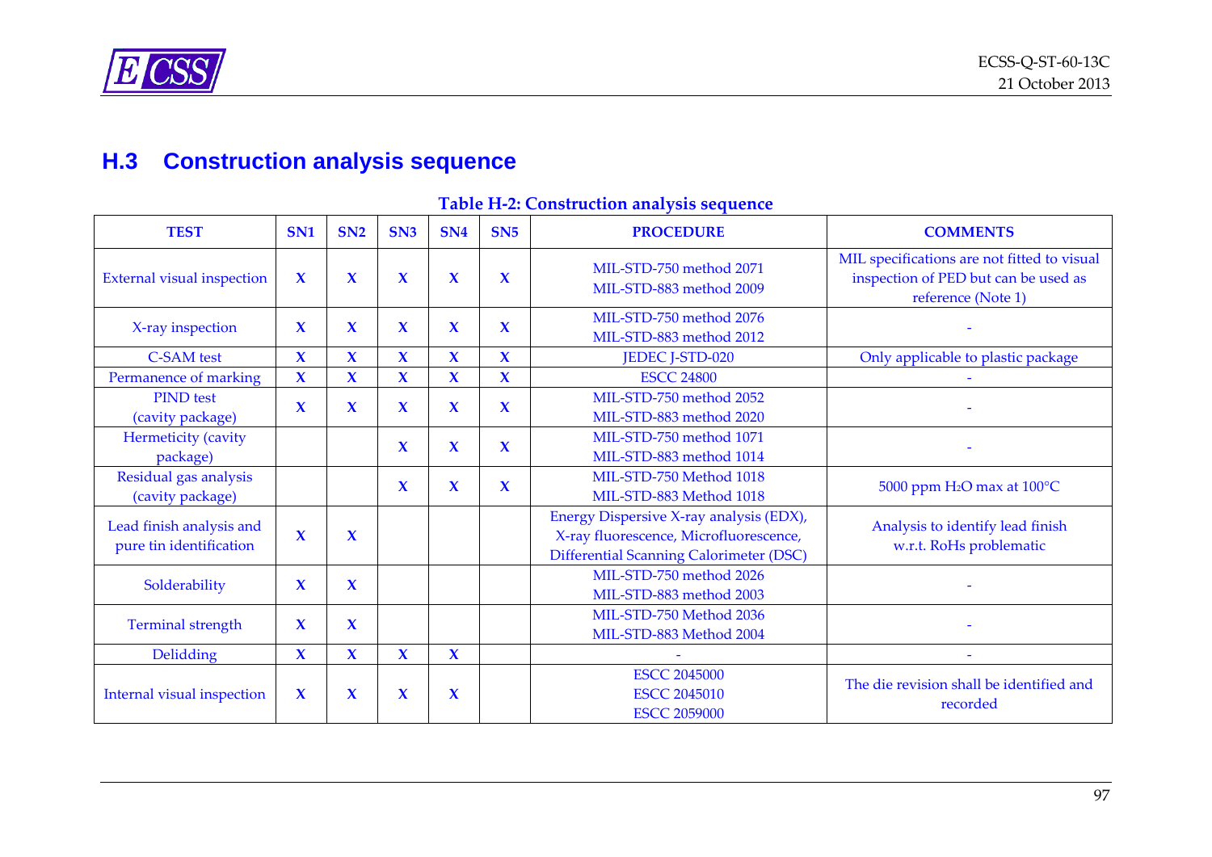## H.3 Construction analysis sequence

**Table H-2: Construction analysis sequence**

| TEST | SN1 | SN2 | SN3 | SN4 | SN5 | PROCEDURE | COMMENTS |
|---|---|---|---|---|---|---|---|
| External visual inspection | X | X | X | X | X | MIL-STD-750 method 2071<br>MIL-STD-883 method 2009 | MIL specifications are not fitted to visual inspection of PED but can be used as reference (Note 1) |
| X-ray inspection | X | X | X | X | X | MIL-STD-750 method 2076<br>MIL-STD-883 method 2012 | - |
| C-SAM test | X | X | X | X | X | JEDEC J-STD-020 | Only applicable to plastic package |
| Permanence of marking | X | X | X | X | X | ESCC 24800 | - |
| PIND test (cavity package) | X | X | X | X | X | MIL-STD-750 method 2052<br>MIL-STD-883 method 2020 | - |
| Hermeticity (cavity package) | | | X | X | X | MIL-STD-750 method 1071<br>MIL-STD-883 method 1014 | - |
| Residual gas analysis (cavity package) | | | X | X | X | MIL-STD-750 Method 1018<br>MIL-STD-883 Method 1018 | 5000 ppm $H_2O$ max at 100°C |
| Lead finish analysis and pure tin identification | X | X | | | | Energy Dispersive X-ray analysis (EDX), X-ray fluorescence, Microfluorescence, Differential Scanning Calorimeter (DSC) | Analysis to identify lead finish w.r.t. RoHs problematic |
| Solderability | X | X | | | | MIL-STD-750 method 2026<br>MIL-STD-883 method 2003 | - |
| Terminal strength | X | X | | | | MIL-STD-750 Method 2036<br>MIL-STD-883 Method 2004 | - |
| Delidding | X | X | X | X | | - | - |
| Internal visual inspection | X | X | X | X | | ESCC 2045000<br>ESCC 2045010<br>ESCC 2059000 | The die revision shall be identified and recorded |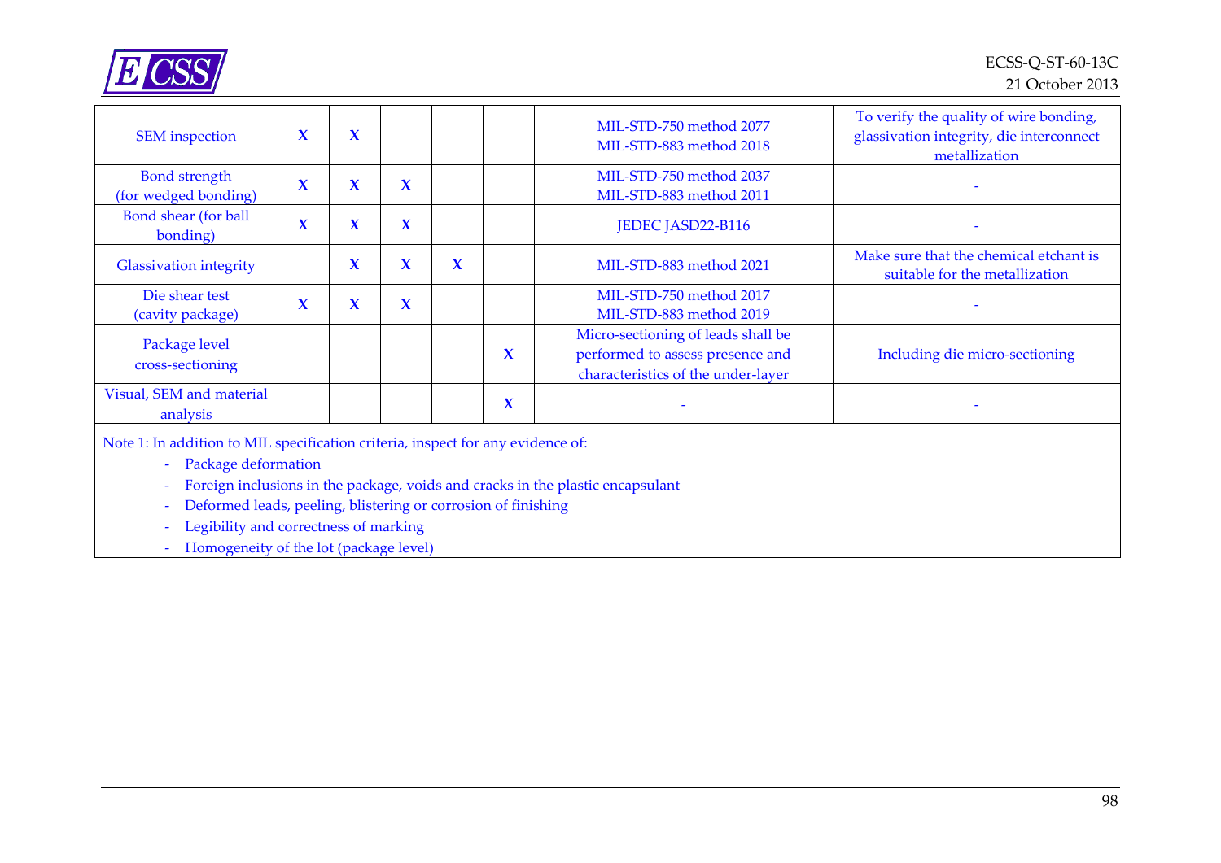| | | | | | | | |
|---|---|---|---|---|---|---|---|
| SEM inspection | X | X | | | | MIL-STD-750 method 2077<br>MIL-STD-883 method 2018 | To verify the quality of wire bonding, glassivation integrity, die interconnect metallization |
| Bond strength (for wedged bonding) | X | X | X | | | MIL-STD-750 method 2037<br>MIL-STD-883 method 2011 | - |
| Bond shear (for ball bonding) | X | X | X | | | JEDEC JASD22-B116 | - |
| Glassivation integrity | | X | X | X | | MIL-STD-883 method 2021 | Make sure that the chemical etchant is suitable for the metallization |
| Die shear test (cavity package) | X | X | X | | | MIL-STD-750 method 2017<br>MIL-STD-883 method 2019 | - |
| Package level cross-sectioning | | | | | X | Micro-sectioning of leads shall be performed to assess presence and characteristics of the under-layer | Including die micro-sectioning |
| Visual, SEM and material analysis | | | | | X | - | - |

Note 1: In addition to MIL specification criteria, inspect for any evidence of:

- Package deformation
- Foreign inclusions in the package, voids and cracks in the plastic encapsulant
- Deformed leads, peeling, blistering or corrosion of finishing
- Legibility and correctness of marking
- Homogeneity of the lot (package level)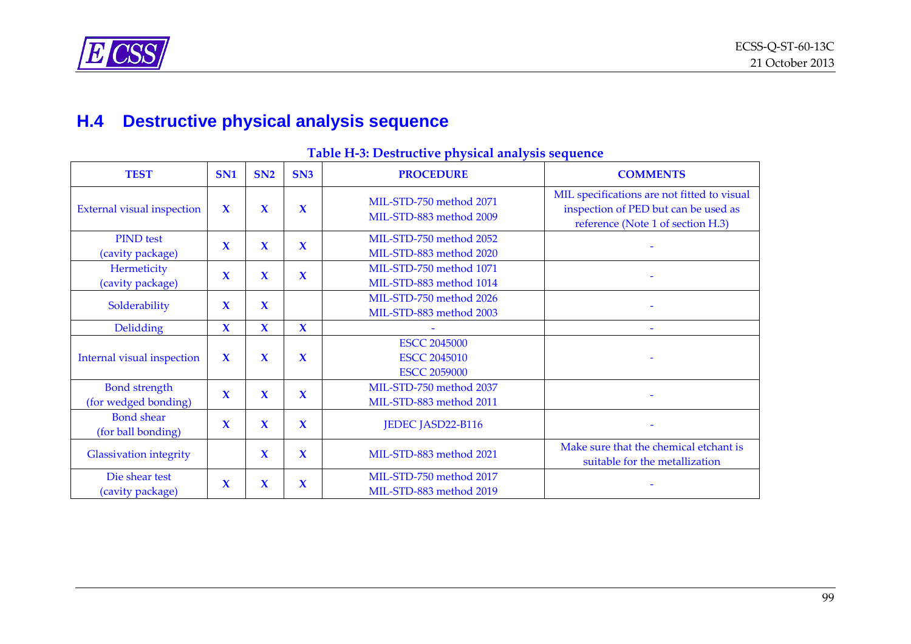## H.4 Destructive physical analysis sequence

**Table H-3: Destructive physical analysis sequence**

| TEST | SN1 | SN2 | SN3 | PROCEDURE | COMMENTS |
|---|---|---|---|---|---|
| External visual inspection | X | X | X | MIL-STD-750 method 2071<br>MIL-STD-883 method 2009 | MIL specifications are not fitted to visual inspection of PED but can be used as reference (Note 1 of section H.3) |
| PIND test<br>(cavity package) | X | X | X | MIL-STD-750 method 2052<br>MIL-STD-883 method 2020 | - |
| Hermeticity<br>(cavity package) | X | X | X | MIL-STD-750 method 1071<br>MIL-STD-883 method 1014 | - |
| Solderability | X | X | | MIL-STD-750 method 2026<br>MIL-STD-883 method 2003 | - |
| Delidding | X | X | X | - | - |
| Internal visual inspection | X | X | X | ESCC 2045000<br>ESCC 2045010<br>ESCC 2059000 | - |
| Bond strength<br>(for wedged bonding) | X | X | X | MIL-STD-750 method 2037<br>MIL-STD-883 method 2011 | - |
| Bond shear<br>(for ball bonding) | X | X | X | JEDEC JASD22-B116 | - |
| Glassivation integrity | | X | X | MIL-STD-883 method 2021 | Make sure that the chemical etchant is suitable for the metallization |
| Die shear test<br>(cavity package) | X | X | X | MIL-STD-750 method 2017<br>MIL-STD-883 method 2019 | - |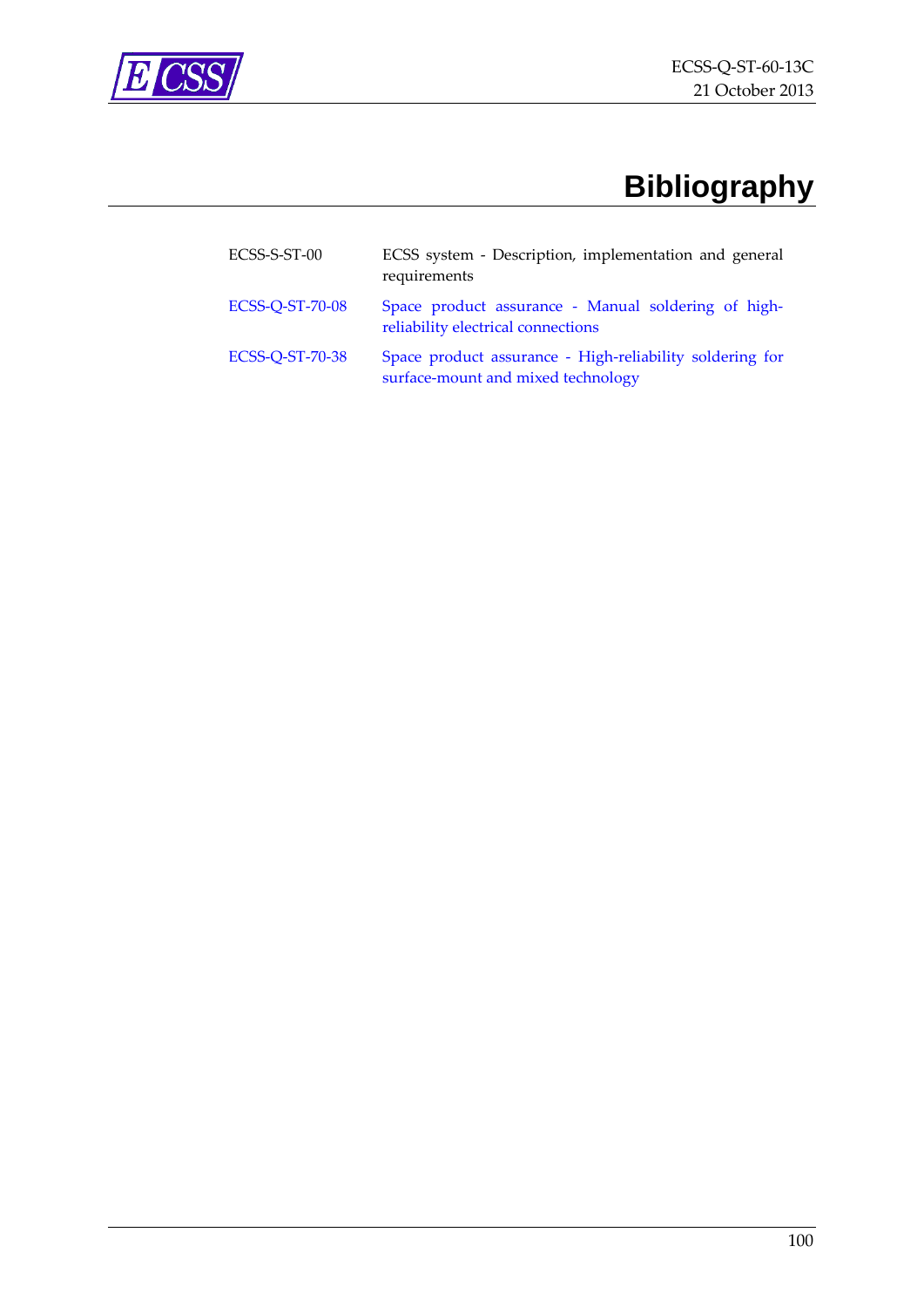# Bibliography

| | |
|---|---|
| ECSS-S-ST-00 | ECSS system - Description, implementation and general requirements |
| ECSS-Q-ST-70-08 | Space product assurance - Manual soldering of high-reliability electrical connections |
| ECSS-Q-ST-70-38 | Space product assurance - High-reliability soldering for surface-mount and mixed technology |